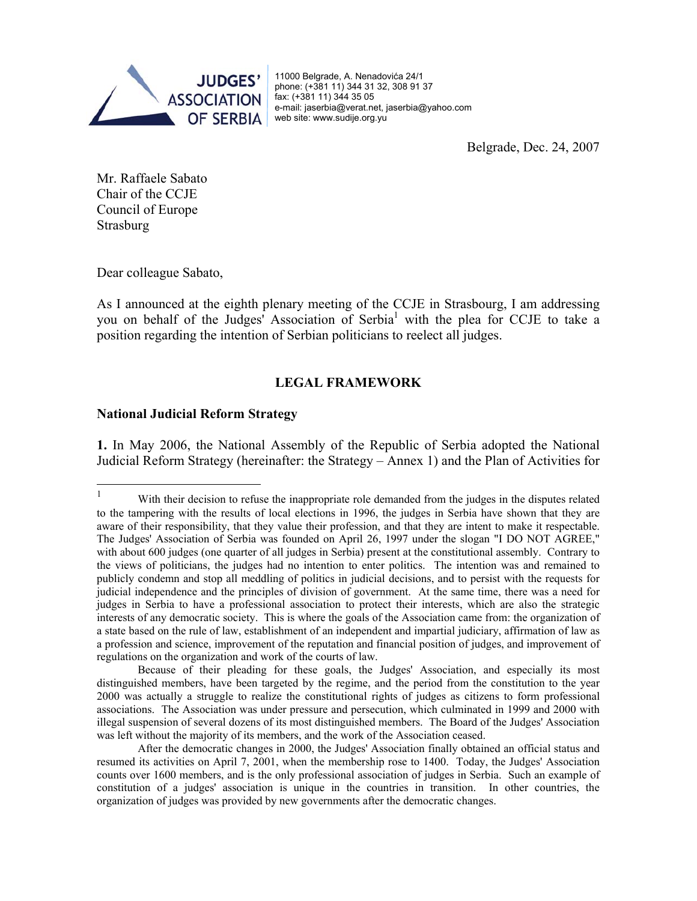JUDGES' ASSOCIATION OF SERBIA

11000 Belgrade, A. Nenadovića 24/1
phone: (+381 11) 344 31 32, 308 91 37
fax: (+381 11) 344 35 05
e-mail: jaserbia@verat.net, jaserbia@yahoo.com
web site: www.sudije.org.yu

Belgrade, Dec. 24, 2007

Mr. Raffaele Sabato
Chair of the CCJE
Council of Europe
Strasburg

Dear colleague Sabato,

As I announced at the eighth plenary meeting of the CCJE in Strasbourg, I am addressing you on behalf of the Judges' Association of Serbia[1] with the plea for CCJE to take a position regarding the intention of Serbian politicians to reelect all judges.

## LEGAL FRAMEWORK

### National Judicial Reform Strategy

**1.** In May 2006, the National Assembly of the Republic of Serbia adopted the National Judicial Reform Strategy (hereinafter: the Strategy – Annex 1) and the Plan of Activities for

---

[1] With their decision to refuse the inappropriate role demanded from the judges in the disputes related to the tampering with the results of local elections in 1996, the judges in Serbia have shown that they are aware of their responsibility, that they value their profession, and that they are intent to make it respectable. The Judges' Association of Serbia was founded on April 26, 1997 under the slogan "I DO NOT AGREE," with about 600 judges (one quarter of all judges in Serbia) present at the constitutional assembly. Contrary to the views of politicians, the judges had no intention to enter politics. The intention was and remained to publicly condemn and stop all meddling of politics in judicial decisions, and to persist with the requests for judicial independence and the principles of division of government. At the same time, there was a need for judges in Serbia to have a professional association to protect their interests, which are also the strategic interests of any democratic society. This is where the goals of the Association came from: the organization of a state based on the rule of law, establishment of an independent and impartial judiciary, affirmation of law as a profession and science, improvement of the reputation and financial position of judges, and improvement of regulations on the organization and work of the courts of law.

Because of their pleading for these goals, the Judges' Association, and especially its most distinguished members, have been targeted by the regime, and the period from the constitution to the year 2000 was actually a struggle to realize the constitutional rights of judges as citizens to form professional associations. The Association was under pressure and persecution, which culminated in 1999 and 2000 with illegal suspension of several dozens of its most distinguished members. The Board of the Judges' Association was left without the majority of its members, and the work of the Association ceased.

After the democratic changes in 2000, the Judges' Association finally obtained an official status and resumed its activities on April 7, 2001, when the membership rose to 1400. Today, the Judges' Association counts over 1600 members, and is the only professional association of judges in Serbia. Such an example of constitution of a judges' association is unique in the countries in transition. In other countries, the organization of judges was provided by new governments after the democratic changes.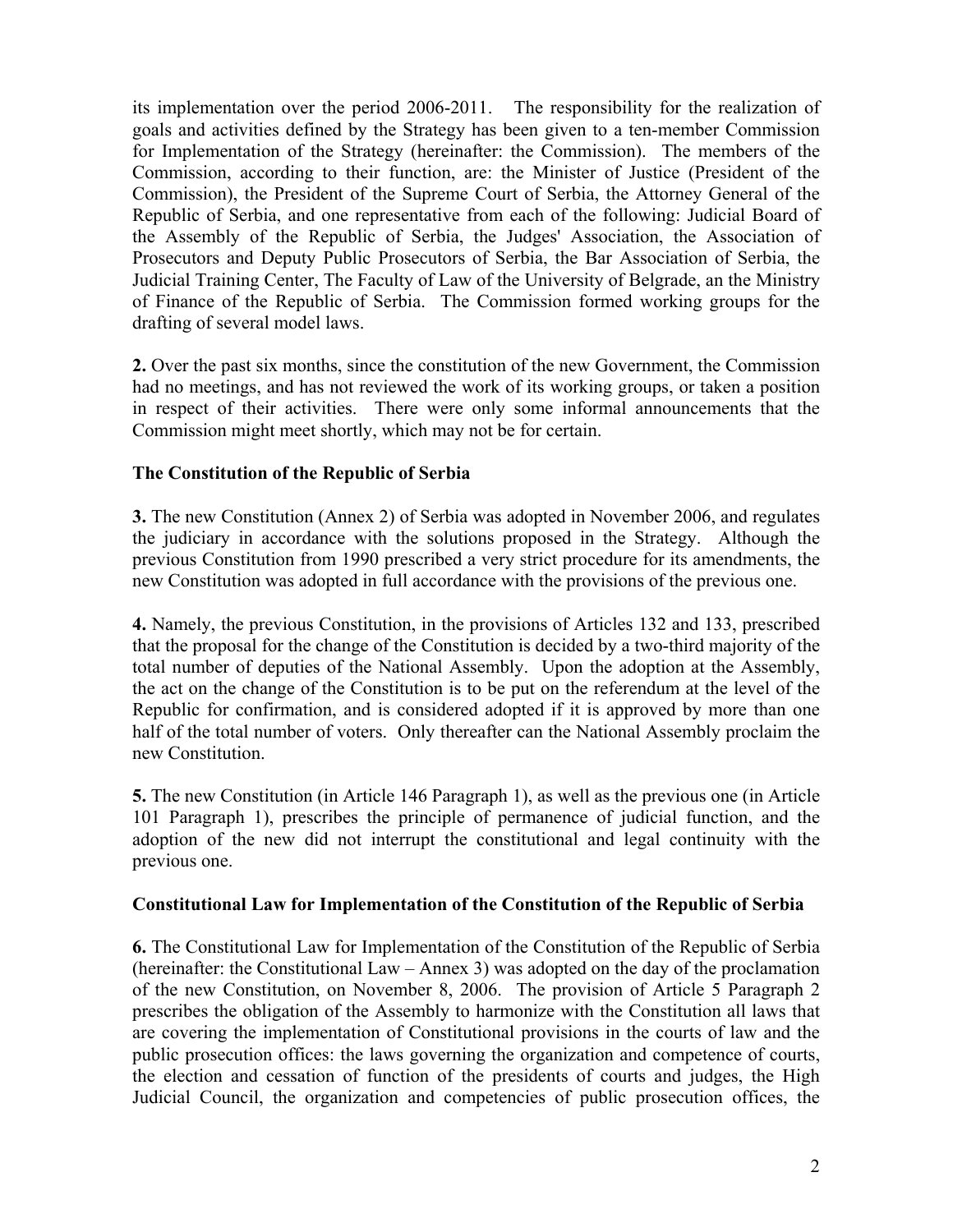its implementation over the period 2006-2011. The responsibility for the realization of goals and activities defined by the Strategy has been given to a ten-member Commission for Implementation of the Strategy (hereinafter: the Commission). The members of the Commission, according to their function, are: the Minister of Justice (President of the Commission), the President of the Supreme Court of Serbia, the Attorney General of the Republic of Serbia, and one representative from each of the following: Judicial Board of the Assembly of the Republic of Serbia, the Judges' Association, the Association of Prosecutors and Deputy Public Prosecutors of Serbia, the Bar Association of Serbia, the Judicial Training Center, The Faculty of Law of the University of Belgrade, an the Ministry of Finance of the Republic of Serbia. The Commission formed working groups for the drafting of several model laws.

**2.** Over the past six months, since the constitution of the new Government, the Commission had no meetings, and has not reviewed the work of its working groups, or taken a position in respect of their activities. There were only some informal announcements that the Commission might meet shortly, which may not be for certain.

**The Constitution of the Republic of Serbia**

**3.** The new Constitution (Annex 2) of Serbia was adopted in November 2006, and regulates the judiciary in accordance with the solutions proposed in the Strategy. Although the previous Constitution from 1990 prescribed a very strict procedure for its amendments, the new Constitution was adopted in full accordance with the provisions of the previous one.

**4.** Namely, the previous Constitution, in the provisions of Articles 132 and 133, prescribed that the proposal for the change of the Constitution is decided by a two-third majority of the total number of deputies of the National Assembly. Upon the adoption at the Assembly, the act on the change of the Constitution is to be put on the referendum at the level of the Republic for confirmation, and is considered adopted if it is approved by more than one half of the total number of voters. Only thereafter can the National Assembly proclaim the new Constitution.

**5.** The new Constitution (in Article 146 Paragraph 1), as well as the previous one (in Article 101 Paragraph 1), prescribes the principle of permanence of judicial function, and the adoption of the new did not interrupt the constitutional and legal continuity with the previous one.

**Constitutional Law for Implementation of the Constitution of the Republic of Serbia**

**6.** The Constitutional Law for Implementation of the Constitution of the Republic of Serbia (hereinafter: the Constitutional Law – Annex 3) was adopted on the day of the proclamation of the new Constitution, on November 8, 2006. The provision of Article 5 Paragraph 2 prescribes the obligation of the Assembly to harmonize with the Constitution all laws that are covering the implementation of Constitutional provisions in the courts of law and the public prosecution offices: the laws governing the organization and competence of courts, the election and cessation of function of the presidents of courts and judges, the High Judicial Council, the organization and competencies of public prosecution offices, the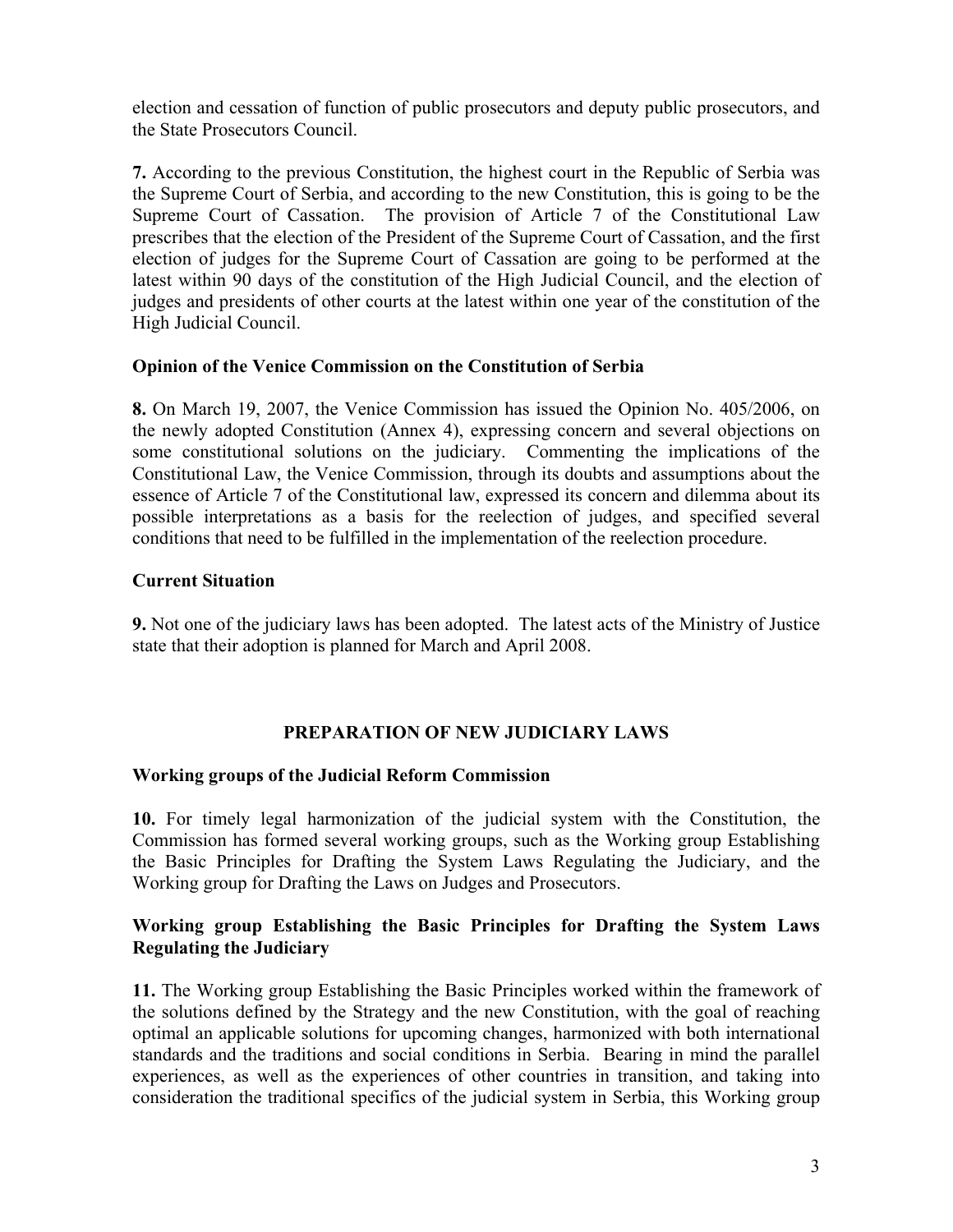election and cessation of function of public prosecutors and deputy public prosecutors, and the State Prosecutors Council.

**7.** According to the previous Constitution, the highest court in the Republic of Serbia was the Supreme Court of Serbia, and according to the new Constitution, this is going to be the Supreme Court of Cassation. The provision of Article 7 of the Constitutional Law prescribes that the election of the President of the Supreme Court of Cassation, and the first election of judges for the Supreme Court of Cassation are going to be performed at the latest within 90 days of the constitution of the High Judicial Council, and the election of judges and presidents of other courts at the latest within one year of the constitution of the High Judicial Council.

**Opinion of the Venice Commission on the Constitution of Serbia**

**8.** On March 19, 2007, the Venice Commission has issued the Opinion No. 405/2006, on the newly adopted Constitution (Annex 4), expressing concern and several objections on some constitutional solutions on the judiciary. Commenting the implications of the Constitutional Law, the Venice Commission, through its doubts and assumptions about the essence of Article 7 of the Constitutional law, expressed its concern and dilemma about its possible interpretations as a basis for the reelection of judges, and specified several conditions that need to be fulfilled in the implementation of the reelection procedure.

**Current Situation**

**9.** Not one of the judiciary laws has been adopted. The latest acts of the Ministry of Justice state that their adoption is planned for March and April 2008.

## PREPARATION OF NEW JUDICIARY LAWS

**Working groups of the Judicial Reform Commission**

**10.** For timely legal harmonization of the judicial system with the Constitution, the Commission has formed several working groups, such as the Working group Establishing the Basic Principles for Drafting the System Laws Regulating the Judiciary, and the Working group for Drafting the Laws on Judges and Prosecutors.

**Working group Establishing the Basic Principles for Drafting the System Laws Regulating the Judiciary**

**11.** The Working group Establishing the Basic Principles worked within the framework of the solutions defined by the Strategy and the new Constitution, with the goal of reaching optimal an applicable solutions for upcoming changes, harmonized with both international standards and the traditions and social conditions in Serbia. Bearing in mind the parallel experiences, as well as the experiences of other countries in transition, and taking into consideration the traditional specifics of the judicial system in Serbia, this Working group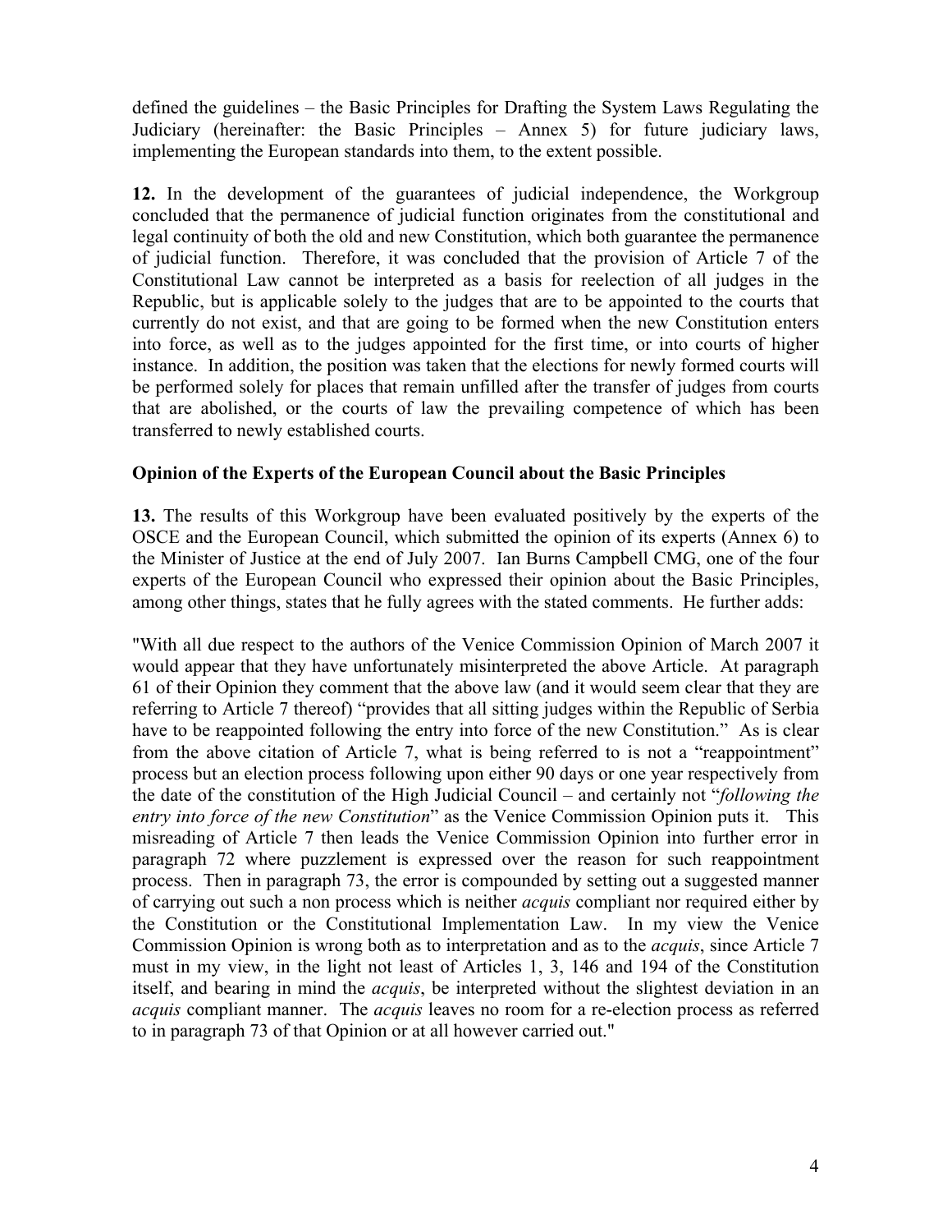defined the guidelines – the Basic Principles for Drafting the System Laws Regulating the Judiciary (hereinafter: the Basic Principles – Annex 5) for future judiciary laws, implementing the European standards into them, to the extent possible.

**12.** In the development of the guarantees of judicial independence, the Workgroup concluded that the permanence of judicial function originates from the constitutional and legal continuity of both the old and new Constitution, which both guarantee the permanence of judicial function. Therefore, it was concluded that the provision of Article 7 of the Constitutional Law cannot be interpreted as a basis for reelection of all judges in the Republic, but is applicable solely to the judges that are to be appointed to the courts that currently do not exist, and that are going to be formed when the new Constitution enters into force, as well as to the judges appointed for the first time, or into courts of higher instance. In addition, the position was taken that the elections for newly formed courts will be performed solely for places that remain unfilled after the transfer of judges from courts that are abolished, or the courts of law the prevailing competence of which has been transferred to newly established courts.

**Opinion of the Experts of the European Council about the Basic Principles**

**13.** The results of this Workgroup have been evaluated positively by the experts of the OSCE and the European Council, which submitted the opinion of its experts (Annex 6) to the Minister of Justice at the end of July 2007. Ian Burns Campbell CMG, one of the four experts of the European Council who expressed their opinion about the Basic Principles, among other things, states that he fully agrees with the stated comments. He further adds:

"With all due respect to the authors of the Venice Commission Opinion of March 2007 it would appear that they have unfortunately misinterpreted the above Article. At paragraph 61 of their Opinion they comment that the above law (and it would seem clear that they are referring to Article 7 thereof) "provides that all sitting judges within the Republic of Serbia have to be reappointed following the entry into force of the new Constitution." As is clear from the above citation of Article 7, what is being referred to is not a "reappointment" process but an election process following upon either 90 days or one year respectively from the date of the constitution of the High Judicial Council – and certainly not "*following the entry into force of the new Constitution*" as the Venice Commission Opinion puts it. This misreading of Article 7 then leads the Venice Commission Opinion into further error in paragraph 72 where puzzlement is expressed over the reason for such reappointment process. Then in paragraph 73, the error is compounded by setting out a suggested manner of carrying out such a non process which is neither *acquis* compliant nor required either by the Constitution or the Constitutional Implementation Law. In my view the Venice Commission Opinion is wrong both as to interpretation and as to the *acquis*, since Article 7 must in my view, in the light not least of Articles 1, 3, 146 and 194 of the Constitution itself, and bearing in mind the *acquis*, be interpreted without the slightest deviation in an *acquis* compliant manner. The *acquis* leaves no room for a re-election process as referred to in paragraph 73 of that Opinion or at all however carried out."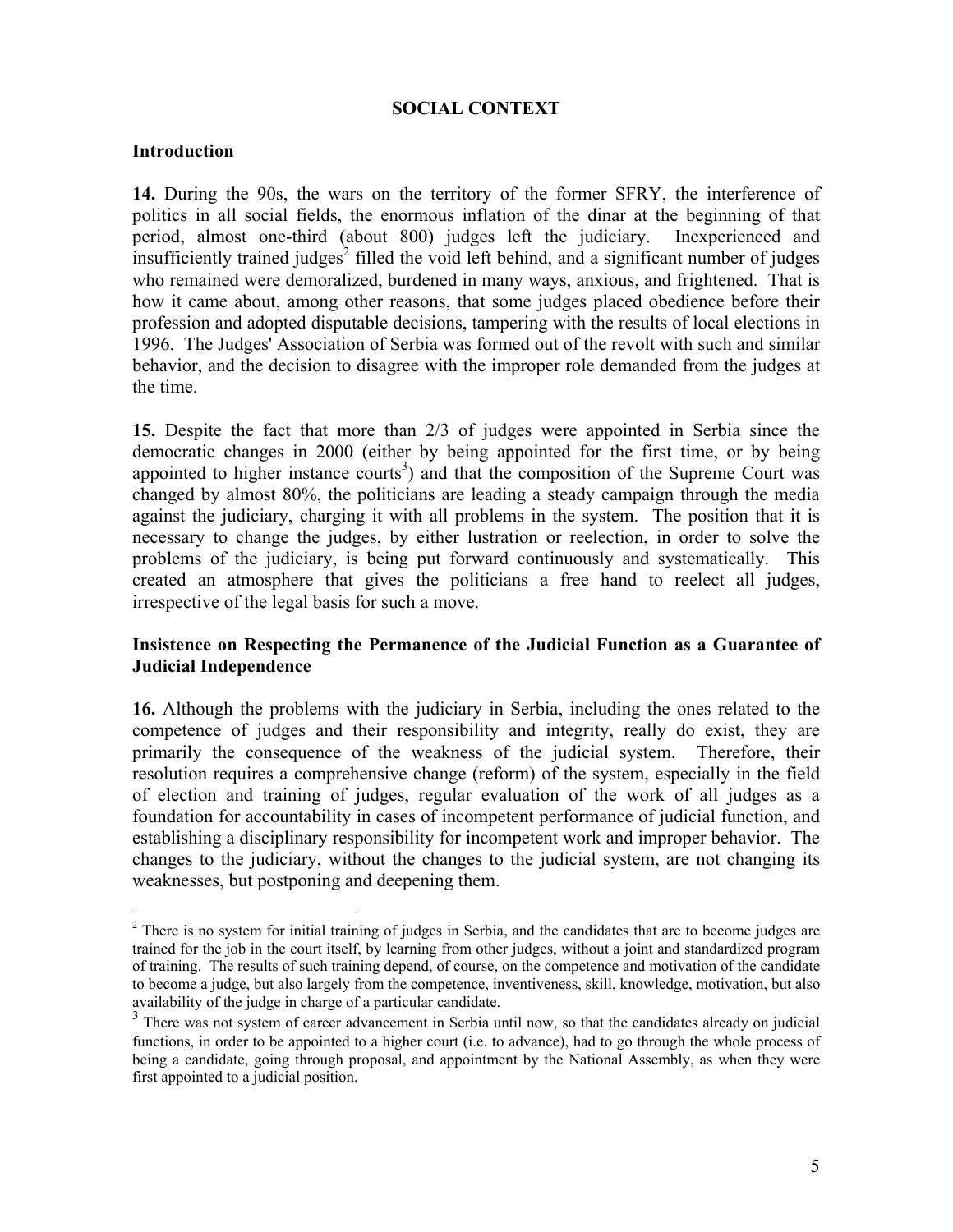## SOCIAL CONTEXT

### Introduction

**14.** During the 90s, the wars on the territory of the former SFRY, the interference of politics in all social fields, the enormous inflation of the dinar at the beginning of that period, almost one-third (about 800) judges left the judiciary. Inexperienced and insufficiently trained judges[2] filled the void left behind, and a significant number of judges who remained were demoralized, burdened in many ways, anxious, and frightened. That is how it came about, among other reasons, that some judges placed obedience before their profession and adopted disputable decisions, tampering with the results of local elections in 1996. The Judges' Association of Serbia was formed out of the revolt with such and similar behavior, and the decision to disagree with the improper role demanded from the judges at the time.

**15.** Despite the fact that more than 2/3 of judges were appointed in Serbia since the democratic changes in 2000 (either by being appointed for the first time, or by being appointed to higher instance courts[3]) and that the composition of the Supreme Court was changed by almost 80%, the politicians are leading a steady campaign through the media against the judiciary, charging it with all problems in the system. The position that it is necessary to change the judges, by either lustration or reelection, in order to solve the problems of the judiciary, is being put forward continuously and systematically. This created an atmosphere that gives the politicians a free hand to reelect all judges, irrespective of the legal basis for such a move.

### Insistence on Respecting the Permanence of the Judicial Function as a Guarantee of Judicial Independence

**16.** Although the problems with the judiciary in Serbia, including the ones related to the competence of judges and their responsibility and integrity, really do exist, they are primarily the consequence of the weakness of the judicial system. Therefore, their resolution requires a comprehensive change (reform) of the system, especially in the field of election and training of judges, regular evaluation of the work of all judges as a foundation for accountability in cases of incompetent performance of judicial function, and establishing a disciplinary responsibility for incompetent work and improper behavior. The changes to the judiciary, without the changes to the judicial system, are not changing its weaknesses, but postponing and deepening them.

---

[2] There is no system for initial training of judges in Serbia, and the candidates that are to become judges are trained for the job in the court itself, by learning from other judges, without a joint and standardized program of training. The results of such training depend, of course, on the competence and motivation of the candidate to become a judge, but also largely from the competence, inventiveness, skill, knowledge, motivation, but also availability of the judge in charge of a particular candidate.

[3] There was not system of career advancement in Serbia until now, so that the candidates already on judicial functions, in order to be appointed to a higher court (i.e. to advance), had to go through the whole process of being a candidate, going through proposal, and appointment by the National Assembly, as when they were first appointed to a judicial position.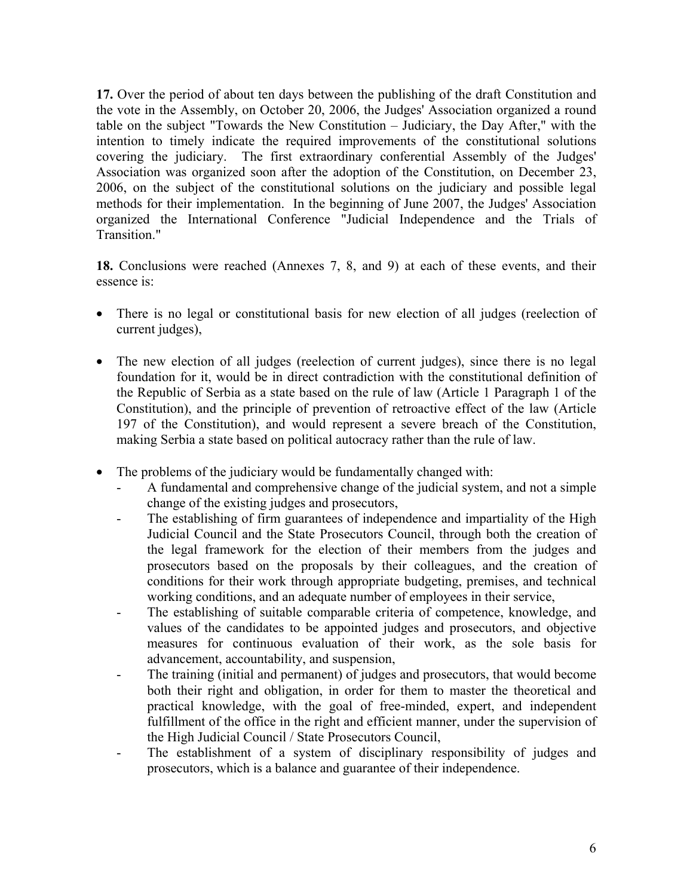**17.** Over the period of about ten days between the publishing of the draft Constitution and the vote in the Assembly, on October 20, 2006, the Judges' Association organized a round table on the subject "Towards the New Constitution – Judiciary, the Day After," with the intention to timely indicate the required improvements of the constitutional solutions covering the judiciary. The first extraordinary conferential Assembly of the Judges' Association was organized soon after the adoption of the Constitution, on December 23, 2006, on the subject of the constitutional solutions on the judiciary and possible legal methods for their implementation. In the beginning of June 2007, the Judges' Association organized the International Conference "Judicial Independence and the Trials of Transition."

**18.** Conclusions were reached (Annexes 7, 8, and 9) at each of these events, and their essence is:

- There is no legal or constitutional basis for new election of all judges (reelection of current judges),

- The new election of all judges (reelection of current judges), since there is no legal foundation for it, would be in direct contradiction with the constitutional definition of the Republic of Serbia as a state based on the rule of law (Article 1 Paragraph 1 of the Constitution), and the principle of prevention of retroactive effect of the law (Article 197 of the Constitution), and would represent a severe breach of the Constitution, making Serbia a state based on political autocracy rather than the rule of law.

- The problems of the judiciary would be fundamentally changed with:
  - A fundamental and comprehensive change of the judicial system, and not a simple change of the existing judges and prosecutors,
  - The establishing of firm guarantees of independence and impartiality of the High Judicial Council and the State Prosecutors Council, through both the creation of the legal framework for the election of their members from the judges and prosecutors based on the proposals by their colleagues, and the creation of conditions for their work through appropriate budgeting, premises, and technical working conditions, and an adequate number of employees in their service,
  - The establishing of suitable comparable criteria of competence, knowledge, and values of the candidates to be appointed judges and prosecutors, and objective measures for continuous evaluation of their work, as the sole basis for advancement, accountability, and suspension,
  - The training (initial and permanent) of judges and prosecutors, that would become both their right and obligation, in order for them to master the theoretical and practical knowledge, with the goal of free-minded, expert, and independent fulfillment of the office in the right and efficient manner, under the supervision of the High Judicial Council / State Prosecutors Council,
  - The establishment of a system of disciplinary responsibility of judges and prosecutors, which is a balance and guarantee of their independence.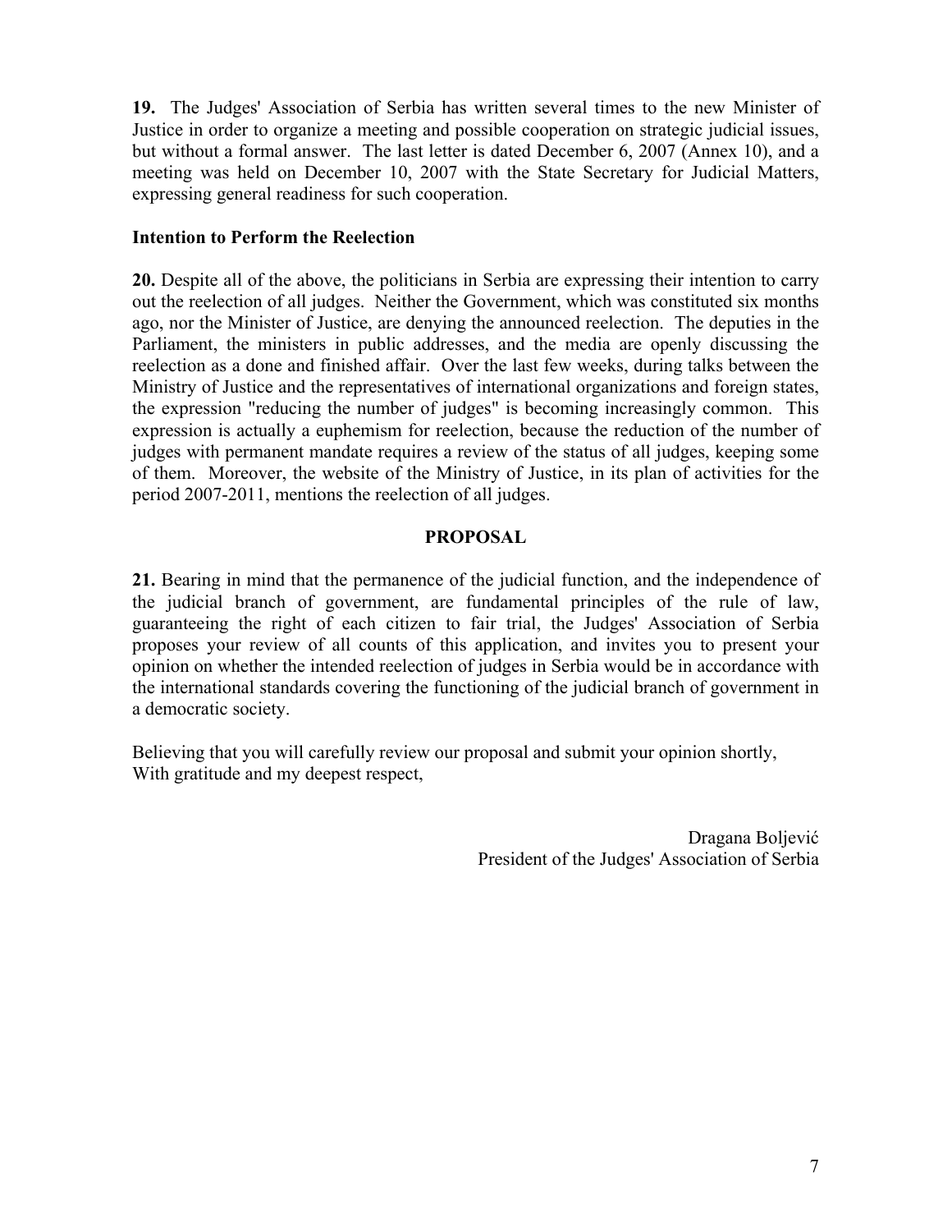**19.** The Judges' Association of Serbia has written several times to the new Minister of Justice in order to organize a meeting and possible cooperation on strategic judicial issues, but without a formal answer. The last letter is dated December 6, 2007 (Annex 10), and a meeting was held on December 10, 2007 with the State Secretary for Judicial Matters, expressing general readiness for such cooperation.

**Intention to Perform the Reelection**

**20.** Despite all of the above, the politicians in Serbia are expressing their intention to carry out the reelection of all judges. Neither the Government, which was constituted six months ago, nor the Minister of Justice, are denying the announced reelection. The deputies in the Parliament, the ministers in public addresses, and the media are openly discussing the reelection as a done and finished affair. Over the last few weeks, during talks between the Ministry of Justice and the representatives of international organizations and foreign states, the expression "reducing the number of judges" is becoming increasingly common. This expression is actually a euphemism for reelection, because the reduction of the number of judges with permanent mandate requires a review of the status of all judges, keeping some of them. Moreover, the website of the Ministry of Justice, in its plan of activities for the period 2007-2011, mentions the reelection of all judges.

## PROPOSAL

**21.** Bearing in mind that the permanence of the judicial function, and the independence of the judicial branch of government, are fundamental principles of the rule of law, guaranteeing the right of each citizen to fair trial, the Judges' Association of Serbia proposes your review of all counts of this application, and invites you to present your opinion on whether the intended reelection of judges in Serbia would be in accordance with the international standards covering the functioning of the judicial branch of government in a democratic society.

Believing that you will carefully review our proposal and submit your opinion shortly,
With gratitude and my deepest respect,

Dragana Boljević
President of the Judges' Association of Serbia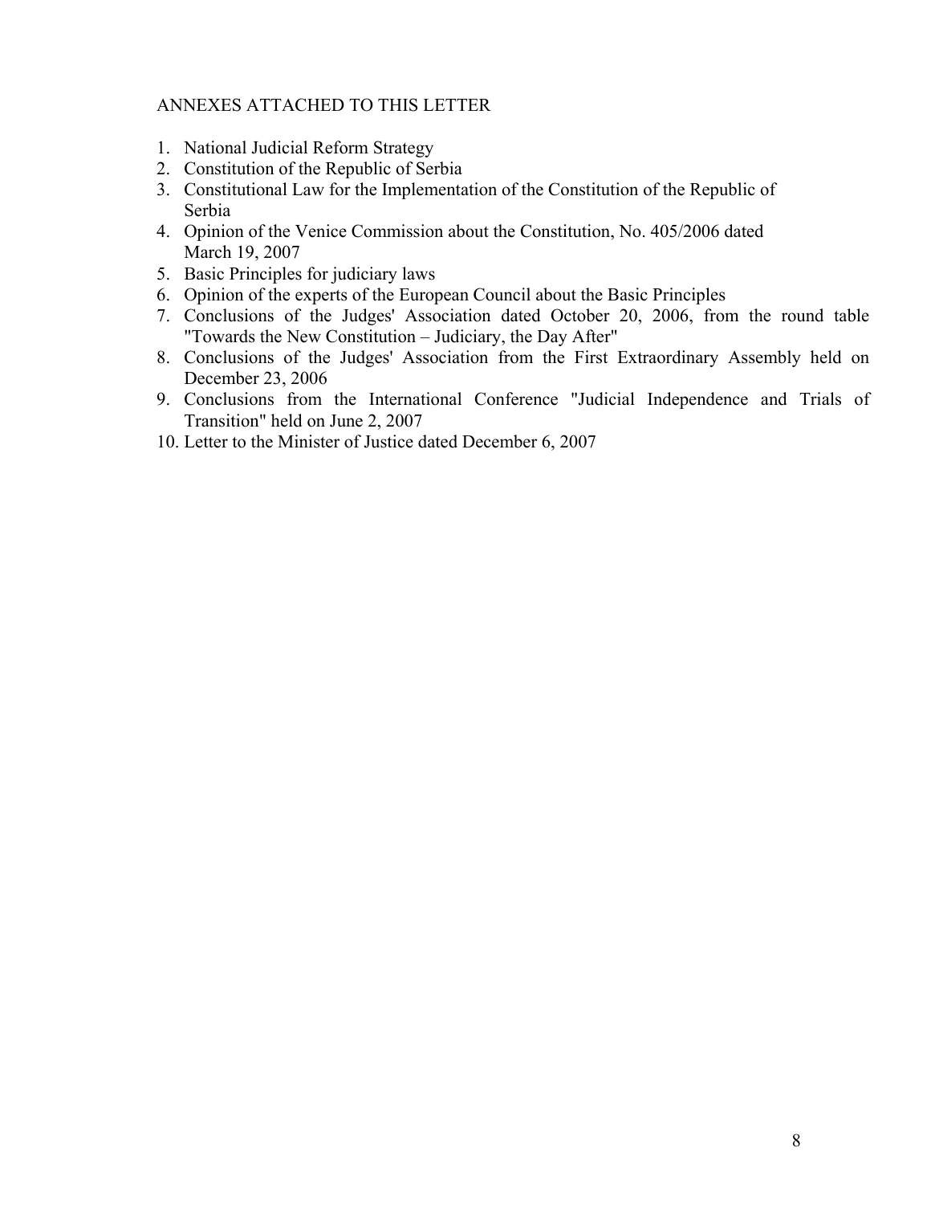ANNEXES ATTACHED TO THIS LETTER

1. National Judicial Reform Strategy
2. Constitution of the Republic of Serbia
3. Constitutional Law for the Implementation of the Constitution of the Republic of Serbia
4. Opinion of the Venice Commission about the Constitution, No. 405/2006 dated March 19, 2007
5. Basic Principles for judiciary laws
6. Opinion of the experts of the European Council about the Basic Principles
7. Conclusions of the Judges' Association dated October 20, 2006, from the round table "Towards the New Constitution – Judiciary, the Day After"
8. Conclusions of the Judges' Association from the First Extraordinary Assembly held on December 23, 2006
9. Conclusions from the International Conference "Judicial Independence and Trials of Transition" held on June 2, 2007
10. Letter to the Minister of Justice dated December 6, 2007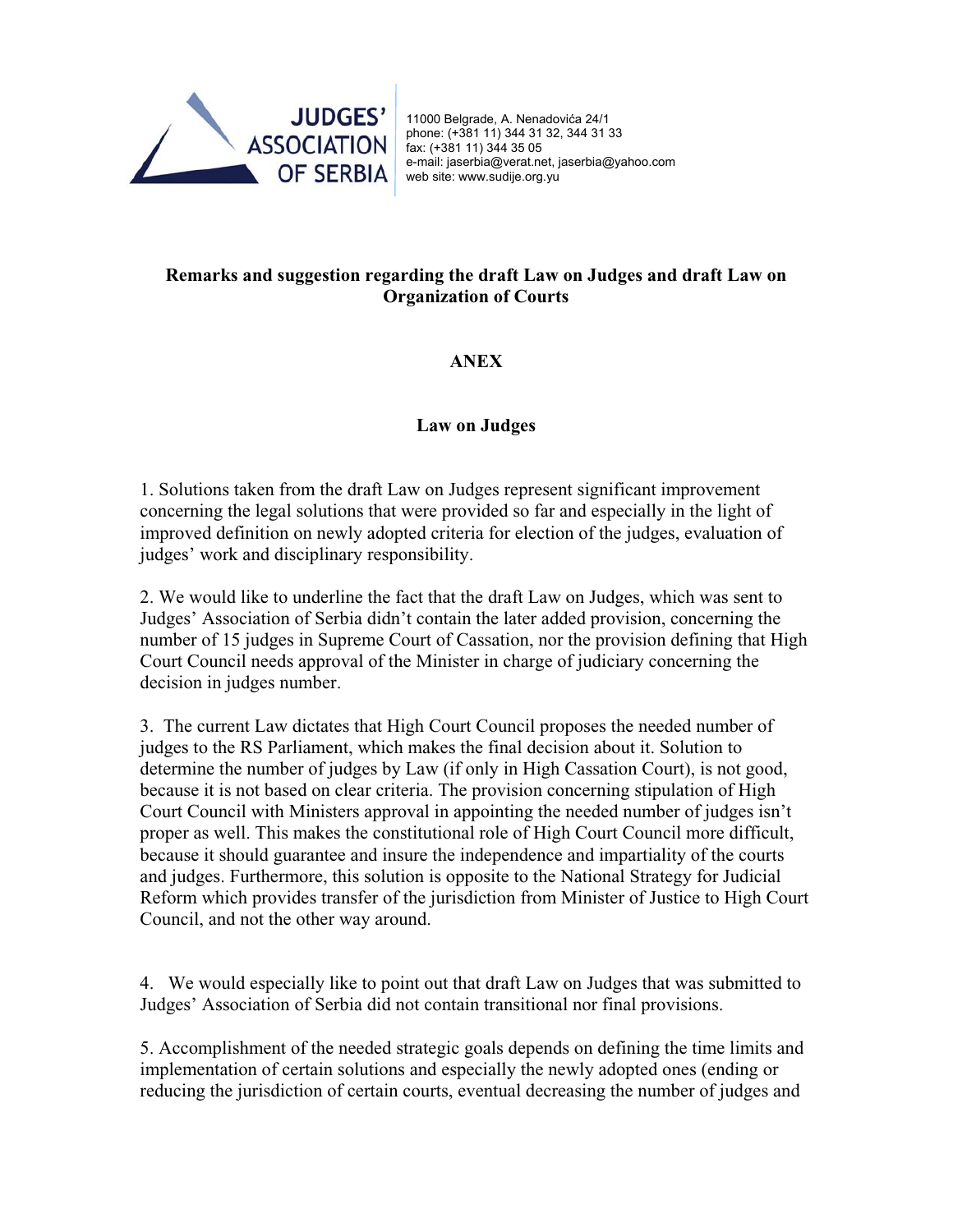**JUDGES' ASSOCIATION OF SERBIA**

11000 Belgrade, A. Nenadovića 24/1
phone: (+381 11) 344 31 32, 344 31 33
fax: (+381 11) 344 35 05
e-mail: jaserbia@verat.net, jaserbia@yahoo.com
web site: www.sudije.org.yu

**Remarks and suggestion regarding the draft Law on Judges and draft Law on Organization of Courts**

**ANEX**

**Law on Judges**

1. Solutions taken from the draft Law on Judges represent significant improvement concerning the legal solutions that were provided so far and especially in the light of improved definition on newly adopted criteria for election of the judges, evaluation of judges' work and disciplinary responsibility.

2. We would like to underline the fact that the draft Law on Judges, which was sent to Judges' Association of Serbia didn't contain the later added provision, concerning the number of 15 judges in Supreme Court of Cassation, nor the provision defining that High Court Council needs approval of the Minister in charge of judiciary concerning the decision in judges number.

3. The current Law dictates that High Court Council proposes the needed number of judges to the RS Parliament, which makes the final decision about it. Solution to determine the number of judges by Law (if only in High Cassation Court), is not good, because it is not based on clear criteria. The provision concerning stipulation of High Court Council with Ministers approval in appointing the needed number of judges isn't proper as well. This makes the constitutional role of High Court Council more difficult, because it should guarantee and insure the independence and impartiality of the courts and judges. Furthermore, this solution is opposite to the National Strategy for Judicial Reform which provides transfer of the jurisdiction from Minister of Justice to High Court Council, and not the other way around.

4. We would especially like to point out that draft Law on Judges that was submitted to Judges' Association of Serbia did not contain transitional nor final provisions.

5. Accomplishment of the needed strategic goals depends on defining the time limits and implementation of certain solutions and especially the newly adopted ones (ending or reducing the jurisdiction of certain courts, eventual decreasing the number of judges and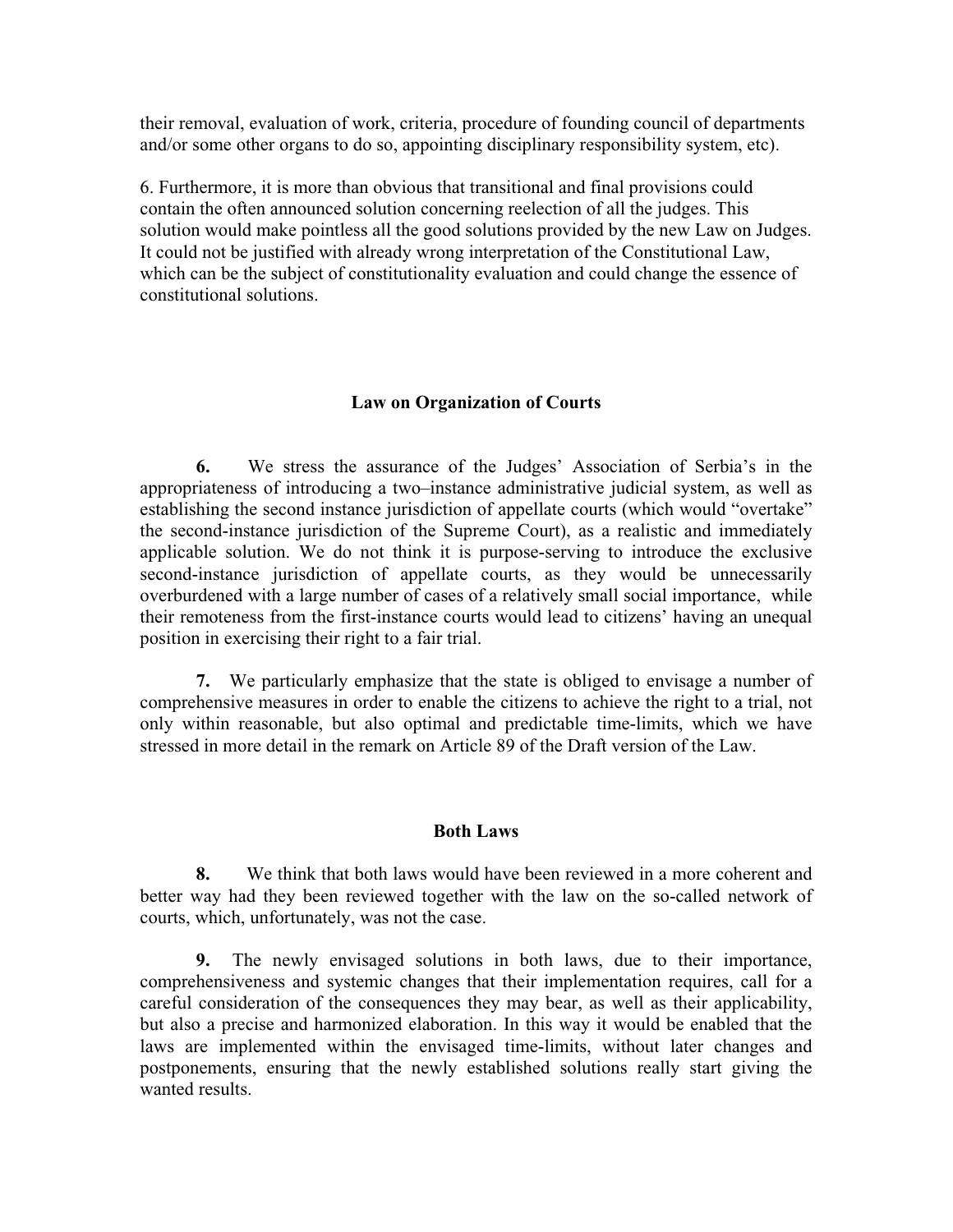their removal, evaluation of work, criteria, procedure of founding council of departments and/or some other organs to do so, appointing disciplinary responsibility system, etc).

6. Furthermore, it is more than obvious that transitional and final provisions could contain the often announced solution concerning reelection of all the judges. This solution would make pointless all the good solutions provided by the new Law on Judges. It could not be justified with already wrong interpretation of the Constitutional Law, which can be the subject of constitutionality evaluation and could change the essence of constitutional solutions.

### Law on Organization of Courts

**6.** We stress the assurance of the Judges' Association of Serbia's in the appropriateness of introducing a two–instance administrative judicial system, as well as establishing the second instance jurisdiction of appellate courts (which would "overtake" the second-instance jurisdiction of the Supreme Court), as a realistic and immediately applicable solution. We do not think it is purpose-serving to introduce the exclusive second-instance jurisdiction of appellate courts, as they would be unnecessarily overburdened with a large number of cases of a relatively small social importance, while their remoteness from the first-instance courts would lead to citizens' having an unequal position in exercising their right to a fair trial.

**7.** We particularly emphasize that the state is obliged to envisage a number of comprehensive measures in order to enable the citizens to achieve the right to a trial, not only within reasonable, but also optimal and predictable time-limits, which we have stressed in more detail in the remark on Article 89 of the Draft version of the Law.

### Both Laws

**8.** We think that both laws would have been reviewed in a more coherent and better way had they been reviewed together with the law on the so-called network of courts, which, unfortunately, was not the case.

**9.** The newly envisaged solutions in both laws, due to their importance, comprehensiveness and systemic changes that their implementation requires, call for a careful consideration of the consequences they may bear, as well as their applicability, but also a precise and harmonized elaboration. In this way it would be enabled that the laws are implemented within the envisaged time-limits, without later changes and postponements, ensuring that the newly established solutions really start giving the wanted results.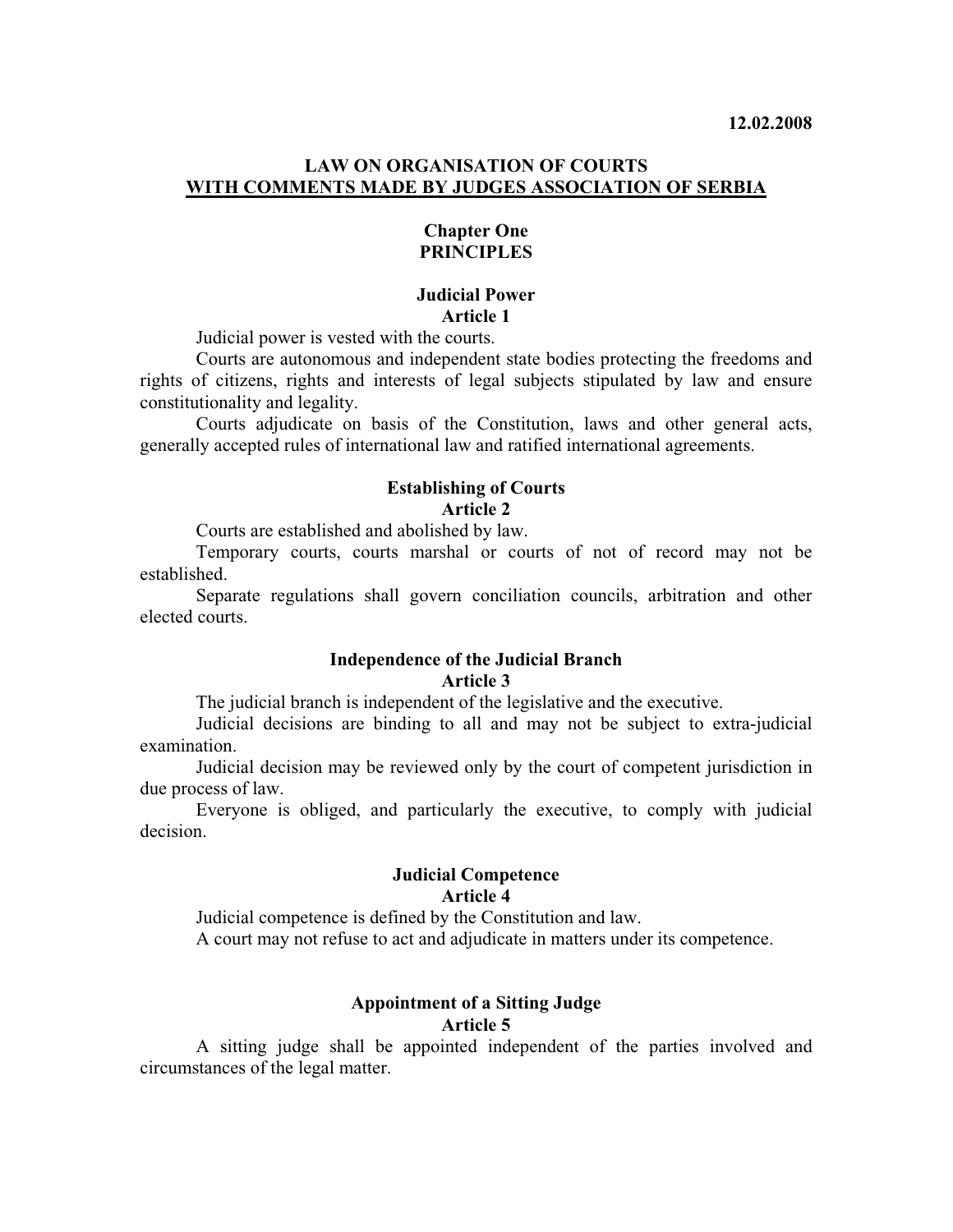12.02.2008

# LAW ON ORGANISATION OF COURTS WITH COMMENTS MADE BY JUDGES ASSOCIATION OF SERBIA

## Chapter One
## PRINCIPLES

### Judicial Power
### Article 1

Judicial power is vested with the courts.

Courts are autonomous and independent state bodies protecting the freedoms and rights of citizens, rights and interests of legal subjects stipulated by law and ensure constitutionality and legality.

Courts adjudicate on basis of the Constitution, laws and other general acts, generally accepted rules of international law and ratified international agreements.

### Establishing of Courts
### Article 2

Courts are established and abolished by law.

Temporary courts, courts marshal or courts of not of record may not be established.

Separate regulations shall govern conciliation councils, arbitration and other elected courts.

### Independence of the Judicial Branch
### Article 3

The judicial branch is independent of the legislative and the executive.

Judicial decisions are binding to all and may not be subject to extra-judicial examination.

Judicial decision may be reviewed only by the court of competent jurisdiction in due process of law.

Everyone is obliged, and particularly the executive, to comply with judicial decision.

### Judicial Competence
### Article 4

Judicial competence is defined by the Constitution and law.

A court may not refuse to act and adjudicate in matters under its competence.

### Appointment of a Sitting Judge
### Article 5

A sitting judge shall be appointed independent of the parties involved and circumstances of the legal matter.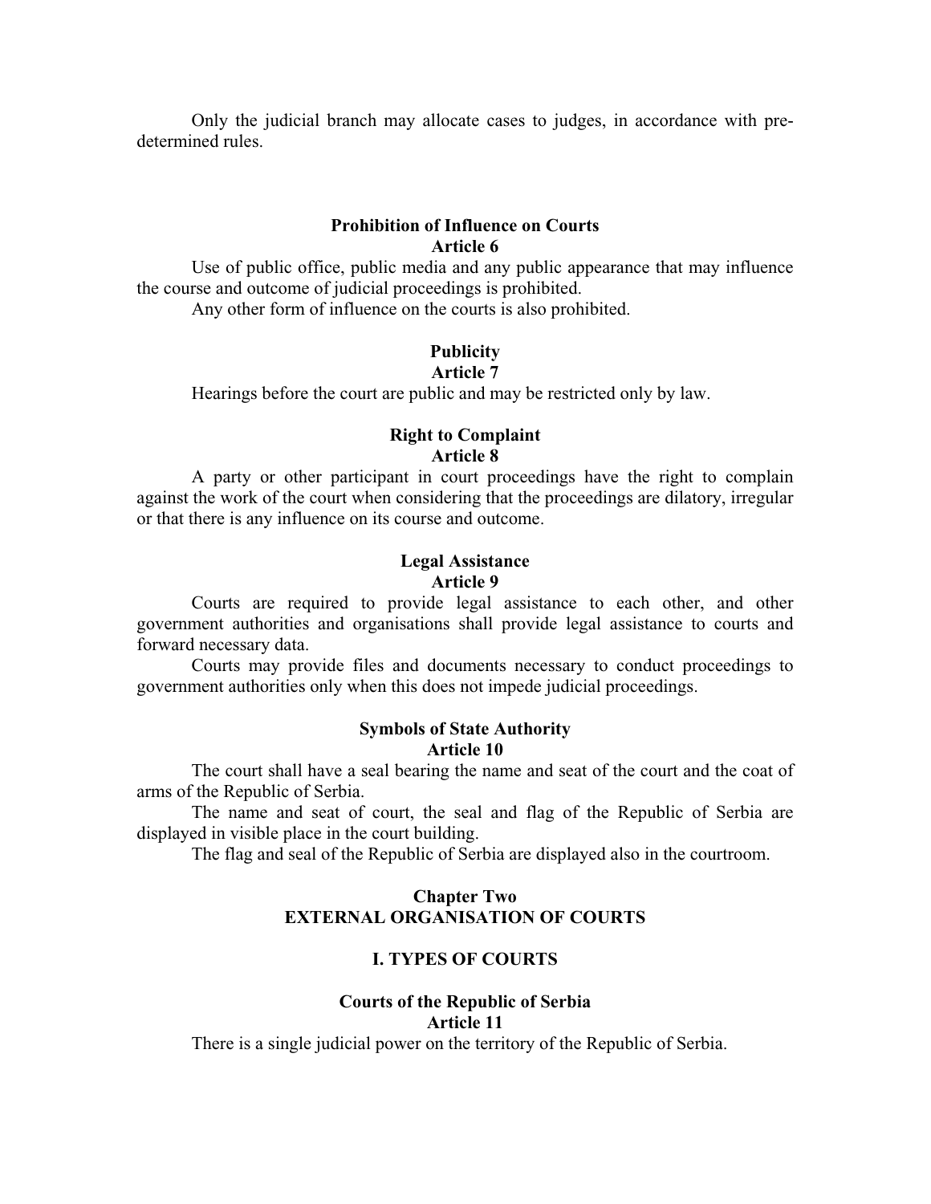Only the judicial branch may allocate cases to judges, in accordance with pre-determined rules.

**Prohibition of Influence on Courts**
**Article 6**

Use of public office, public media and any public appearance that may influence the course and outcome of judicial proceedings is prohibited.

Any other form of influence on the courts is also prohibited.

**Publicity**
**Article 7**

Hearings before the court are public and may be restricted only by law.

**Right to Complaint**
**Article 8**

A party or other participant in court proceedings have the right to complain against the work of the court when considering that the proceedings are dilatory, irregular or that there is any influence on its course and outcome.

**Legal Assistance**
**Article 9**

Courts are required to provide legal assistance to each other, and other government authorities and organisations shall provide legal assistance to courts and forward necessary data.

Courts may provide files and documents necessary to conduct proceedings to government authorities only when this does not impede judicial proceedings.

**Symbols of State Authority**
**Article 10**

The court shall have a seal bearing the name and seat of the court and the coat of arms of the Republic of Serbia.

The name and seat of court, the seal and flag of the Republic of Serbia are displayed in visible place in the court building.

The flag and seal of the Republic of Serbia are displayed also in the courtroom.

## Chapter Two
## EXTERNAL ORGANISATION OF COURTS

### I. TYPES OF COURTS

**Courts of the Republic of Serbia**
**Article 11**

There is a single judicial power on the territory of the Republic of Serbia.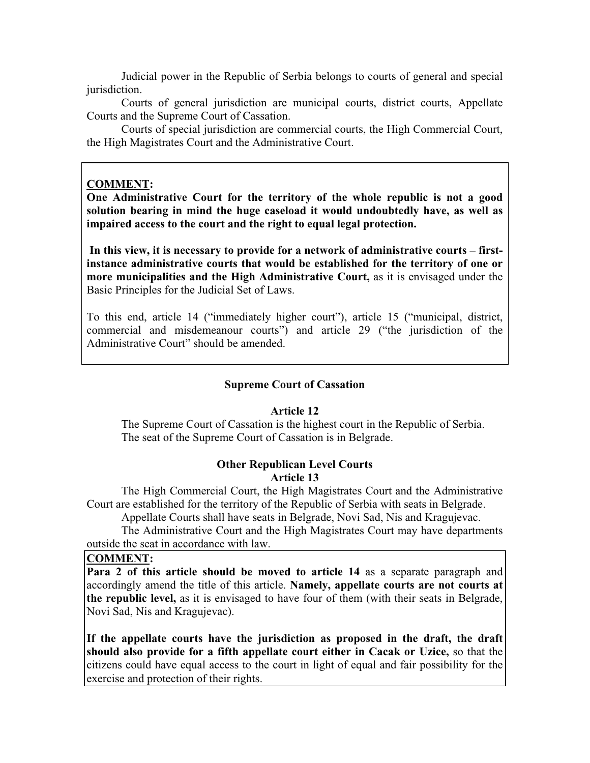Judicial power in the Republic of Serbia belongs to courts of general and special jurisdiction.

Courts of general jurisdiction are municipal courts, district courts, Appellate Courts and the Supreme Court of Cassation.

Courts of special jurisdiction are commercial courts, the High Commercial Court, the High Magistrates Court and the Administrative Court.

**COMMENT:**

**One Administrative Court for the territory of the whole republic is not a good solution bearing in mind the huge caseload it would undoubtedly have, as well as impaired access to the court and the right to equal legal protection.**

**In this view, it is necessary to provide for a network of administrative courts – first-instance administrative courts that would be established for the territory of one or more municipalities and the High Administrative Court,** as it is envisaged under the Basic Principles for the Judicial Set of Laws.

To this end, article 14 ("immediately higher court"), article 15 ("municipal, district, commercial and misdemeanour courts") and article 29 ("the jurisdiction of the Administrative Court" should be amended.

**Supreme Court of Cassation**

**Article 12**

The Supreme Court of Cassation is the highest court in the Republic of Serbia.
The seat of the Supreme Court of Cassation is in Belgrade.

**Other Republican Level Courts**
**Article 13**

The High Commercial Court, the High Magistrates Court and the Administrative Court are established for the territory of the Republic of Serbia with seats in Belgrade.

Appellate Courts shall have seats in Belgrade, Novi Sad, Nis and Kragujevac.

The Administrative Court and the High Magistrates Court may have departments outside the seat in accordance with law.

**COMMENT:**

**Para 2 of this article should be moved to article 14** as a separate paragraph and accordingly amend the title of this article. **Namely, appellate courts are not courts at the republic level,** as it is envisaged to have four of them (with their seats in Belgrade, Novi Sad, Nis and Kragujevac).

**If the appellate courts have the jurisdiction as proposed in the draft, the draft should also provide for a fifth appellate court either in Cacak or Uzice,** so that the citizens could have equal access to the court in light of equal and fair possibility for the exercise and protection of their rights.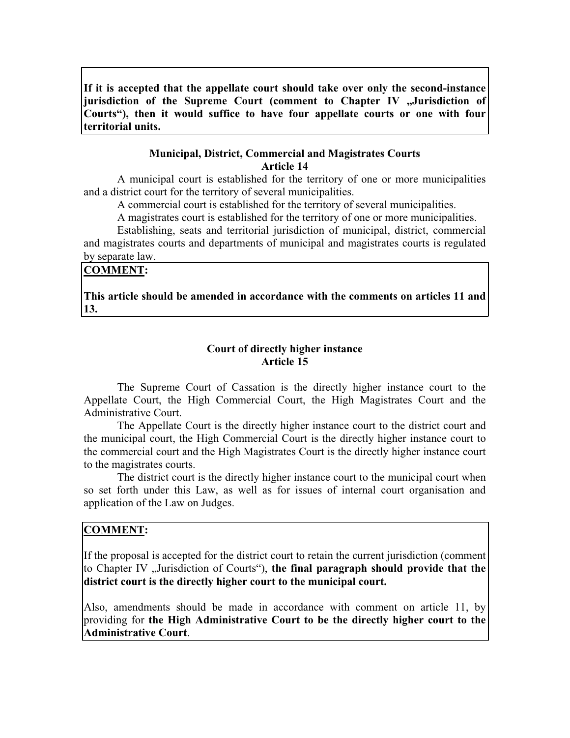**If it is accepted that the appellate court should take over only the second-instance jurisdiction of the Supreme Court (comment to Chapter IV „Jurisdiction of Courts"), then it would suffice to have four appellate courts or one with four territorial units.**

### Municipal, District, Commercial and Magistrates Courts
### Article 14

A municipal court is established for the territory of one or more municipalities and a district court for the territory of several municipalities.

A commercial court is established for the territory of several municipalities.

A magistrates court is established for the territory of one or more municipalities.

Establishing, seats and territorial jurisdiction of municipal, district, commercial and magistrates courts and departments of municipal and magistrates courts is regulated by separate law.

**COMMENT:**

**This article should be amended in accordance with the comments on articles 11 and 13.**

### Court of directly higher instance
### Article 15

The Supreme Court of Cassation is the directly higher instance court to the Appellate Court, the High Commercial Court, the High Magistrates Court and the Administrative Court.

The Appellate Court is the directly higher instance court to the district court and the municipal court, the High Commercial Court is the directly higher instance court to the commercial court and the High Magistrates Court is the directly higher instance court to the magistrates courts.

The district court is the directly higher instance court to the municipal court when so set forth under this Law, as well as for issues of internal court organisation and application of the Law on Judges.

**COMMENT:**

If the proposal is accepted for the district court to retain the current jurisdiction (comment to Chapter IV „Jurisdiction of Courts"), **the final paragraph should provide that the district court is the directly higher court to the municipal court.**

Also, amendments should be made in accordance with comment on article 11, by providing for **the High Administrative Court to be the directly higher court to the Administrative Court**.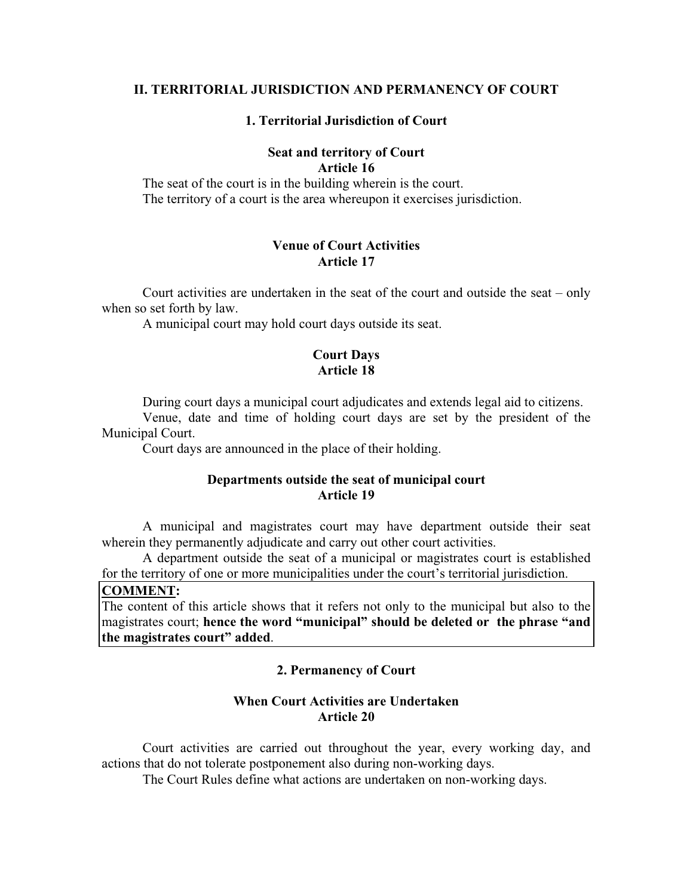## II. TERRITORIAL JURISDICTION AND PERMANENCY OF COURT

### 1. Territorial Jurisdiction of Court

#### Seat and territory of Court
#### Article 16

The seat of the court is in the building wherein is the court.

The territory of a court is the area whereupon it exercises jurisdiction.

#### Venue of Court Activities
#### Article 17

Court activities are undertaken in the seat of the court and outside the seat – only when so set forth by law.

A municipal court may hold court days outside its seat.

#### Court Days
#### Article 18

During court days a municipal court adjudicates and extends legal aid to citizens.

Venue, date and time of holding court days are set by the president of the Municipal Court.

Court days are announced in the place of their holding.

#### Departments outside the seat of municipal court
#### Article 19

A municipal and magistrates court may have department outside their seat wherein they permanently adjudicate and carry out other court activities.

A department outside the seat of a municipal or magistrates court is established for the territory of one or more municipalities under the court's territorial jurisdiction.

> **<u>COMMENT</u>:**
> The content of this article shows that it refers not only to the municipal but also to the magistrates court; **hence the word "municipal" should be deleted or the phrase "and the magistrates court" added**.

### 2. Permanency of Court

#### When Court Activities are Undertaken
#### Article 20

Court activities are carried out throughout the year, every working day, and actions that do not tolerate postponement also during non-working days.

The Court Rules define what actions are undertaken on non-working days.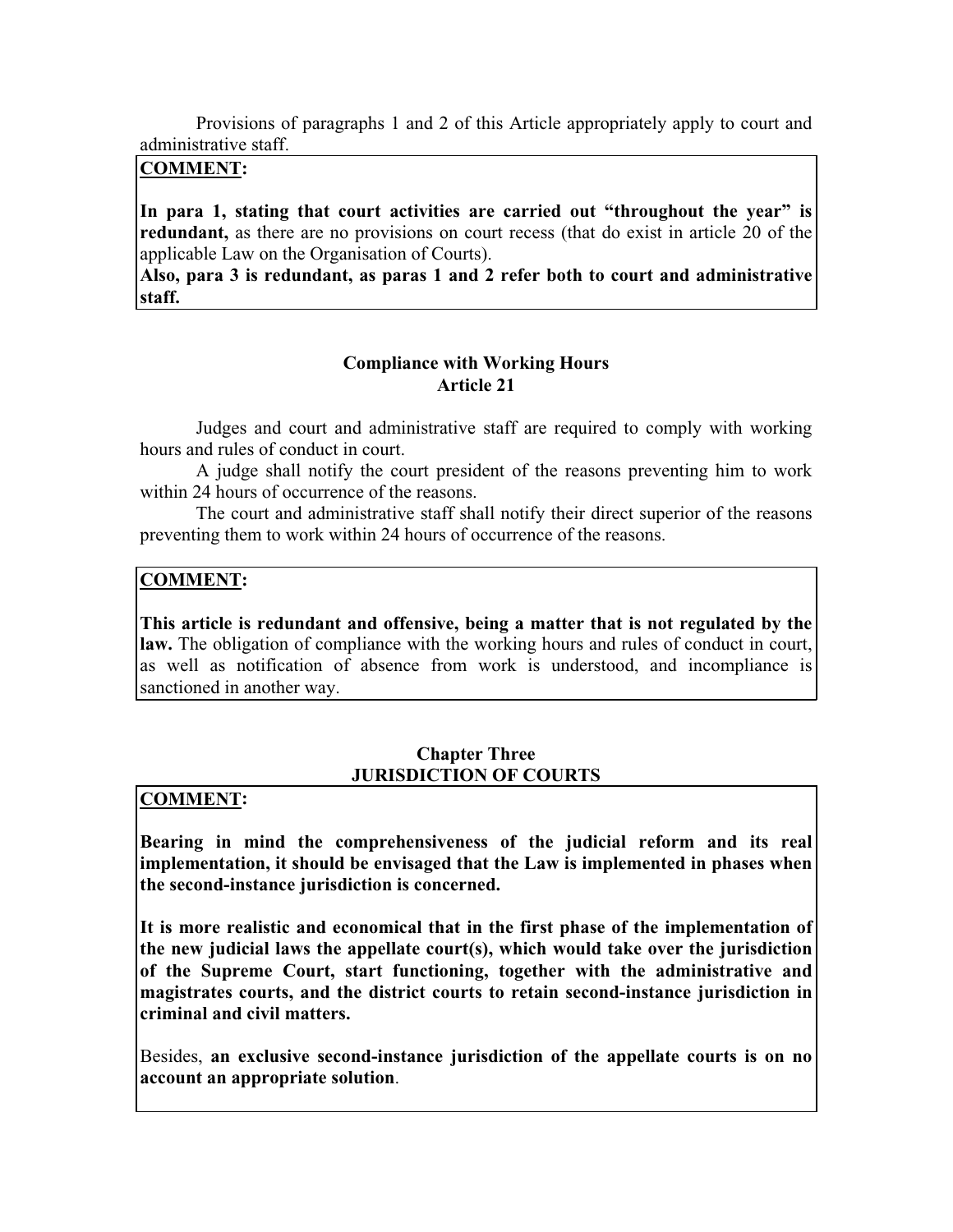Provisions of paragraphs 1 and 2 of this Article appropriately apply to court and administrative staff.

**COMMENT:**

**In para 1, stating that court activities are carried out "throughout the year" is redundant,** as there are no provisions on court recess (that do exist in article 20 of the applicable Law on the Organisation of Courts).
**Also, para 3 is redundant, as paras 1 and 2 refer both to court and administrative staff.**

### Compliance with Working Hours
### Article 21

Judges and court and administrative staff are required to comply with working hours and rules of conduct in court.

A judge shall notify the court president of the reasons preventing him to work within 24 hours of occurrence of the reasons.

The court and administrative staff shall notify their direct superior of the reasons preventing them to work within 24 hours of occurrence of the reasons.

**COMMENT:**

**This article is redundant and offensive, being a matter that is not regulated by the law.** The obligation of compliance with the working hours and rules of conduct in court, as well as notification of absence from work is understood, and incompliance is sanctioned in another way.

## Chapter Three
## JURISDICTION OF COURTS

**COMMENT:**

**Bearing in mind the comprehensiveness of the judicial reform and its real implementation, it should be envisaged that the Law is implemented in phases when the second-instance jurisdiction is concerned.**

**It is more realistic and economical that in the first phase of the implementation of the new judicial laws the appellate court(s), which would take over the jurisdiction of the Supreme Court, start functioning, together with the administrative and magistrates courts, and the district courts to retain second-instance jurisdiction in criminal and civil matters.**

Besides, **an exclusive second-instance jurisdiction of the appellate courts is on no account an appropriate solution**.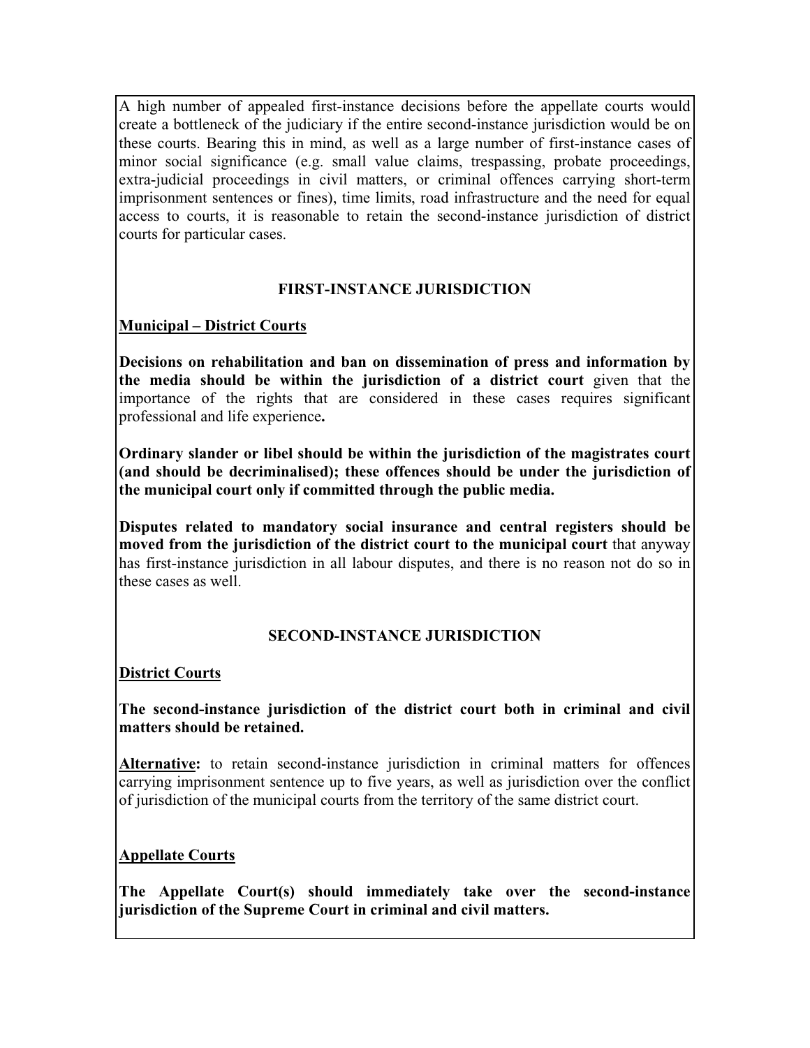A high number of appealed first-instance decisions before the appellate courts would create a bottleneck of the judiciary if the entire second-instance jurisdiction would be on these courts. Bearing this in mind, as well as a large number of first-instance cases of minor social significance (e.g. small value claims, trespassing, probate proceedings, extra-judicial proceedings in civil matters, or criminal offences carrying short-term imprisonment sentences or fines), time limits, road infrastructure and the need for equal access to courts, it is reasonable to retain the second-instance jurisdiction of district courts for particular cases.

## FIRST-INSTANCE JURISDICTION

**Municipal – District Courts**

**Decisions on rehabilitation and ban on dissemination of press and information by the media should be within the jurisdiction of a district court** given that the importance of the rights that are considered in these cases requires significant professional and life experience**.**

**Ordinary slander or libel should be within the jurisdiction of the magistrates court (and should be decriminalised); these offences should be under the jurisdiction of the municipal court only if committed through the public media.**

**Disputes related to mandatory social insurance and central registers should be moved from the jurisdiction of the district court to the municipal court** that anyway has first-instance jurisdiction in all labour disputes, and there is no reason not do so in these cases as well.

## SECOND-INSTANCE JURISDICTION

**District Courts**

**The second-instance jurisdiction of the district court both in criminal and civil matters should be retained.**

**Alternative:** to retain second-instance jurisdiction in criminal matters for offences carrying imprisonment sentence up to five years, as well as jurisdiction over the conflict of jurisdiction of the municipal courts from the territory of the same district court.

**Appellate Courts**

**The Appellate Court(s) should immediately take over the second-instance jurisdiction of the Supreme Court in criminal and civil matters.**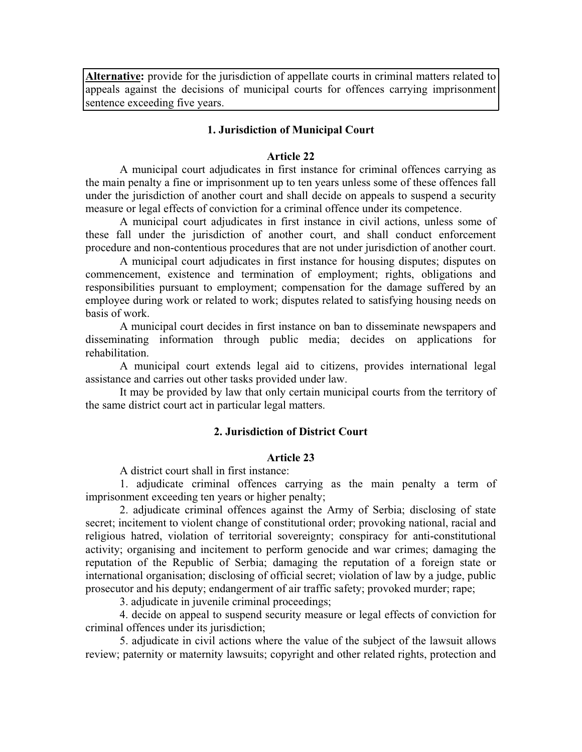> **Alternative:** provide for the jurisdiction of appellate courts in criminal matters related to appeals against the decisions of municipal courts for offences carrying imprisonment sentence exceeding five years.

### 1. Jurisdiction of Municipal Court

#### Article 22

A municipal court adjudicates in first instance for criminal offences carrying as the main penalty a fine or imprisonment up to ten years unless some of these offences fall under the jurisdiction of another court and shall decide on appeals to suspend a security measure or legal effects of conviction for a criminal offence under its competence.

A municipal court adjudicates in first instance in civil actions, unless some of these fall under the jurisdiction of another court, and shall conduct enforcement procedure and non-contentious procedures that are not under jurisdiction of another court.

A municipal court adjudicates in first instance for housing disputes; disputes on commencement, existence and termination of employment; rights, obligations and responsibilities pursuant to employment; compensation for the damage suffered by an employee during work or related to work; disputes related to satisfying housing needs on basis of work.

A municipal court decides in first instance on ban to disseminate newspapers and disseminating information through public media; decides on applications for rehabilitation.

A municipal court extends legal aid to citizens, provides international legal assistance and carries out other tasks provided under law.

It may be provided by law that only certain municipal courts from the territory of the same district court act in particular legal matters.

### 2. Jurisdiction of District Court

#### Article 23

A district court shall in first instance:

1. adjudicate criminal offences carrying as the main penalty a term of imprisonment exceeding ten years or higher penalty;
2. adjudicate criminal offences against the Army of Serbia; disclosing of state secret; incitement to violent change of constitutional order; provoking national, racial and religious hatred, violation of territorial sovereignty; conspiracy for anti-constitutional activity; organising and incitement to perform genocide and war crimes; damaging the reputation of the Republic of Serbia; damaging the reputation of a foreign state or international organisation; disclosing of official secret; violation of law by a judge, public prosecutor and his deputy; endangerment of air traffic safety; provoked murder; rape;
3. adjudicate in juvenile criminal proceedings;
4. decide on appeal to suspend security measure or legal effects of conviction for criminal offences under its jurisdiction;
5. adjudicate in civil actions where the value of the subject of the lawsuit allows review; paternity or maternity lawsuits; copyright and other related rights, protection and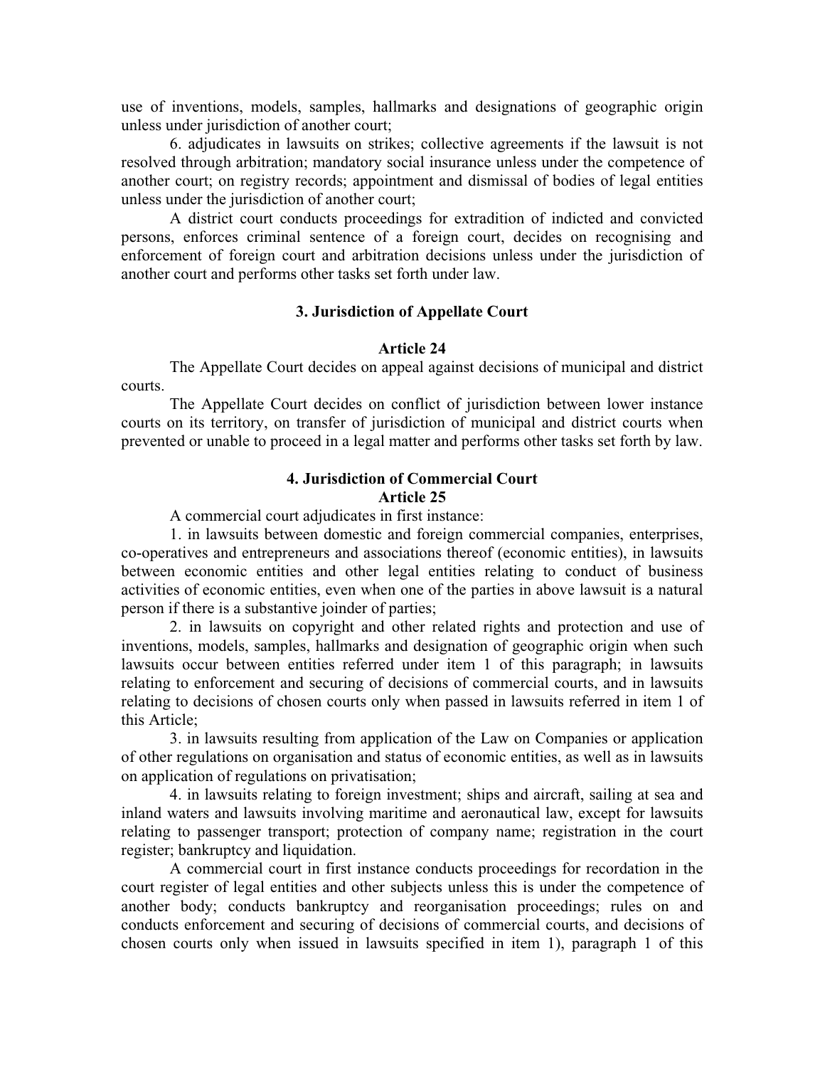use of inventions, models, samples, hallmarks and designations of geographic origin unless under jurisdiction of another court;

6. adjudicates in lawsuits on strikes; collective agreements if the lawsuit is not resolved through arbitration; mandatory social insurance unless under the competence of another court; on registry records; appointment and dismissal of bodies of legal entities unless under the jurisdiction of another court;

A district court conducts proceedings for extradition of indicted and convicted persons, enforces criminal sentence of a foreign court, decides on recognising and enforcement of foreign court and arbitration decisions unless under the jurisdiction of another court and performs other tasks set forth under law.

### 3. Jurisdiction of Appellate Court

**Article 24**

The Appellate Court decides on appeal against decisions of municipal and district courts.

The Appellate Court decides on conflict of jurisdiction between lower instance courts on its territory, on transfer of jurisdiction of municipal and district courts when prevented or unable to proceed in a legal matter and performs other tasks set forth by law.

### 4. Jurisdiction of Commercial Court

**Article 25**

A commercial court adjudicates in first instance:

1. in lawsuits between domestic and foreign commercial companies, enterprises, co-operatives and entrepreneurs and associations thereof (economic entities), in lawsuits between economic entities and other legal entities relating to conduct of business activities of economic entities, even when one of the parties in above lawsuit is a natural person if there is a substantive joinder of parties;

2. in lawsuits on copyright and other related rights and protection and use of inventions, models, samples, hallmarks and designation of geographic origin when such lawsuits occur between entities referred under item 1 of this paragraph; in lawsuits relating to enforcement and securing of decisions of commercial courts, and in lawsuits relating to decisions of chosen courts only when passed in lawsuits referred in item 1 of this Article;

3. in lawsuits resulting from application of the Law on Companies or application of other regulations on organisation and status of economic entities, as well as in lawsuits on application of regulations on privatisation;

4. in lawsuits relating to foreign investment; ships and aircraft, sailing at sea and inland waters and lawsuits involving maritime and aeronautical law, except for lawsuits relating to passenger transport; protection of company name; registration in the court register; bankruptcy and liquidation.

A commercial court in first instance conducts proceedings for recordation in the court register of legal entities and other subjects unless this is under the competence of another body; conducts bankruptcy and reorganisation proceedings; rules on and conducts enforcement and securing of decisions of commercial courts, and decisions of chosen courts only when issued in lawsuits specified in item 1), paragraph 1 of this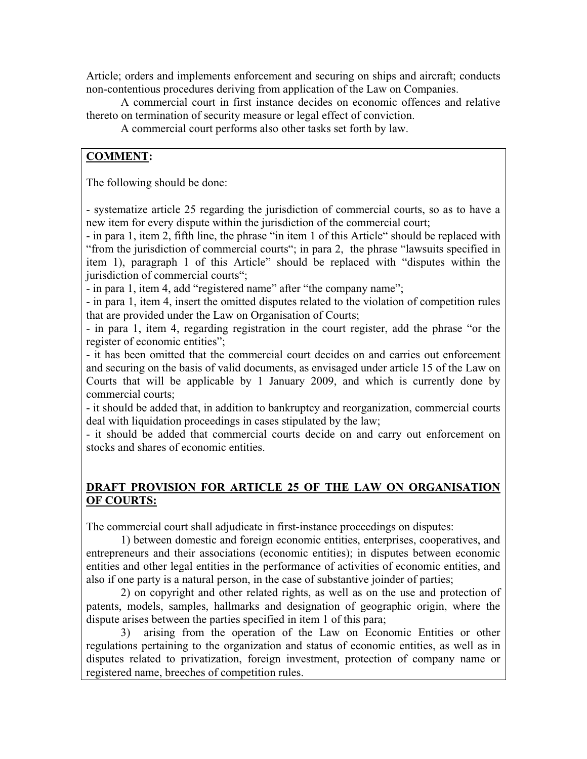Article; orders and implements enforcement and securing on ships and aircraft; conducts non-contentious procedures deriving from application of the Law on Companies.

A commercial court in first instance decides on economic offences and relative thereto on termination of security measure or legal effect of conviction.

A commercial court performs also other tasks set forth by law.

**COMMENT:**

The following should be done:

- systematize article 25 regarding the jurisdiction of commercial courts, so as to have a new item for every dispute within the jurisdiction of the commercial court;
- in para 1, item 2, fifth line, the phrase "in item 1 of this Article" should be replaced with "from the jurisdiction of commercial courts"; in para 2, the phrase "lawsuits specified in item 1), paragraph 1 of this Article" should be replaced with "disputes within the jurisdiction of commercial courts";
- in para 1, item 4, add "registered name" after "the company name";
- in para 1, item 4, insert the omitted disputes related to the violation of competition rules that are provided under the Law on Organisation of Courts;
- in para 1, item 4, regarding registration in the court register, add the phrase "or the register of economic entities";
- it has been omitted that the commercial court decides on and carries out enforcement and securing on the basis of valid documents, as envisaged under article 15 of the Law on Courts that will be applicable by 1 January 2009, and which is currently done by commercial courts;
- it should be added that, in addition to bankruptcy and reorganization, commercial courts deal with liquidation proceedings in cases stipulated by the law;
- it should be added that commercial courts decide on and carry out enforcement on stocks and shares of economic entities.

**DRAFT PROVISION FOR ARTICLE 25 OF THE LAW ON ORGANISATION OF COURTS:**

The commercial court shall adjudicate in first-instance proceedings on disputes:

1) between domestic and foreign economic entities, enterprises, cooperatives, and entrepreneurs and their associations (economic entities); in disputes between economic entities and other legal entities in the performance of activities of economic entities, and also if one party is a natural person, in the case of substantive joinder of parties;

2) on copyright and other related rights, as well as on the use and protection of patents, models, samples, hallmarks and designation of geographic origin, where the dispute arises between the parties specified in item 1 of this para;

3) arising from the operation of the Law on Economic Entities or other regulations pertaining to the organization and status of economic entities, as well as in disputes related to privatization, foreign investment, protection of company name or registered name, breeches of competition rules.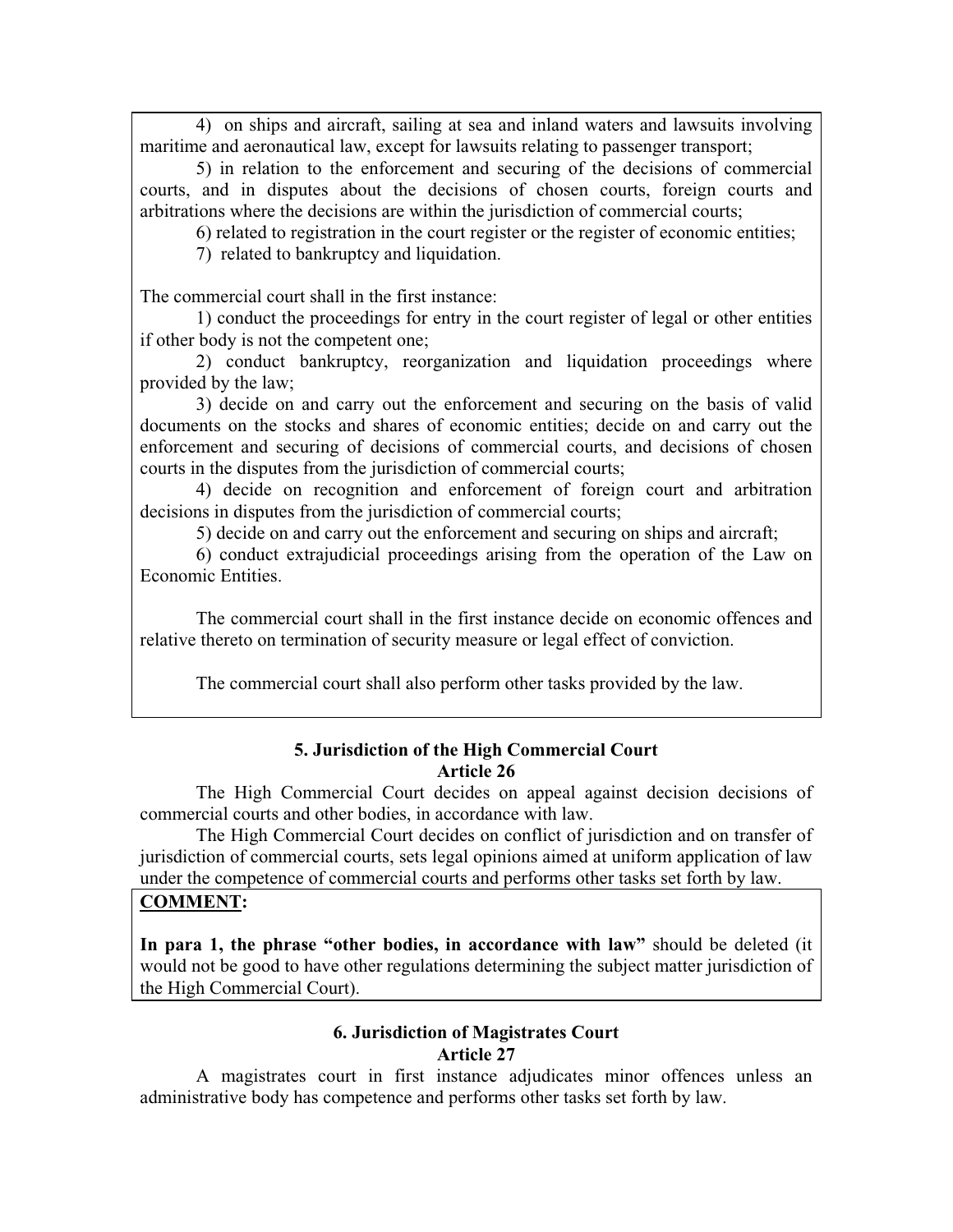4) on ships and aircraft, sailing at sea and inland waters and lawsuits involving maritime and aeronautical law, except for lawsuits relating to passenger transport;

5) in relation to the enforcement and securing of the decisions of commercial courts, and in disputes about the decisions of chosen courts, foreign courts and arbitrations where the decisions are within the jurisdiction of commercial courts;

6) related to registration in the court register or the register of economic entities;

7) related to bankruptcy and liquidation.

The commercial court shall in the first instance:

1) conduct the proceedings for entry in the court register of legal or other entities if other body is not the competent one;

2) conduct bankruptcy, reorganization and liquidation proceedings where provided by the law;

3) decide on and carry out the enforcement and securing on the basis of valid documents on the stocks and shares of economic entities; decide on and carry out the enforcement and securing of decisions of commercial courts, and decisions of chosen courts in the disputes from the jurisdiction of commercial courts;

4) decide on recognition and enforcement of foreign court and arbitration decisions in disputes from the jurisdiction of commercial courts;

5) decide on and carry out the enforcement and securing on ships and aircraft;

6) conduct extrajudicial proceedings arising from the operation of the Law on Economic Entities.

The commercial court shall in the first instance decide on economic offences and relative thereto on termination of security measure or legal effect of conviction.

The commercial court shall also perform other tasks provided by the law.

### 5. Jurisdiction of the High Commercial Court
### Article 26

The High Commercial Court decides on appeal against decision decisions of commercial courts and other bodies, in accordance with law.

The High Commercial Court decides on conflict of jurisdiction and on transfer of jurisdiction of commercial courts, sets legal opinions aimed at uniform application of law under the competence of commercial courts and performs other tasks set forth by law.

**COMMENT:**

**In para 1, the phrase "other bodies, in accordance with law"** should be deleted (it would not be good to have other regulations determining the subject matter jurisdiction of the High Commercial Court).

### 6. Jurisdiction of Magistrates Court
### Article 27

A magistrates court in first instance adjudicates minor offences unless an administrative body has competence and performs other tasks set forth by law.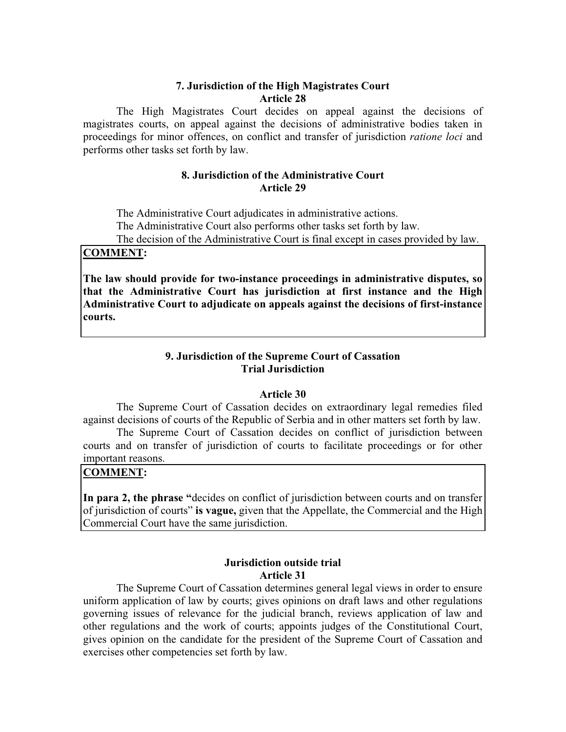### 7. Jurisdiction of the High Magistrates Court
### Article 28

The High Magistrates Court decides on appeal against the decisions of magistrates courts, on appeal against the decisions of administrative bodies taken in proceedings for minor offences, on conflict and transfer of jurisdiction *ratione loci* and performs other tasks set forth by law.

### 8. Jurisdiction of the Administrative Court
### Article 29

The Administrative Court adjudicates in administrative actions.

The Administrative Court also performs other tasks set forth by law.

The decision of the Administrative Court is final except in cases provided by law.

**COMMENT:**

**The law should provide for two-instance proceedings in administrative disputes, so that the Administrative Court has jurisdiction at first instance and the High Administrative Court to adjudicate on appeals against the decisions of first-instance courts.**

### 9. Jurisdiction of the Supreme Court of Cassation
### Trial Jurisdiction

### Article 30

The Supreme Court of Cassation decides on extraordinary legal remedies filed against decisions of courts of the Republic of Serbia and in other matters set forth by law.

The Supreme Court of Cassation decides on conflict of jurisdiction between courts and on transfer of jurisdiction of courts to facilitate proceedings or for other important reasons.

**COMMENT:**

**In para 2, the phrase "**decides on conflict of jurisdiction between courts and on transfer of jurisdiction of courts" **is vague,** given that the Appellate, the Commercial and the High Commercial Court have the same jurisdiction.

### Jurisdiction outside trial
### Article 31

The Supreme Court of Cassation determines general legal views in order to ensure uniform application of law by courts; gives opinions on draft laws and other regulations governing issues of relevance for the judicial branch, reviews application of law and other regulations and the work of courts; appoints judges of the Constitutional Court, gives opinion on the candidate for the president of the Supreme Court of Cassation and exercises other competencies set forth by law.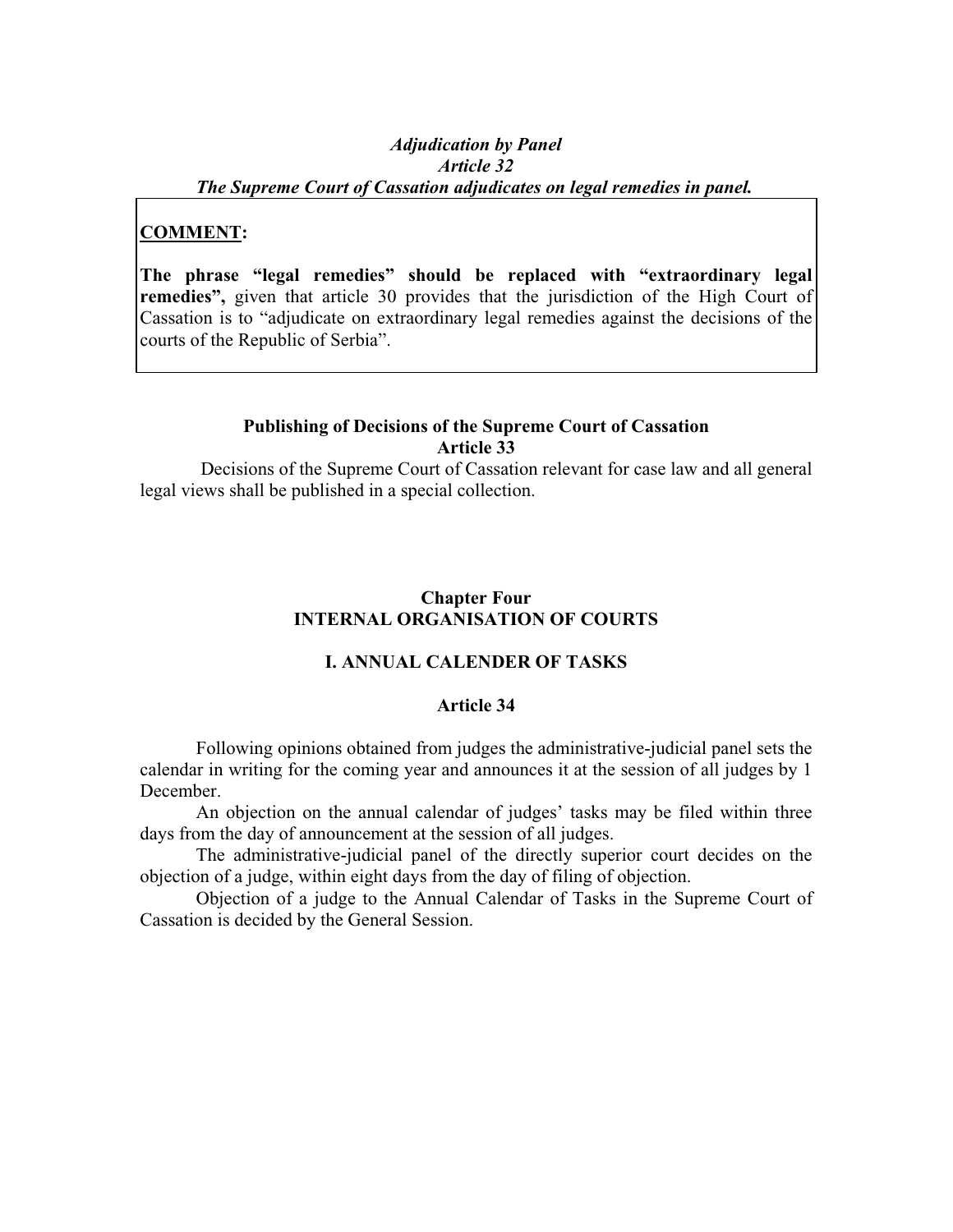***Adjudication by Panel***
***Article 32***
***The Supreme Court of Cassation adjudicates on legal remedies in panel.***

**COMMENT:**

**The phrase "legal remedies" should be replaced with "extraordinary legal remedies",** given that article 30 provides that the jurisdiction of the High Court of Cassation is to "adjudicate on extraordinary legal remedies against the decisions of the courts of the Republic of Serbia".

**Publishing of Decisions of the Supreme Court of Cassation**
**Article 33**

Decisions of the Supreme Court of Cassation relevant for case law and all general legal views shall be published in a special collection.

## Chapter Four
## INTERNAL ORGANISATION OF COURTS

### I. ANNUAL CALENDER OF TASKS

**Article 34**

Following opinions obtained from judges the administrative-judicial panel sets the calendar in writing for the coming year and announces it at the session of all judges by 1 December.

An objection on the annual calendar of judges' tasks may be filed within three days from the day of announcement at the session of all judges.

The administrative-judicial panel of the directly superior court decides on the objection of a judge, within eight days from the day of filing of objection.

Objection of a judge to the Annual Calendar of Tasks in the Supreme Court of Cassation is decided by the General Session.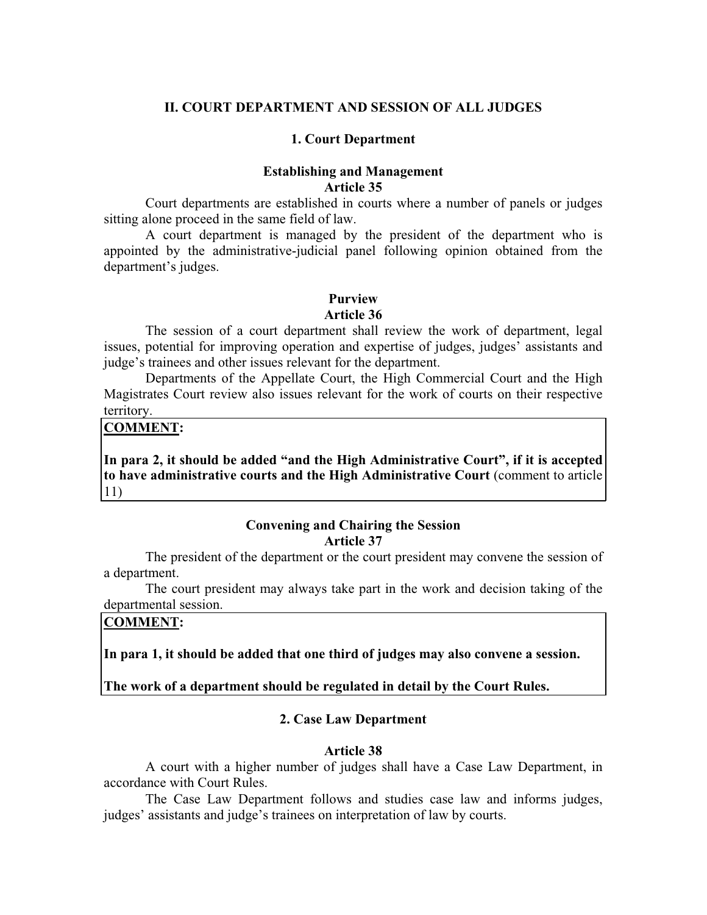## II. COURT DEPARTMENT AND SESSION OF ALL JUDGES

### 1. Court Department

**Establishing and Management**
**Article 35**

Court departments are established in courts where a number of panels or judges sitting alone proceed in the same field of law.

A court department is managed by the president of the department who is appointed by the administrative-judicial panel following opinion obtained from the department's judges.

**Purview**
**Article 36**

The session of a court department shall review the work of department, legal issues, potential for improving operation and expertise of judges, judges' assistants and judge's trainees and other issues relevant for the department.

Departments of the Appellate Court, the High Commercial Court and the High Magistrates Court review also issues relevant for the work of courts on their respective territory.

**COMMENT:**

**In para 2, it should be added "and the High Administrative Court", if it is accepted to have administrative courts and the High Administrative Court** (comment to article 11)

**Convening and Chairing the Session**
**Article 37**

The president of the department or the court president may convene the session of a department.

The court president may always take part in the work and decision taking of the departmental session.

**COMMENT:**

**In para 1, it should be added that one third of judges may also convene a session.**

**The work of a department should be regulated in detail by the Court Rules.**

### 2. Case Law Department

**Article 38**

A court with a higher number of judges shall have a Case Law Department, in accordance with Court Rules.

The Case Law Department follows and studies case law and informs judges, judges' assistants and judge's trainees on interpretation of law by courts.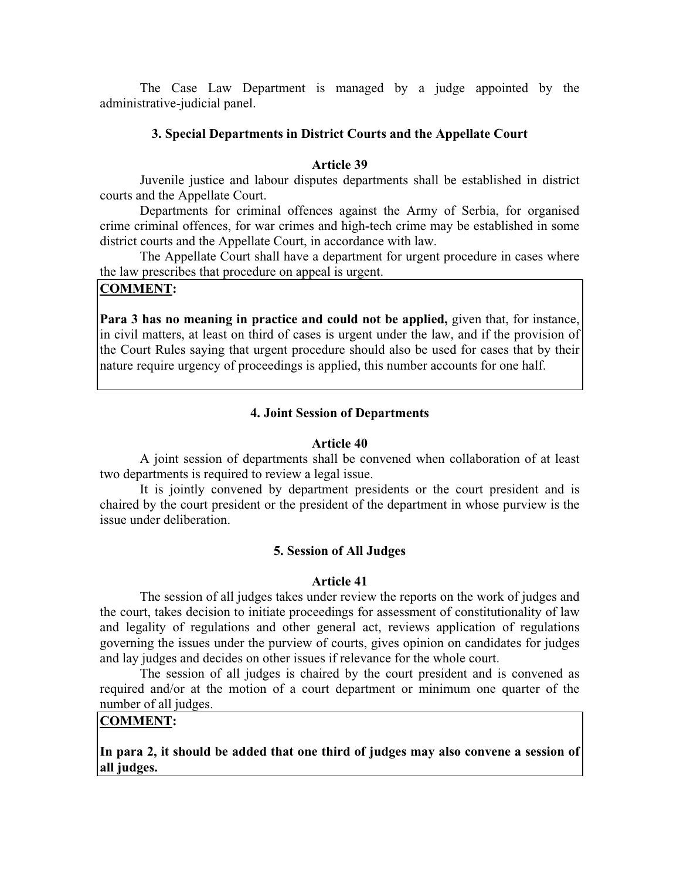The Case Law Department is managed by a judge appointed by the administrative-judicial panel.

### 3. Special Departments in District Courts and the Appellate Court

#### Article 39

Juvenile justice and labour disputes departments shall be established in district courts and the Appellate Court.

Departments for criminal offences against the Army of Serbia, for organised crime criminal offences, for war crimes and high-tech crime may be established in some district courts and the Appellate Court, in accordance with law.

The Appellate Court shall have a department for urgent procedure in cases where the law prescribes that procedure on appeal is urgent.

> **COMMENT:**
>
> **Para 3 has no meaning in practice and could not be applied,** given that, for instance, in civil matters, at least on third of cases is urgent under the law, and if the provision of the Court Rules saying that urgent procedure should also be used for cases that by their nature require urgency of proceedings is applied, this number accounts for one half.

### 4. Joint Session of Departments

#### Article 40

A joint session of departments shall be convened when collaboration of at least two departments is required to review a legal issue.

It is jointly convened by department presidents or the court president and is chaired by the court president or the president of the department in whose purview is the issue under deliberation.

### 5. Session of All Judges

#### Article 41

The session of all judges takes under review the reports on the work of judges and the court, takes decision to initiate proceedings for assessment of constitutionality of law and legality of regulations and other general act, reviews application of regulations governing the issues under the purview of courts, gives opinion on candidates for judges and lay judges and decides on other issues if relevance for the whole court.

The session of all judges is chaired by the court president and is convened as required and/or at the motion of a court department or minimum one quarter of the number of all judges.

> **COMMENT:**
>
> **In para 2, it should be added that one third of judges may also convene a session of all judges.**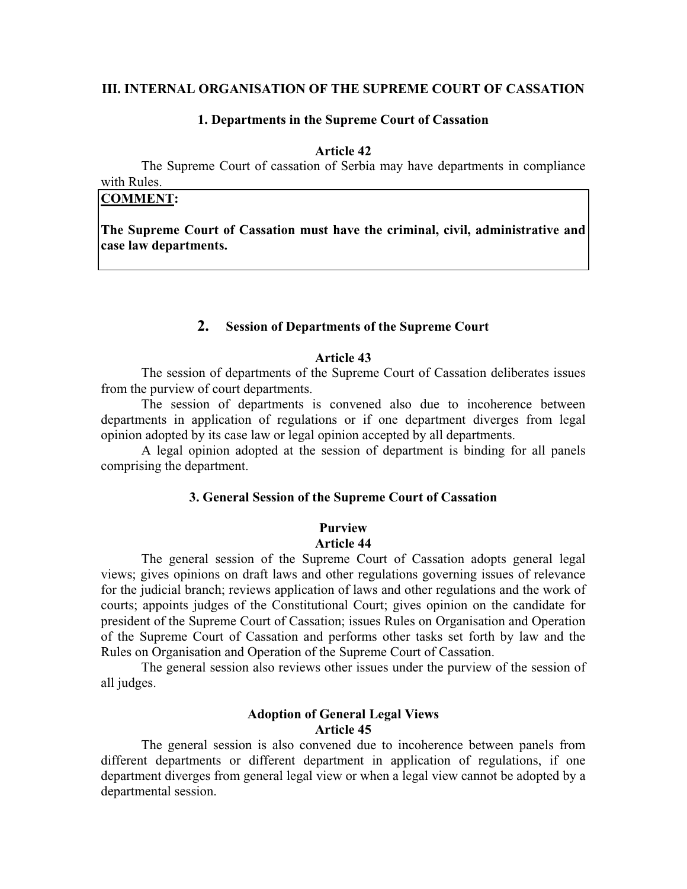### III. INTERNAL ORGANISATION OF THE SUPREME COURT OF CASSATION

#### 1. Departments in the Supreme Court of Cassation

**Article 42**

The Supreme Court of cassation of Serbia may have departments in compliance with Rules.

**COMMENT:**

**The Supreme Court of Cassation must have the criminal, civil, administrative and case law departments.**

#### 2. Session of Departments of the Supreme Court

**Article 43**

The session of departments of the Supreme Court of Cassation deliberates issues from the purview of court departments.

The session of departments is convened also due to incoherence between departments in application of regulations or if one department diverges from legal opinion adopted by its case law or legal opinion accepted by all departments.

A legal opinion adopted at the session of department is binding for all panels comprising the department.

#### 3. General Session of the Supreme Court of Cassation

**Purview**
**Article 44**

The general session of the Supreme Court of Cassation adopts general legal views; gives opinions on draft laws and other regulations governing issues of relevance for the judicial branch; reviews application of laws and other regulations and the work of courts; appoints judges of the Constitutional Court; gives opinion on the candidate for president of the Supreme Court of Cassation; issues Rules on Organisation and Operation of the Supreme Court of Cassation and performs other tasks set forth by law and the Rules on Organisation and Operation of the Supreme Court of Cassation.

The general session also reviews other issues under the purview of the session of all judges.

**Adoption of General Legal Views**
**Article 45**

The general session is also convened due to incoherence between panels from different departments or different department in application of regulations, if one department diverges from general legal view or when a legal view cannot be adopted by a departmental session.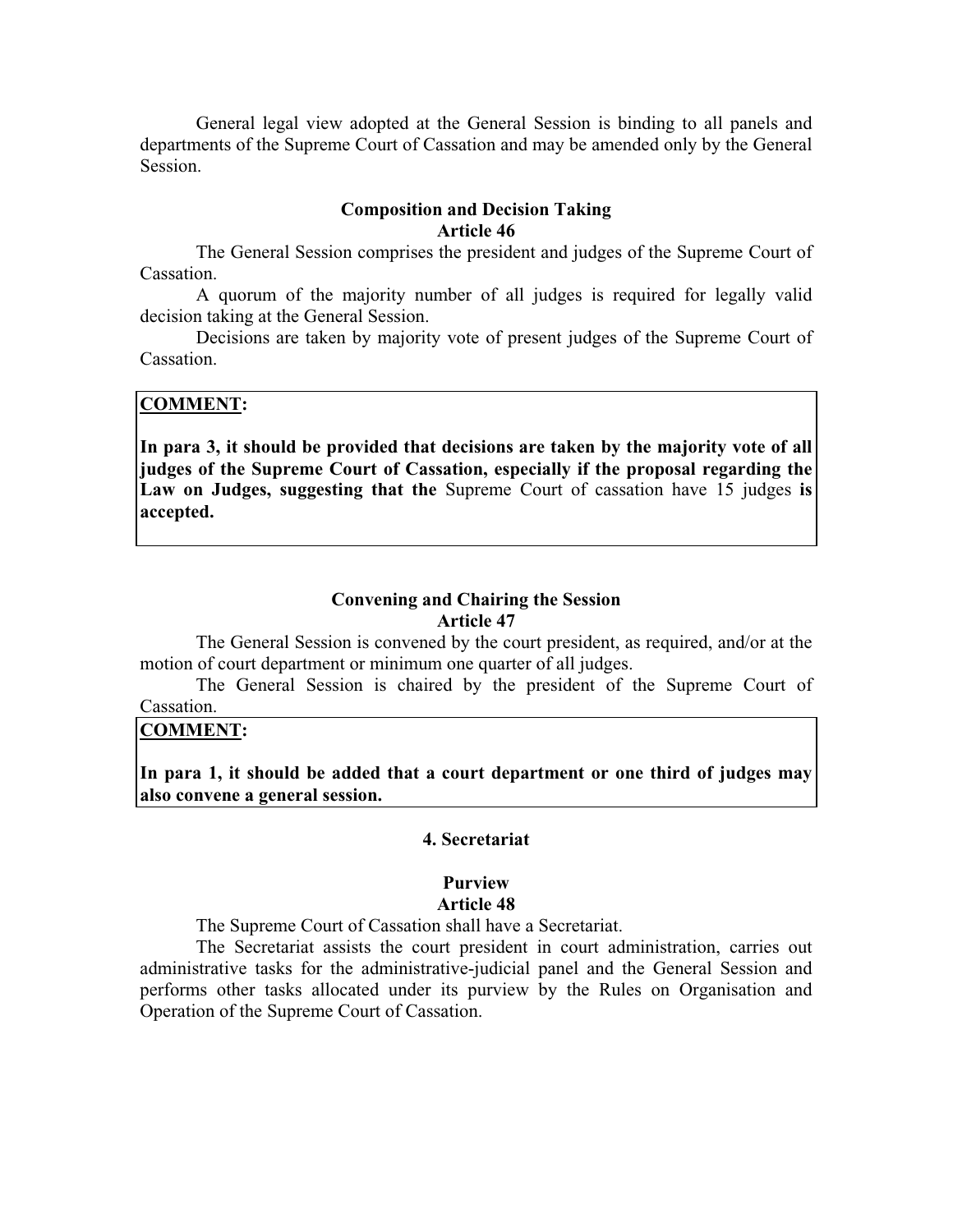General legal view adopted at the General Session is binding to all panels and departments of the Supreme Court of Cassation and may be amended only by the General Session.

**Composition and Decision Taking**
**Article 46**

The General Session comprises the president and judges of the Supreme Court of Cassation.

A quorum of the majority number of all judges is required for legally valid decision taking at the General Session.

Decisions are taken by majority vote of present judges of the Supreme Court of Cassation.

> **COMMENT:**
>
> **In para 3, it should be provided that decisions are taken by the majority vote of all judges of the Supreme Court of Cassation, especially if the proposal regarding the Law on Judges, suggesting that the** Supreme Court of cassation have 15 judges **is accepted.**

**Convening and Chairing the Session**
**Article 47**

The General Session is convened by the court president, as required, and/or at the motion of court department or minimum one quarter of all judges.

The General Session is chaired by the president of the Supreme Court of Cassation.

> **COMMENT:**
>
> **In para 1, it should be added that a court department or one third of judges may also convene a general session.**

**4. Secretariat**

**Purview**
**Article 48**

The Supreme Court of Cassation shall have a Secretariat.

The Secretariat assists the court president in court administration, carries out administrative tasks for the administrative-judicial panel and the General Session and performs other tasks allocated under its purview by the Rules on Organisation and Operation of the Supreme Court of Cassation.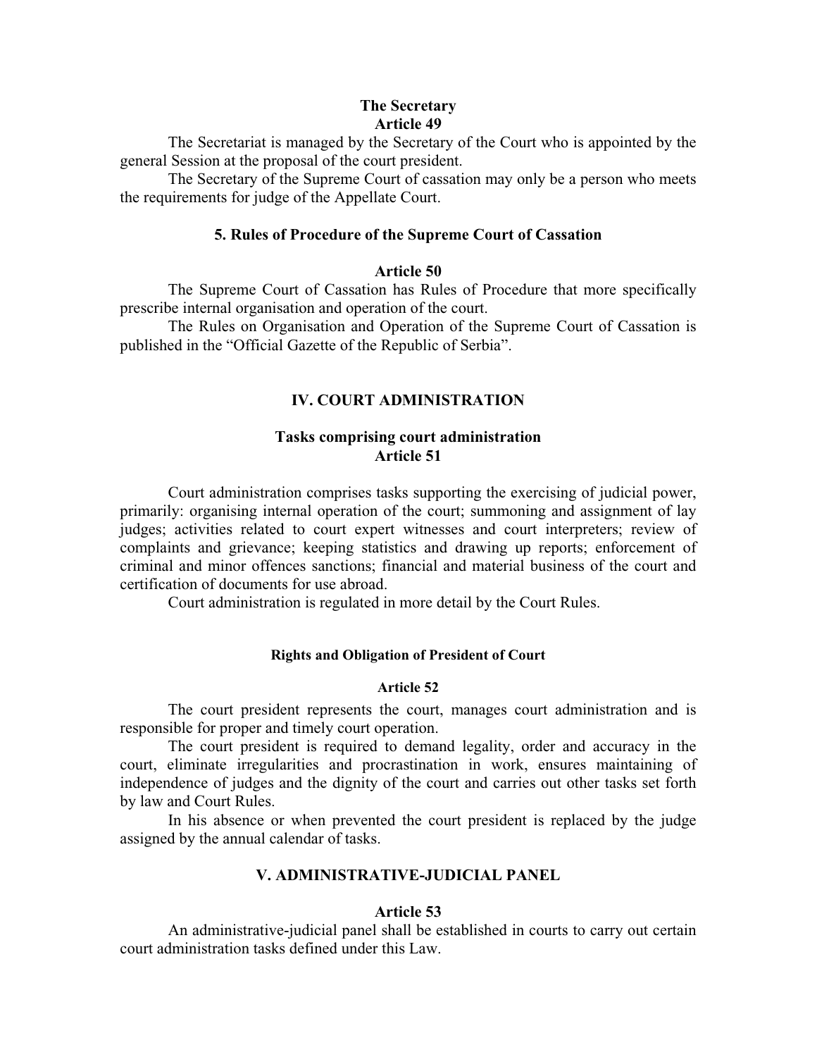**The Secretary**
**Article 49**

The Secretariat is managed by the Secretary of the Court who is appointed by the general Session at the proposal of the court president.

The Secretary of the Supreme Court of cassation may only be a person who meets the requirements for judge of the Appellate Court.

### 5. Rules of Procedure of the Supreme Court of Cassation

**Article 50**

The Supreme Court of Cassation has Rules of Procedure that more specifically prescribe internal organisation and operation of the court.

The Rules on Organisation and Operation of the Supreme Court of Cassation is published in the "Official Gazette of the Republic of Serbia".

## IV. COURT ADMINISTRATION

**Tasks comprising court administration**
**Article 51**

Court administration comprises tasks supporting the exercising of judicial power, primarily: organising internal operation of the court; summoning and assignment of lay judges; activities related to court expert witnesses and court interpreters; review of complaints and grievance; keeping statistics and drawing up reports; enforcement of criminal and minor offences sanctions; financial and material business of the court and certification of documents for use abroad.

Court administration is regulated in more detail by the Court Rules.

**Rights and Obligation of President of Court**

**Article 52**

The court president represents the court, manages court administration and is responsible for proper and timely court operation.

The court president is required to demand legality, order and accuracy in the court, eliminate irregularities and procrastination in work, ensures maintaining of independence of judges and the dignity of the court and carries out other tasks set forth by law and Court Rules.

In his absence or when prevented the court president is replaced by the judge assigned by the annual calendar of tasks.

## V. ADMINISTRATIVE-JUDICIAL PANEL

**Article 53**

An administrative-judicial panel shall be established in courts to carry out certain court administration tasks defined under this Law.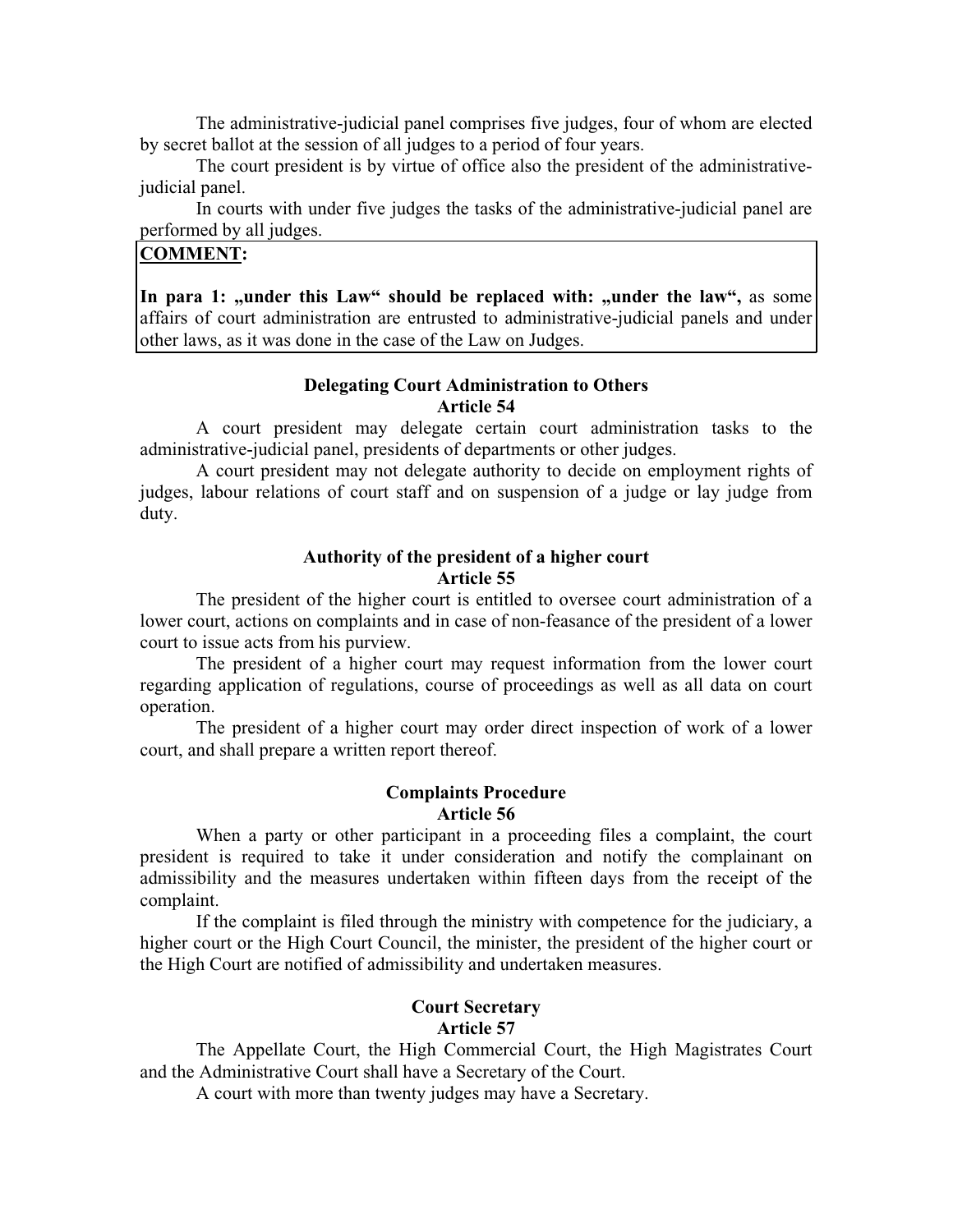The administrative-judicial panel comprises five judges, four of whom are elected by secret ballot at the session of all judges to a period of four years.

The court president is by virtue of office also the president of the administrative-judicial panel.

In courts with under five judges the tasks of the administrative-judicial panel are performed by all judges.

> **COMMENT:**
>
> **In para 1: „under this Law“ should be replaced with: „under the law“,** as some affairs of court administration are entrusted to administrative-judicial panels and under other laws, as it was done in the case of the Law on Judges.

**Delegating Court Administration to Others**
**Article 54**

A court president may delegate certain court administration tasks to the administrative-judicial panel, presidents of departments or other judges.

A court president may not delegate authority to decide on employment rights of judges, labour relations of court staff and on suspension of a judge or lay judge from duty.

**Authority of the president of a higher court**
**Article 55**

The president of the higher court is entitled to oversee court administration of a lower court, actions on complaints and in case of non-feasance of the president of a lower court to issue acts from his purview.

The president of a higher court may request information from the lower court regarding application of regulations, course of proceedings as well as all data on court operation.

The president of a higher court may order direct inspection of work of a lower court, and shall prepare a written report thereof.

**Complaints Procedure**
**Article 56**

When a party or other participant in a proceeding files a complaint, the court president is required to take it under consideration and notify the complainant on admissibility and the measures undertaken within fifteen days from the receipt of the complaint.

If the complaint is filed through the ministry with competence for the judiciary, a higher court or the High Court Council, the minister, the president of the higher court or the High Court are notified of admissibility and undertaken measures.

**Court Secretary**
**Article 57**

The Appellate Court, the High Commercial Court, the High Magistrates Court and the Administrative Court shall have a Secretary of the Court.

A court with more than twenty judges may have a Secretary.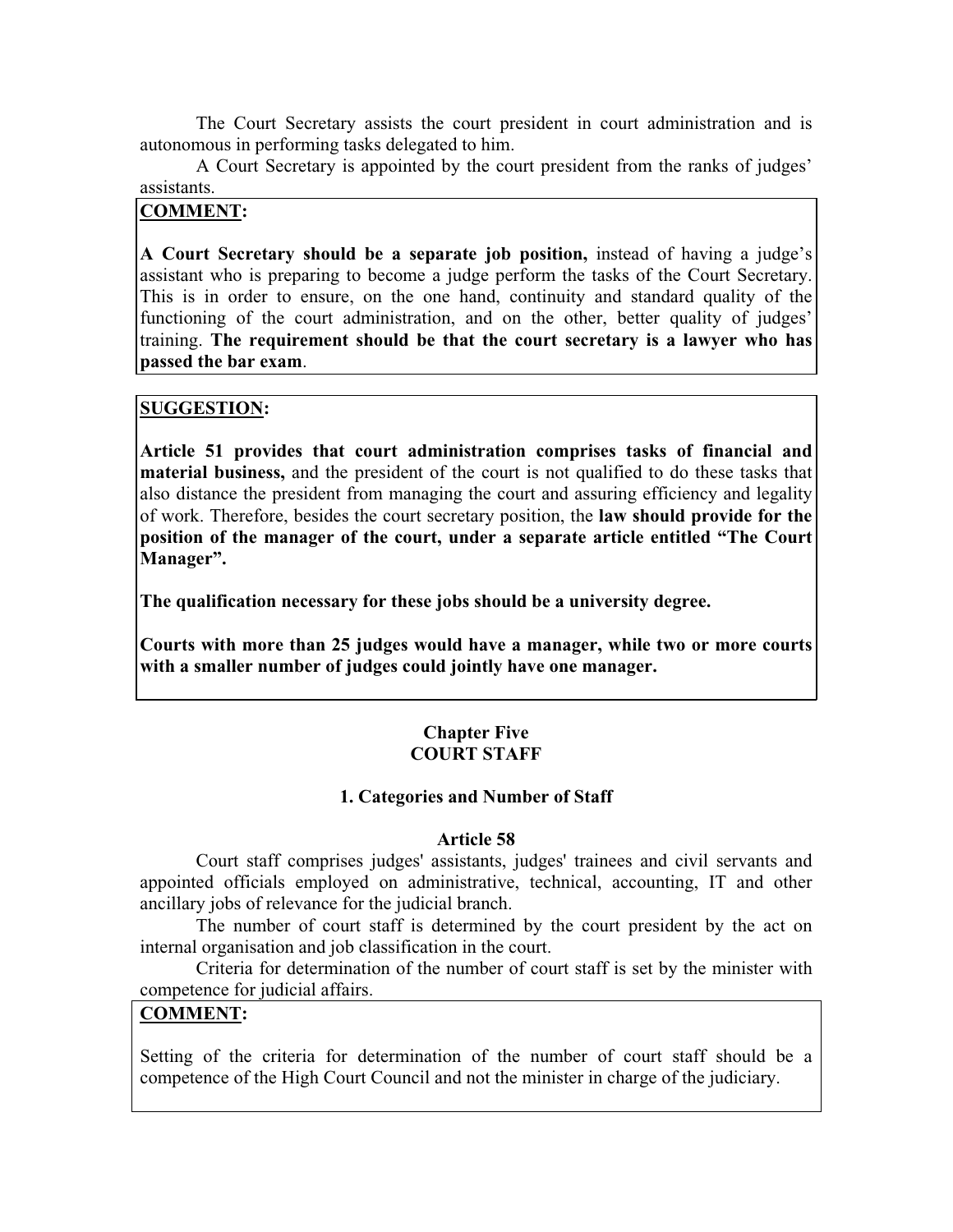The Court Secretary assists the court president in court administration and is autonomous in performing tasks delegated to him.

A Court Secretary is appointed by the court president from the ranks of judges' assistants.

**COMMENT:**

**A Court Secretary should be a separate job position,** instead of having a judge's assistant who is preparing to become a judge perform the tasks of the Court Secretary. This is in order to ensure, on the one hand, continuity and standard quality of the functioning of the court administration, and on the other, better quality of judges' training. **The requirement should be that the court secretary is a lawyer who has passed the bar exam**.

**SUGGESTION:**

**Article 51 provides that court administration comprises tasks of financial and material business,** and the president of the court is not qualified to do these tasks that also distance the president from managing the court and assuring efficiency and legality of work. Therefore, besides the court secretary position, the **law should provide for the position of the manager of the court, under a separate article entitled "The Court Manager".**

**The qualification necessary for these jobs should be a university degree.**

**Courts with more than 25 judges would have a manager, while two or more courts with a smaller number of judges could jointly have one manager.**

## Chapter Five
## COURT STAFF

### 1. Categories and Number of Staff

#### Article 58

Court staff comprises judges' assistants, judges' trainees and civil servants and appointed officials employed on administrative, technical, accounting, IT and other ancillary jobs of relevance for the judicial branch.

The number of court staff is determined by the court president by the act on internal organisation and job classification in the court.

Criteria for determination of the number of court staff is set by the minister with competence for judicial affairs.

**COMMENT:**

Setting of the criteria for determination of the number of court staff should be a competence of the High Court Council and not the minister in charge of the judiciary.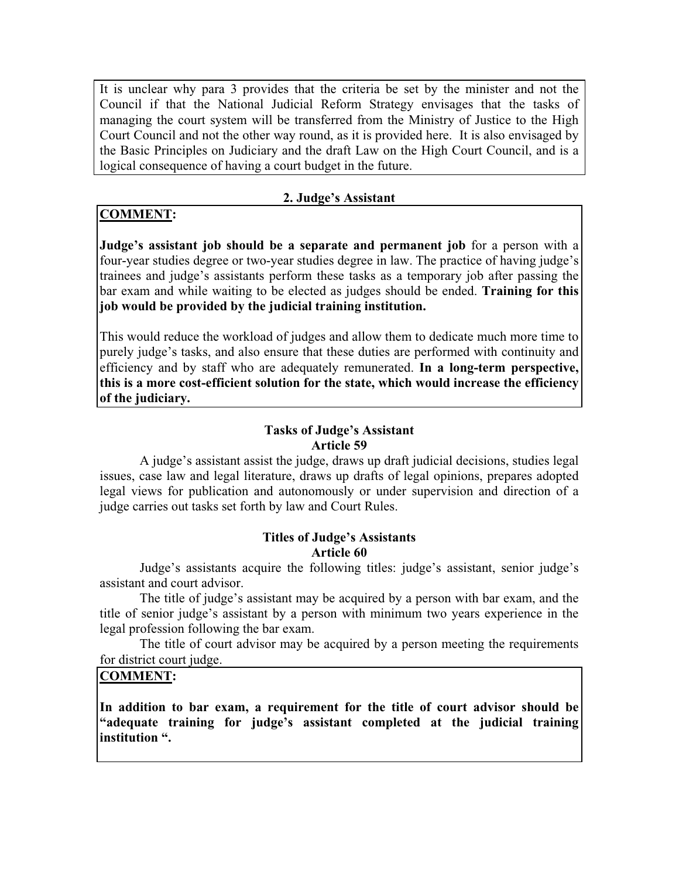It is unclear why para 3 provides that the criteria be set by the minister and not the Council if that the National Judicial Reform Strategy envisages that the tasks of managing the court system will be transferred from the Ministry of Justice to the High Court Council and not the other way round, as it is provided here. It is also envisaged by the Basic Principles on Judiciary and the draft Law on the High Court Council, and is a logical consequence of having a court budget in the future.

### 2. Judge's Assistant

**COMMENT:**

**Judge's assistant job should be a separate and permanent job** for a person with a four-year studies degree or two-year studies degree in law. The practice of having judge's trainees and judge's assistants perform these tasks as a temporary job after passing the bar exam and while waiting to be elected as judges should be ended. **Training for this job would be provided by the judicial training institution.**

This would reduce the workload of judges and allow them to dedicate much more time to purely judge's tasks, and also ensure that these duties are performed with continuity and efficiency and by staff who are adequately remunerated. **In a long-term perspective, this is a more cost-efficient solution for the state, which would increase the efficiency of the judiciary.**

### Tasks of Judge's Assistant
### Article 59

A judge's assistant assist the judge, draws up draft judicial decisions, studies legal issues, case law and legal literature, draws up drafts of legal opinions, prepares adopted legal views for publication and autonomously or under supervision and direction of a judge carries out tasks set forth by law and Court Rules.

### Titles of Judge's Assistants
### Article 60

Judge's assistants acquire the following titles: judge's assistant, senior judge's assistant and court advisor.

The title of judge's assistant may be acquired by a person with bar exam, and the title of senior judge's assistant by a person with minimum two years experience in the legal profession following the bar exam.

The title of court advisor may be acquired by a person meeting the requirements for district court judge.

**COMMENT:**

**In addition to bar exam, a requirement for the title of court advisor should be "adequate training for judge's assistant completed at the judicial training institution ".**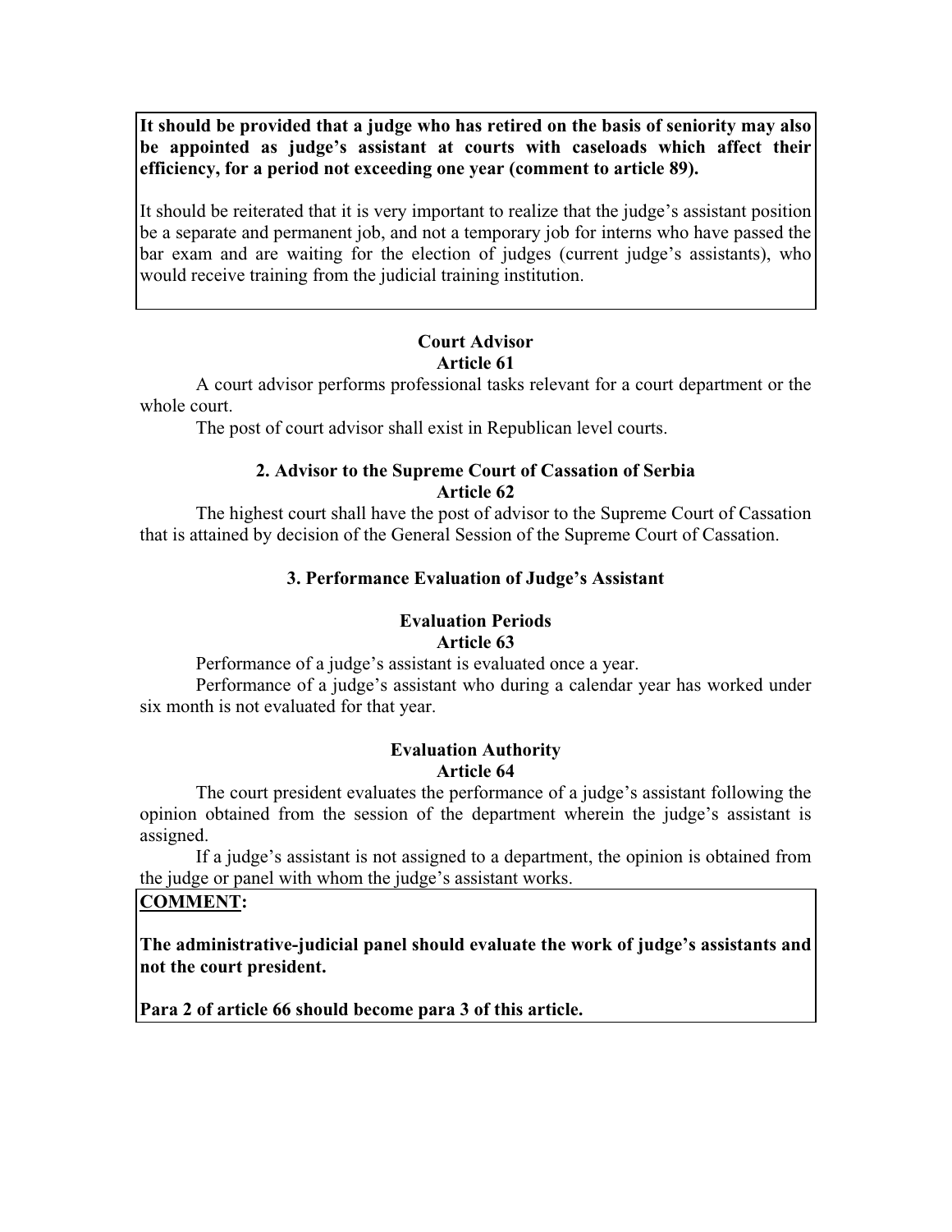**It should be provided that a judge who has retired on the basis of seniority may also be appointed as judge's assistant at courts with caseloads which affect their efficiency, for a period not exceeding one year (comment to article 89).**

It should be reiterated that it is very important to realize that the judge's assistant position be a separate and permanent job, and not a temporary job for interns who have passed the bar exam and are waiting for the election of judges (current judge's assistants), who would receive training from the judicial training institution.

### Court Advisor
### Article 61

A court advisor performs professional tasks relevant for a court department or the whole court.

The post of court advisor shall exist in Republican level courts.

### 2. Advisor to the Supreme Court of Cassation of Serbia
### Article 62

The highest court shall have the post of advisor to the Supreme Court of Cassation that is attained by decision of the General Session of the Supreme Court of Cassation.

## 3. Performance Evaluation of Judge's Assistant

### Evaluation Periods
### Article 63

Performance of a judge's assistant is evaluated once a year.

Performance of a judge's assistant who during a calendar year has worked under six month is not evaluated for that year.

### Evaluation Authority
### Article 64

The court president evaluates the performance of a judge's assistant following the opinion obtained from the session of the department wherein the judge's assistant is assigned.

If a judge's assistant is not assigned to a department, the opinion is obtained from the judge or panel with whom the judge's assistant works.

**COMMENT:**

**The administrative-judicial panel should evaluate the work of judge's assistants and not the court president.**

**Para 2 of article 66 should become para 3 of this article.**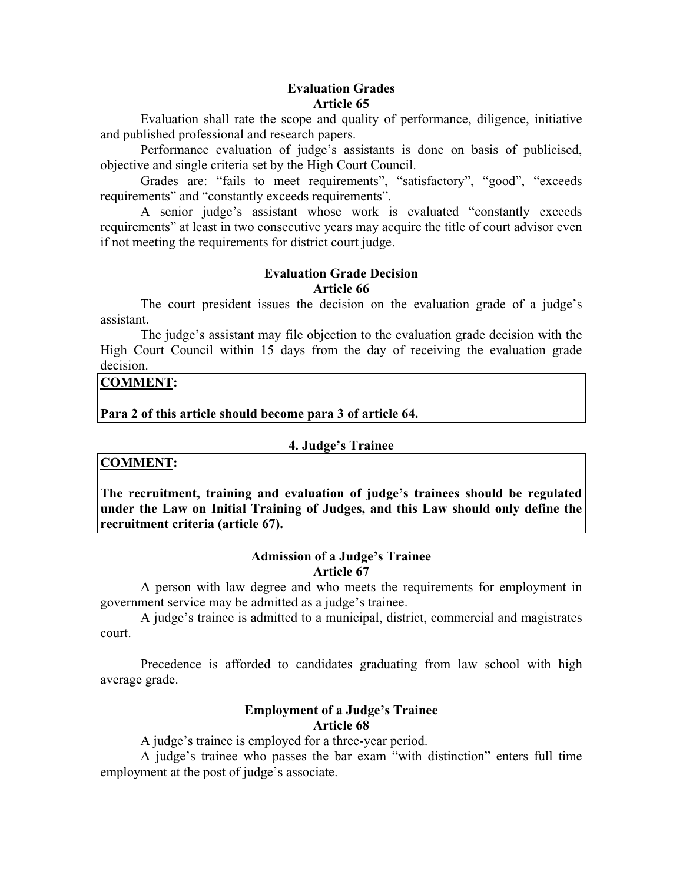**Evaluation Grades**
**Article 65**

Evaluation shall rate the scope and quality of performance, diligence, initiative and published professional and research papers.

Performance evaluation of judge's assistants is done on basis of publicised, objective and single criteria set by the High Court Council.

Grades are: "fails to meet requirements", "satisfactory", "good", "exceeds requirements" and "constantly exceeds requirements".

A senior judge's assistant whose work is evaluated "constantly exceeds requirements" at least in two consecutive years may acquire the title of court advisor even if not meeting the requirements for district court judge.

**Evaluation Grade Decision**
**Article 66**

The court president issues the decision on the evaluation grade of a judge's assistant.

The judge's assistant may file objection to the evaluation grade decision with the High Court Council within 15 days from the day of receiving the evaluation grade decision.

> **<u>COMMENT</u>:**
>
> **Para 2 of this article should become para 3 of article 64.**

**4. Judge's Trainee**

> **<u>COMMENT</u>:**
>
> **The recruitment, training and evaluation of judge's trainees should be regulated under the Law on Initial Training of Judges, and this Law should only define the recruitment criteria (article 67).**

**Admission of a Judge's Trainee**
**Article 67**

A person with law degree and who meets the requirements for employment in government service may be admitted as a judge's trainee.

A judge's trainee is admitted to a municipal, district, commercial and magistrates court.

Precedence is afforded to candidates graduating from law school with high average grade.

**Employment of a Judge's Trainee**
**Article 68**

A judge's trainee is employed for a three-year period.

A judge's trainee who passes the bar exam "with distinction" enters full time employment at the post of judge's associate.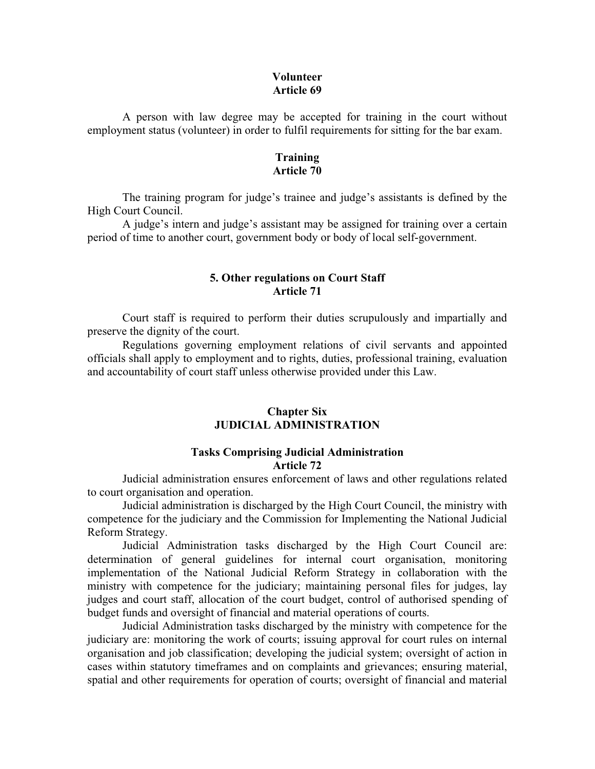**Volunteer**
**Article 69**

A person with law degree may be accepted for training in the court without employment status (volunteer) in order to fulfil requirements for sitting for the bar exam.

**Training**
**Article 70**

The training program for judge's trainee and judge's assistants is defined by the High Court Council.

A judge's intern and judge's assistant may be assigned for training over a certain period of time to another court, government body or body of local self-government.

### 5. Other regulations on Court Staff

**Article 71**

Court staff is required to perform their duties scrupulously and impartially and preserve the dignity of the court.

Regulations governing employment relations of civil servants and appointed officials shall apply to employment and to rights, duties, professional training, evaluation and accountability of court staff unless otherwise provided under this Law.

## Chapter Six
## JUDICIAL ADMINISTRATION

**Tasks Comprising Judicial Administration**
**Article 72**

Judicial administration ensures enforcement of laws and other regulations related to court organisation and operation.

Judicial administration is discharged by the High Court Council, the ministry with competence for the judiciary and the Commission for Implementing the National Judicial Reform Strategy.

Judicial Administration tasks discharged by the High Court Council are: determination of general guidelines for internal court organisation, monitoring implementation of the National Judicial Reform Strategy in collaboration with the ministry with competence for the judiciary; maintaining personal files for judges, lay judges and court staff, allocation of the court budget, control of authorised spending of budget funds and oversight of financial and material operations of courts.

Judicial Administration tasks discharged by the ministry with competence for the judiciary are: monitoring the work of courts; issuing approval for court rules on internal organisation and job classification; developing the judicial system; oversight of action in cases within statutory timeframes and on complaints and grievances; ensuring material, spatial and other requirements for operation of courts; oversight of financial and material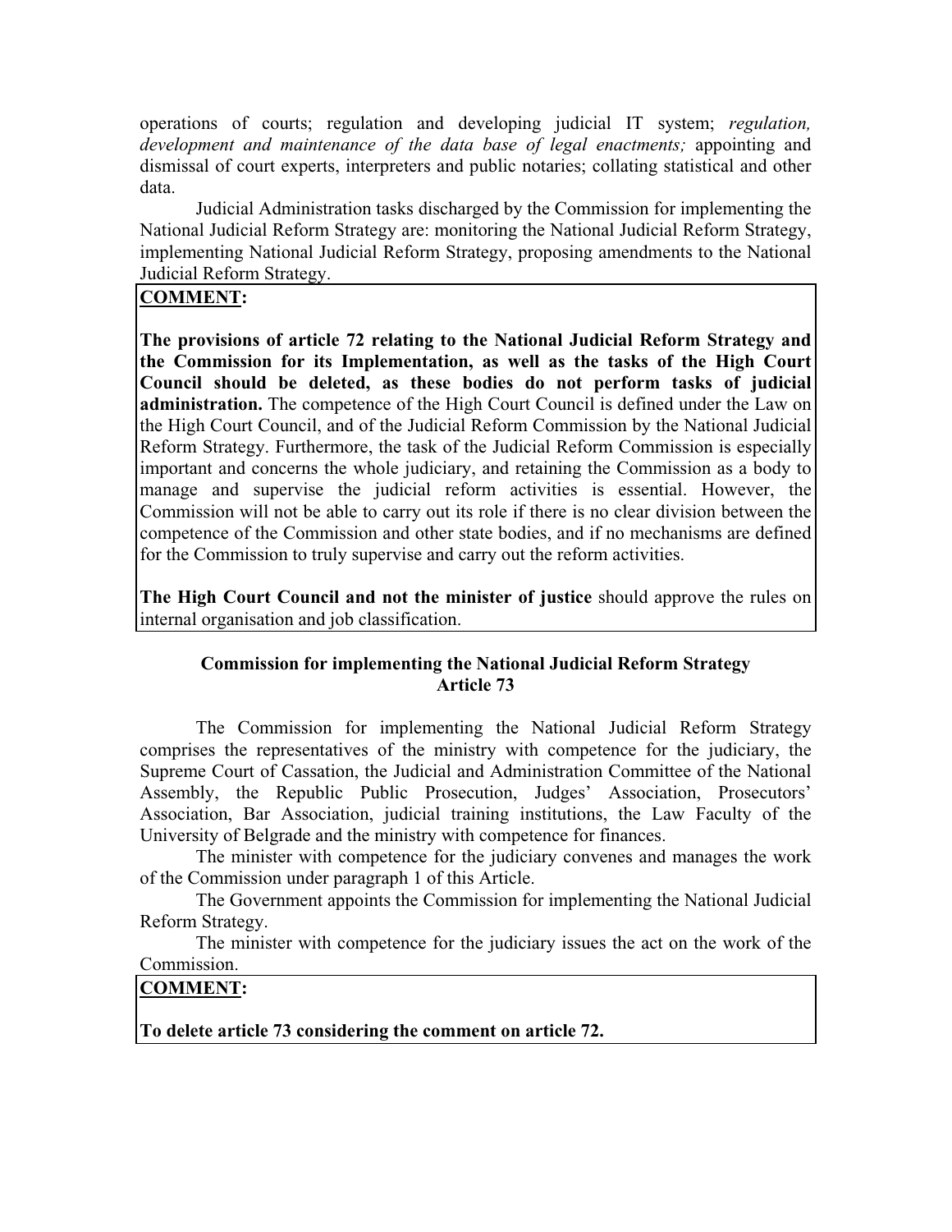operations of courts; regulation and developing judicial IT system; *regulation, development and maintenance of the data base of legal enactments;* appointing and dismissal of court experts, interpreters and public notaries; collating statistical and other data.

Judicial Administration tasks discharged by the Commission for implementing the National Judicial Reform Strategy are: monitoring the National Judicial Reform Strategy, implementing National Judicial Reform Strategy, proposing amendments to the National Judicial Reform Strategy.

**COMMENT:**

**The provisions of article 72 relating to the National Judicial Reform Strategy and the Commission for its Implementation, as well as the tasks of the High Court Council should be deleted, as these bodies do not perform tasks of judicial administration.** The competence of the High Court Council is defined under the Law on the High Court Council, and of the Judicial Reform Commission by the National Judicial Reform Strategy. Furthermore, the task of the Judicial Reform Commission is especially important and concerns the whole judiciary, and retaining the Commission as a body to manage and supervise the judicial reform activities is essential. However, the Commission will not be able to carry out its role if there is no clear division between the competence of the Commission and other state bodies, and if no mechanisms are defined for the Commission to truly supervise and carry out the reform activities.

**The High Court Council and not the minister of justice** should approve the rules on internal organisation and job classification.

### Commission for implementing the National Judicial Reform Strategy
### Article 73

The Commission for implementing the National Judicial Reform Strategy comprises the representatives of the ministry with competence for the judiciary, the Supreme Court of Cassation, the Judicial and Administration Committee of the National Assembly, the Republic Public Prosecution, Judges' Association, Prosecutors' Association, Bar Association, judicial training institutions, the Law Faculty of the University of Belgrade and the ministry with competence for finances.

The minister with competence for the judiciary convenes and manages the work of the Commission under paragraph 1 of this Article.

The Government appoints the Commission for implementing the National Judicial Reform Strategy.

The minister with competence for the judiciary issues the act on the work of the Commission.

**COMMENT:**

**To delete article 73 considering the comment on article 72.**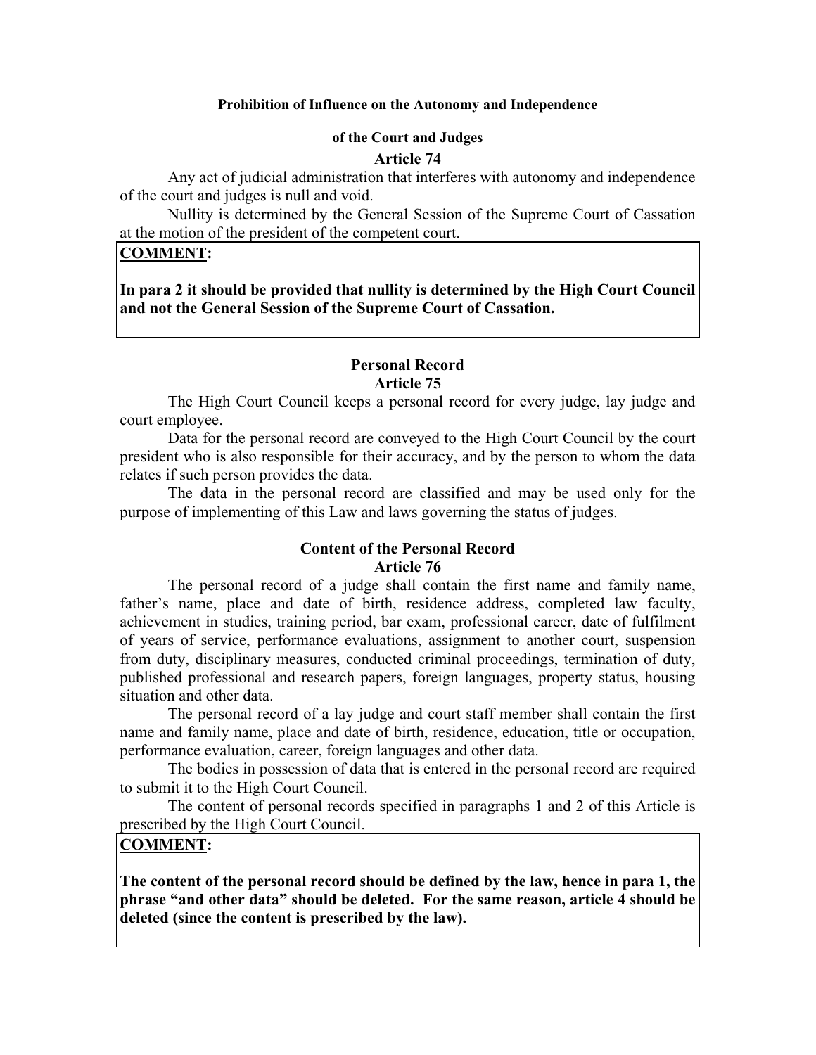**Prohibition of Influence on the Autonomy and Independence**

**of the Court and Judges**

**Article 74**

Any act of judicial administration that interferes with autonomy and independence of the court and judges is null and void.

Nullity is determined by the General Session of the Supreme Court of Cassation at the motion of the president of the competent court.

**COMMENT:**

**In para 2 it should be provided that nullity is determined by the High Court Council and not the General Session of the Supreme Court of Cassation.**

**Personal Record**

**Article 75**

The High Court Council keeps a personal record for every judge, lay judge and court employee.

Data for the personal record are conveyed to the High Court Council by the court president who is also responsible for their accuracy, and by the person to whom the data relates if such person provides the data.

The data in the personal record are classified and may be used only for the purpose of implementing of this Law and laws governing the status of judges.

**Content of the Personal Record**

**Article 76**

The personal record of a judge shall contain the first name and family name, father's name, place and date of birth, residence address, completed law faculty, achievement in studies, training period, bar exam, professional career, date of fulfilment of years of service, performance evaluations, assignment to another court, suspension from duty, disciplinary measures, conducted criminal proceedings, termination of duty, published professional and research papers, foreign languages, property status, housing situation and other data.

The personal record of a lay judge and court staff member shall contain the first name and family name, place and date of birth, residence, education, title or occupation, performance evaluation, career, foreign languages and other data.

The bodies in possession of data that is entered in the personal record are required to submit it to the High Court Council.

The content of personal records specified in paragraphs 1 and 2 of this Article is prescribed by the High Court Council.

**COMMENT:**

**The content of the personal record should be defined by the law, hence in para 1, the phrase "and other data" should be deleted. For the same reason, article 4 should be deleted (since the content is prescribed by the law).**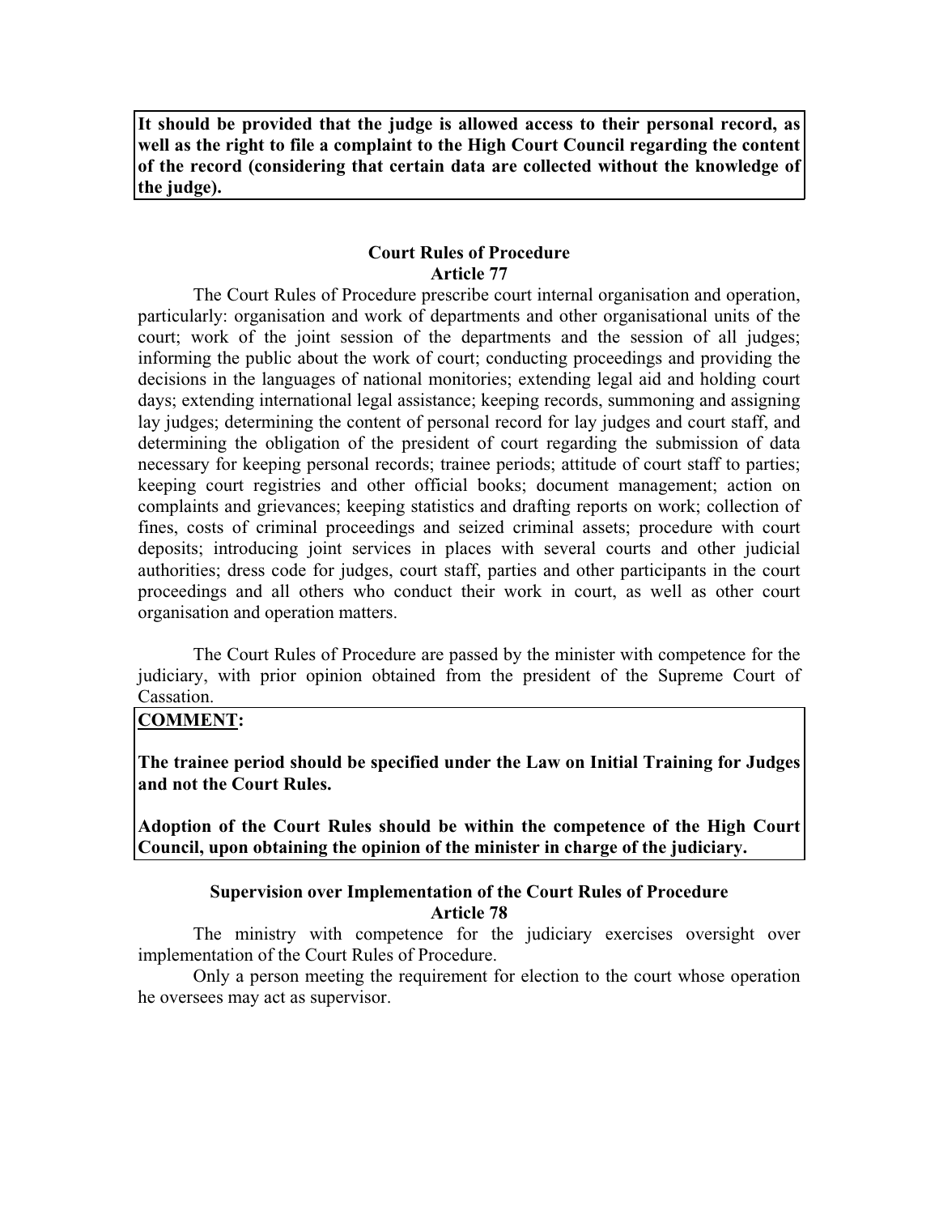**It should be provided that the judge is allowed access to their personal record, as well as the right to file a complaint to the High Court Council regarding the content of the record (considering that certain data are collected without the knowledge of the judge).**

### Court Rules of Procedure
### Article 77

The Court Rules of Procedure prescribe court internal organisation and operation, particularly: organisation and work of departments and other organisational units of the court; work of the joint session of the departments and the session of all judges; informing the public about the work of court; conducting proceedings and providing the decisions in the languages of national monitories; extending legal aid and holding court days; extending international legal assistance; keeping records, summoning and assigning lay judges; determining the content of personal record for lay judges and court staff, and determining the obligation of the president of court regarding the submission of data necessary for keeping personal records; trainee periods; attitude of court staff to parties; keeping court registries and other official books; document management; action on complaints and grievances; keeping statistics and drafting reports on work; collection of fines, costs of criminal proceedings and seized criminal assets; procedure with court deposits; introducing joint services in places with several courts and other judicial authorities; dress code for judges, court staff, parties and other participants in the court proceedings and all others who conduct their work in court, as well as other court organisation and operation matters.

The Court Rules of Procedure are passed by the minister with competence for the judiciary, with prior opinion obtained from the president of the Supreme Court of Cassation.

**COMMENT:**

**The trainee period should be specified under the Law on Initial Training for Judges and not the Court Rules.**

**Adoption of the Court Rules should be within the competence of the High Court Council, upon obtaining the opinion of the minister in charge of the judiciary.**

### Supervision over Implementation of the Court Rules of Procedure
### Article 78

The ministry with competence for the judiciary exercises oversight over implementation of the Court Rules of Procedure.

Only a person meeting the requirement for election to the court whose operation he oversees may act as supervisor.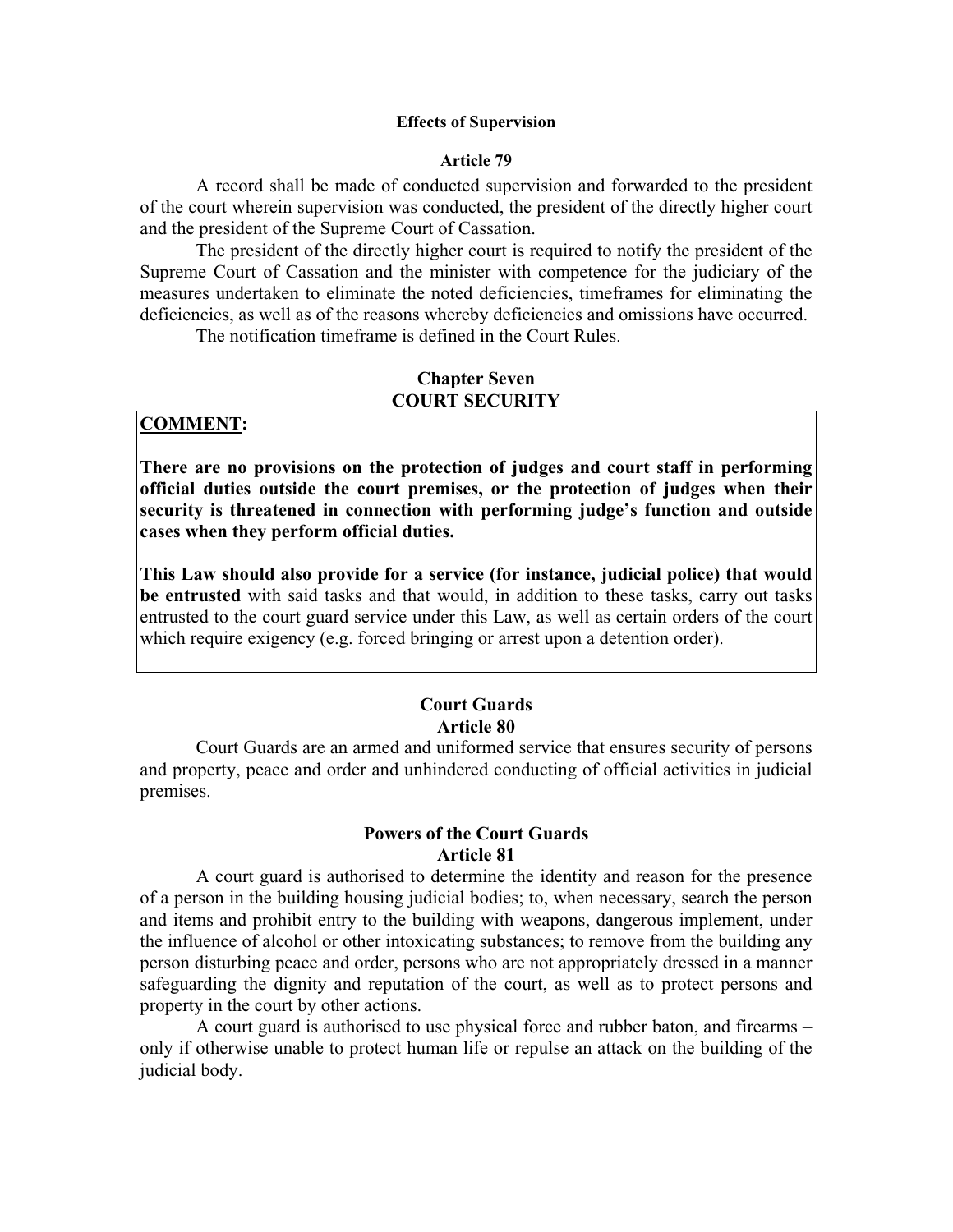**Effects of Supervision**

**Article 79**

A record shall be made of conducted supervision and forwarded to the president of the court wherein supervision was conducted, the president of the directly higher court and the president of the Supreme Court of Cassation.

The president of the directly higher court is required to notify the president of the Supreme Court of Cassation and the minister with competence for the judiciary of the measures undertaken to eliminate the noted deficiencies, timeframes for eliminating the deficiencies, as well as of the reasons whereby deficiencies and omissions have occurred.

The notification timeframe is defined in the Court Rules.

## Chapter Seven
## COURT SECURITY

**COMMENT:**

**There are no provisions on the protection of judges and court staff in performing official duties outside the court premises, or the protection of judges when their security is threatened in connection with performing judge's function and outside cases when they perform official duties.**

**This Law should also provide for a service (for instance, judicial police) that would be entrusted** with said tasks and that would, in addition to these tasks, carry out tasks entrusted to the court guard service under this Law, as well as certain orders of the court which require exigency (e.g. forced bringing or arrest upon a detention order).

**Court Guards**
**Article 80**

Court Guards are an armed and uniformed service that ensures security of persons and property, peace and order and unhindered conducting of official activities in judicial premises.

**Powers of the Court Guards**
**Article 81**

A court guard is authorised to determine the identity and reason for the presence of a person in the building housing judicial bodies; to, when necessary, search the person and items and prohibit entry to the building with weapons, dangerous implement, under the influence of alcohol or other intoxicating substances; to remove from the building any person disturbing peace and order, persons who are not appropriately dressed in a manner safeguarding the dignity and reputation of the court, as well as to protect persons and property in the court by other actions.

A court guard is authorised to use physical force and rubber baton, and firearms – only if otherwise unable to protect human life or repulse an attack on the building of the judicial body.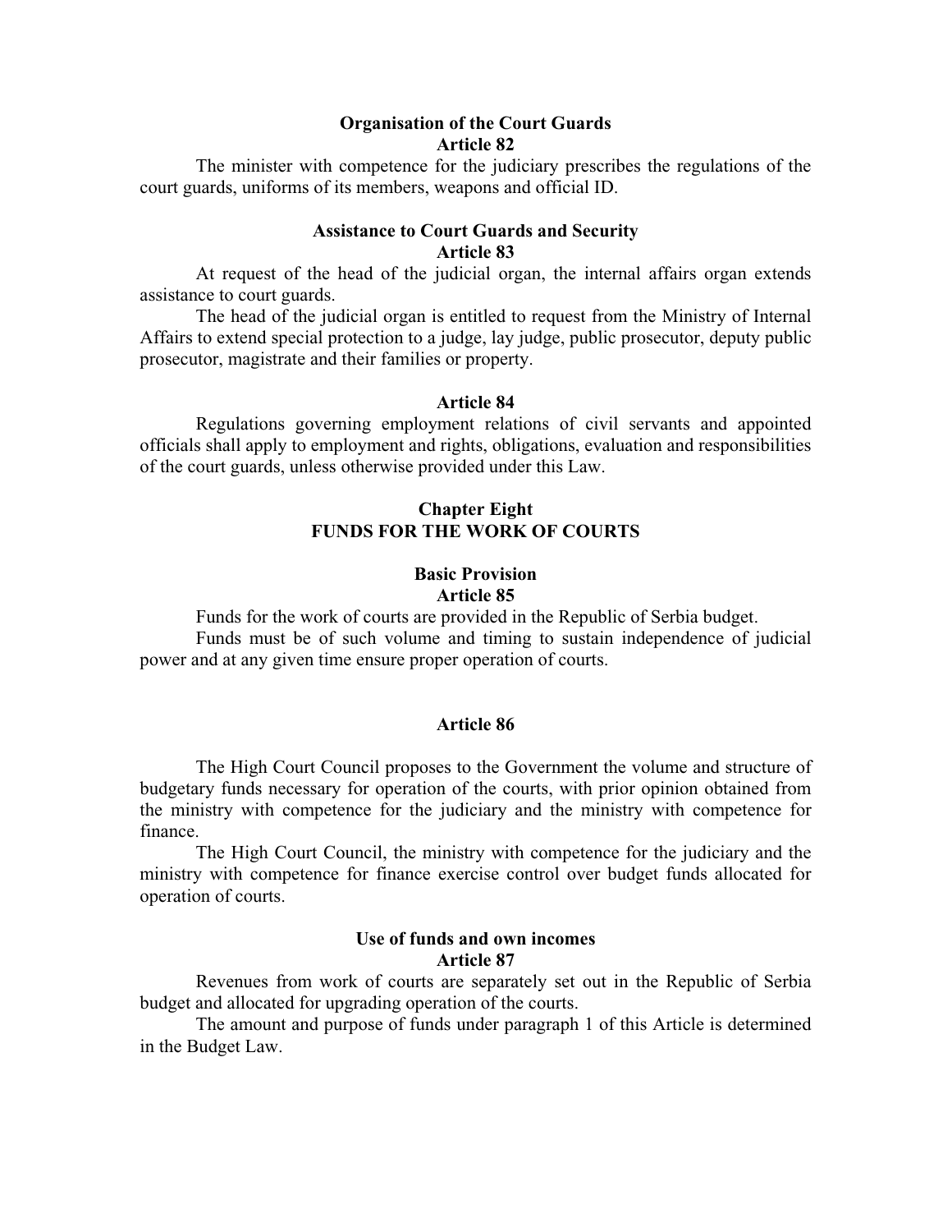**Organisation of the Court Guards**
**Article 82**

The minister with competence for the judiciary prescribes the regulations of the court guards, uniforms of its members, weapons and official ID.

**Assistance to Court Guards and Security**
**Article 83**

At request of the head of the judicial organ, the internal affairs organ extends assistance to court guards.

The head of the judicial organ is entitled to request from the Ministry of Internal Affairs to extend special protection to a judge, lay judge, public prosecutor, deputy public prosecutor, magistrate and their families or property.

**Article 84**

Regulations governing employment relations of civil servants and appointed officials shall apply to employment and rights, obligations, evaluation and responsibilities of the court guards, unless otherwise provided under this Law.

## Chapter Eight
## FUNDS FOR THE WORK OF COURTS

**Basic Provision**
**Article 85**

Funds for the work of courts are provided in the Republic of Serbia budget.

Funds must be of such volume and timing to sustain independence of judicial power and at any given time ensure proper operation of courts.

**Article 86**

The High Court Council proposes to the Government the volume and structure of budgetary funds necessary for operation of the courts, with prior opinion obtained from the ministry with competence for the judiciary and the ministry with competence for finance.

The High Court Council, the ministry with competence for the judiciary and the ministry with competence for finance exercise control over budget funds allocated for operation of courts.

**Use of funds and own incomes**
**Article 87**

Revenues from work of courts are separately set out in the Republic of Serbia budget and allocated for upgrading operation of the courts.

The amount and purpose of funds under paragraph 1 of this Article is determined in the Budget Law.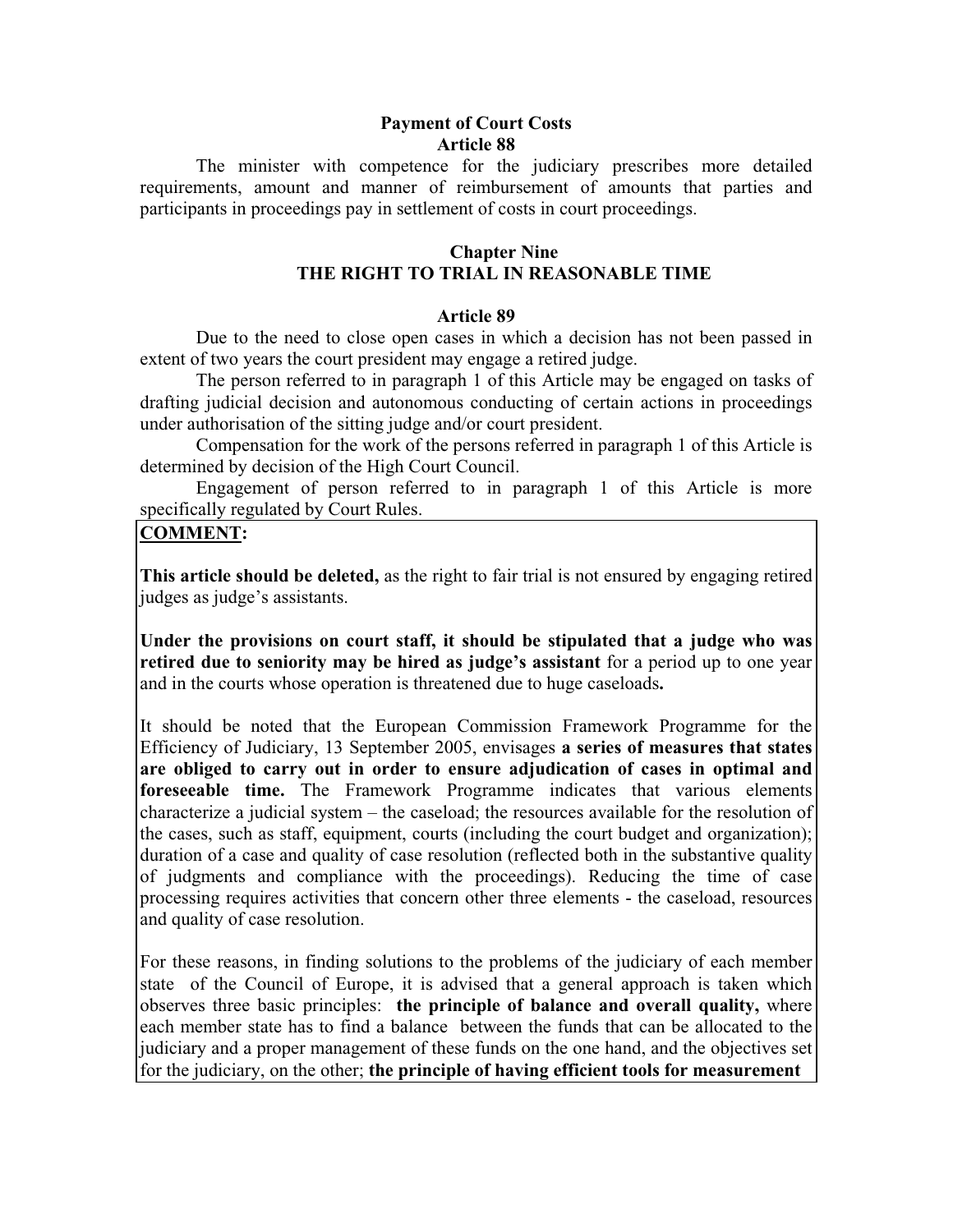**Payment of Court Costs**
**Article 88**

The minister with competence for the judiciary prescribes more detailed requirements, amount and manner of reimbursement of amounts that parties and participants in proceedings pay in settlement of costs in court proceedings.

## Chapter Nine
## THE RIGHT TO TRIAL IN REASONABLE TIME

**Article 89**

Due to the need to close open cases in which a decision has not been passed in extent of two years the court president may engage a retired judge.

The person referred to in paragraph 1 of this Article may be engaged on tasks of drafting judicial decision and autonomous conducting of certain actions in proceedings under authorisation of the sitting judge and/or court president.

Compensation for the work of the persons referred in paragraph 1 of this Article is determined by decision of the High Court Council.

Engagement of person referred to in paragraph 1 of this Article is more specifically regulated by Court Rules.

**COMMENT:**

**This article should be deleted,** as the right to fair trial is not ensured by engaging retired judges as judge's assistants.

**Under the provisions on court staff, it should be stipulated that a judge who was retired due to seniority may be hired as judge's assistant** for a period up to one year and in the courts whose operation is threatened due to huge caseloads**.**

It should be noted that the European Commission Framework Programme for the Efficiency of Judiciary, 13 September 2005, envisages **a series of measures that states are obliged to carry out in order to ensure adjudication of cases in optimal and foreseeable time.** The Framework Programme indicates that various elements characterize a judicial system – the caseload; the resources available for the resolution of the cases, such as staff, equipment, courts (including the court budget and organization); duration of a case and quality of case resolution (reflected both in the substantive quality of judgments and compliance with the proceedings). Reducing the time of case processing requires activities that concern other three elements - the caseload, resources and quality of case resolution.

For these reasons, in finding solutions to the problems of the judiciary of each member state of the Council of Europe, it is advised that a general approach is taken which observes three basic principles: **the principle of balance and overall quality,** where each member state has to find a balance between the funds that can be allocated to the judiciary and a proper management of these funds on the one hand, and the objectives set for the judiciary, on the other; **the principle of having efficient tools for measurement**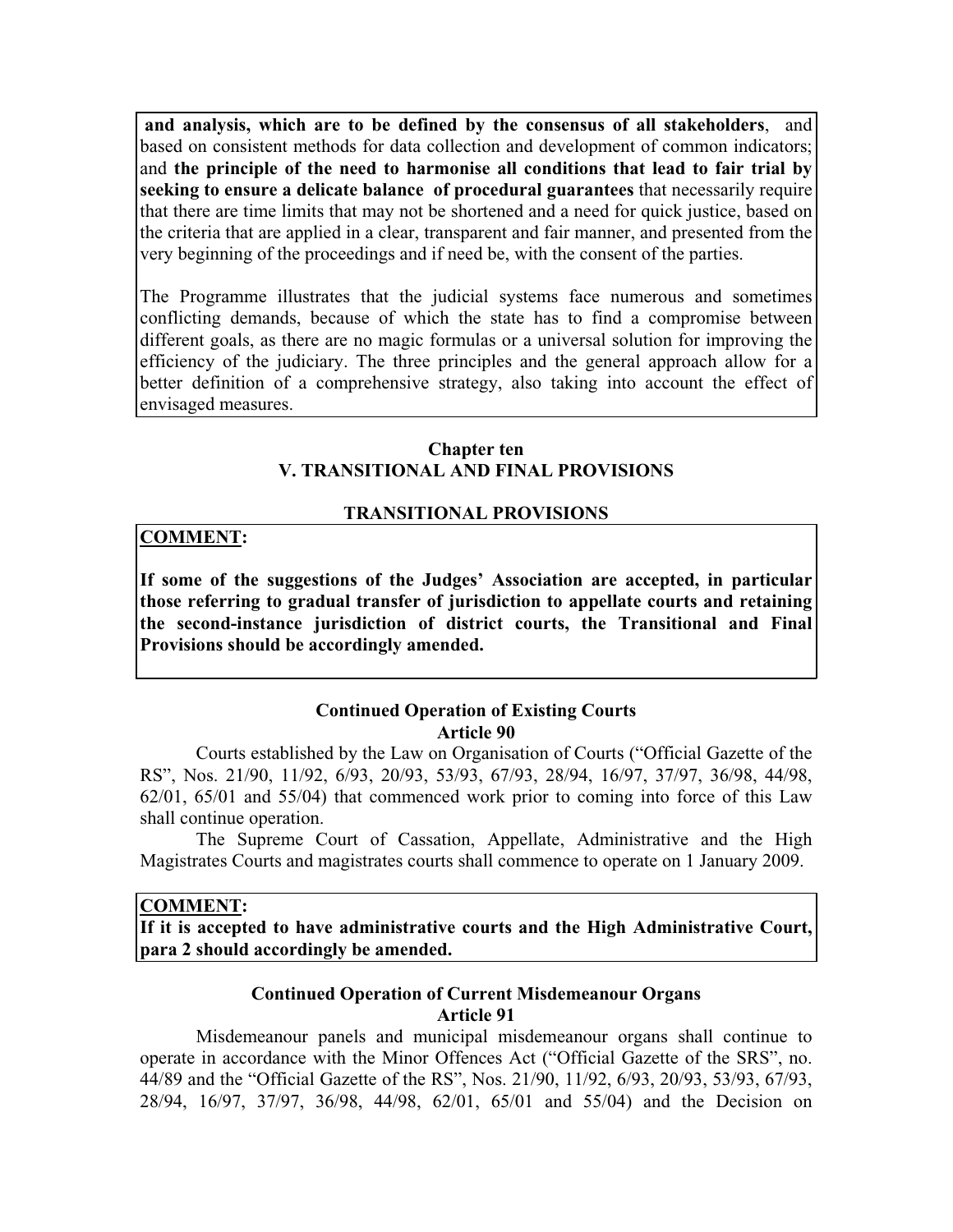**and analysis, which are to be defined by the consensus of all stakeholders**, and based on consistent methods for data collection and development of common indicators; and **the principle of the need to harmonise all conditions that lead to fair trial by seeking to ensure a delicate balance of procedural guarantees** that necessarily require that there are time limits that may not be shortened and a need for quick justice, based on the criteria that are applied in a clear, transparent and fair manner, and presented from the very beginning of the proceedings and if need be, with the consent of the parties.

The Programme illustrates that the judicial systems face numerous and sometimes conflicting demands, because of which the state has to find a compromise between different goals, as there are no magic formulas or a universal solution for improving the efficiency of the judiciary. The three principles and the general approach allow for a better definition of a comprehensive strategy, also taking into account the effect of envisaged measures.

## Chapter ten
## V. TRANSITIONAL AND FINAL PROVISIONS

### TRANSITIONAL PROVISIONS

**COMMENT:**

**If some of the suggestions of the Judges' Association are accepted, in particular those referring to gradual transfer of jurisdiction to appellate courts and retaining the second-instance jurisdiction of district courts, the Transitional and Final Provisions should be accordingly amended.**

### Continued Operation of Existing Courts
### Article 90

Courts established by the Law on Organisation of Courts ("Official Gazette of the RS", Nos. 21/90, 11/92, 6/93, 20/93, 53/93, 67/93, 28/94, 16/97, 37/97, 36/98, 44/98, 62/01, 65/01 and 55/04) that commenced work prior to coming into force of this Law shall continue operation.

The Supreme Court of Cassation, Appellate, Administrative and the High Magistrates Courts and magistrates courts shall commence to operate on 1 January 2009.

**COMMENT:**
**If it is accepted to have administrative courts and the High Administrative Court, para 2 should accordingly be amended.**

### Continued Operation of Current Misdemeanour Organs
### Article 91

Misdemeanour panels and municipal misdemeanour organs shall continue to operate in accordance with the Minor Offences Act ("Official Gazette of the SRS", no. 44/89 and the "Official Gazette of the RS", Nos. 21/90, 11/92, 6/93, 20/93, 53/93, 67/93, 28/94, 16/97, 37/97, 36/98, 44/98, 62/01, 65/01 and 55/04) and the Decision on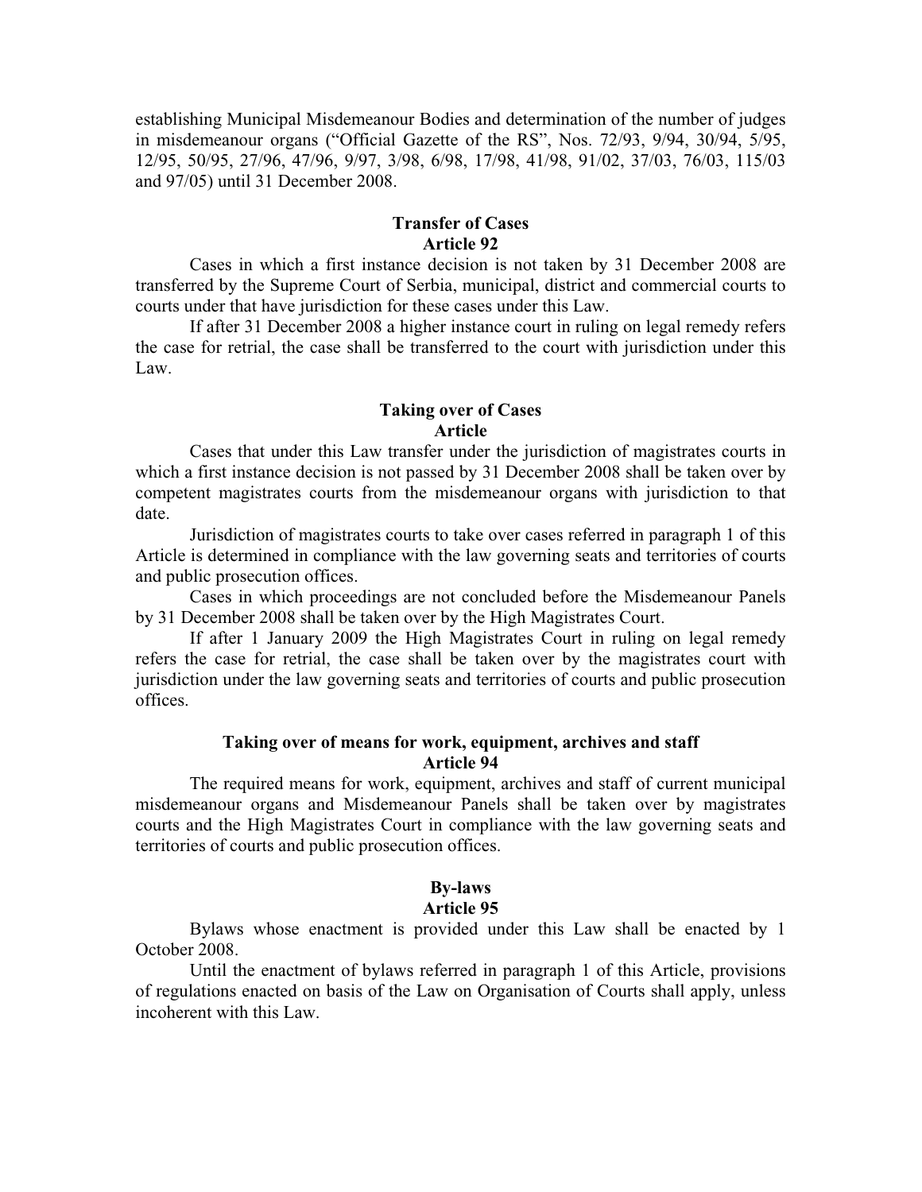establishing Municipal Misdemeanour Bodies and determination of the number of judges in misdemeanour organs ("Official Gazette of the RS", Nos. 72/93, 9/94, 30/94, 5/95, 12/95, 50/95, 27/96, 47/96, 9/97, 3/98, 6/98, 17/98, 41/98, 91/02, 37/03, 76/03, 115/03 and 97/05) until 31 December 2008.

**Transfer of Cases**
**Article 92**

Cases in which a first instance decision is not taken by 31 December 2008 are transferred by the Supreme Court of Serbia, municipal, district and commercial courts to courts under that have jurisdiction for these cases under this Law.

If after 31 December 2008 a higher instance court in ruling on legal remedy refers the case for retrial, the case shall be transferred to the court with jurisdiction under this Law.

**Taking over of Cases**
**Article**

Cases that under this Law transfer under the jurisdiction of magistrates courts in which a first instance decision is not passed by 31 December 2008 shall be taken over by competent magistrates courts from the misdemeanour organs with jurisdiction to that date.

Jurisdiction of magistrates courts to take over cases referred in paragraph 1 of this Article is determined in compliance with the law governing seats and territories of courts and public prosecution offices.

Cases in which proceedings are not concluded before the Misdemeanour Panels by 31 December 2008 shall be taken over by the High Magistrates Court.

If after 1 January 2009 the High Magistrates Court in ruling on legal remedy refers the case for retrial, the case shall be taken over by the magistrates court with jurisdiction under the law governing seats and territories of courts and public prosecution offices.

**Taking over of means for work, equipment, archives and staff**
**Article 94**

The required means for work, equipment, archives and staff of current municipal misdemeanour organs and Misdemeanour Panels shall be taken over by magistrates courts and the High Magistrates Court in compliance with the law governing seats and territories of courts and public prosecution offices.

**By-laws**
**Article 95**

Bylaws whose enactment is provided under this Law shall be enacted by 1 October 2008.

Until the enactment of bylaws referred in paragraph 1 of this Article, provisions of regulations enacted on basis of the Law on Organisation of Courts shall apply, unless incoherent with this Law.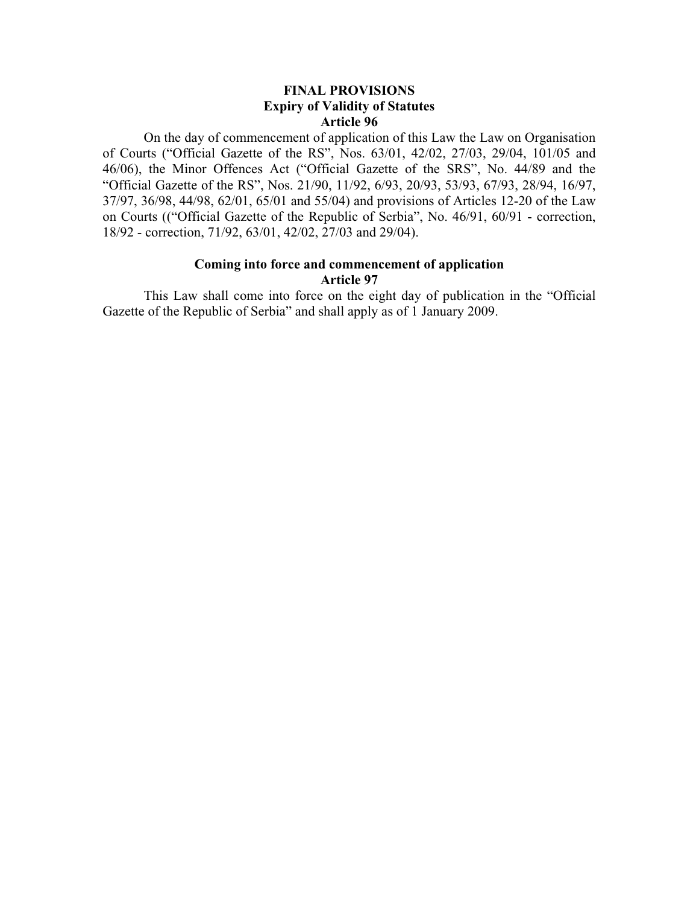## FINAL PROVISIONS

### Expiry of Validity of Statutes

### Article 96

On the day of commencement of application of this Law the Law on Organisation of Courts ("Official Gazette of the RS", Nos. 63/01, 42/02, 27/03, 29/04, 101/05 and 46/06), the Minor Offences Act ("Official Gazette of the SRS", No. 44/89 and the "Official Gazette of the RS", Nos. 21/90, 11/92, 6/93, 20/93, 53/93, 67/93, 28/94, 16/97, 37/97, 36/98, 44/98, 62/01, 65/01 and 55/04) and provisions of Articles 12-20 of the Law on Courts (("Official Gazette of the Republic of Serbia", No. 46/91, 60/91 - correction, 18/92 - correction, 71/92, 63/01, 42/02, 27/03 and 29/04).

### Coming into force and commencement of application

### Article 97

This Law shall come into force on the eight day of publication in the "Official Gazette of the Republic of Serbia" and shall apply as of 1 January 2009.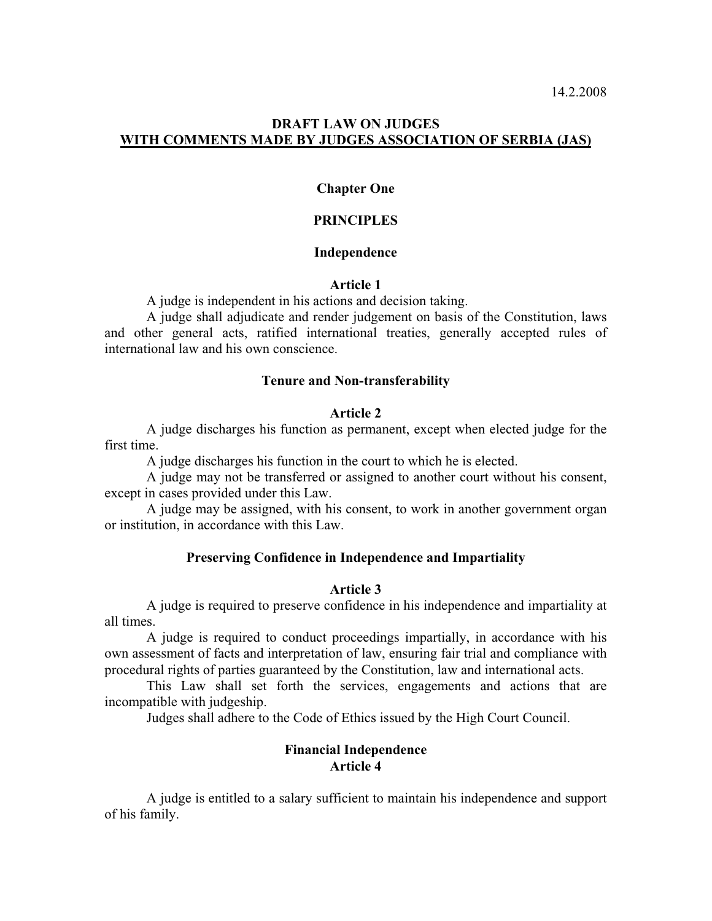14.2.2008

**DRAFT LAW ON JUDGES**
**WITH COMMENTS MADE BY JUDGES ASSOCIATION OF SERBIA (JAS)**

## Chapter One

## PRINCIPLES

### Independence

#### Article 1

A judge is independent in his actions and decision taking.

A judge shall adjudicate and render judgement on basis of the Constitution, laws and other general acts, ratified international treaties, generally accepted rules of international law and his own conscience.

### Tenure and Non-transferability

#### Article 2

A judge discharges his function as permanent, except when elected judge for the first time.

A judge discharges his function in the court to which he is elected.

A judge may not be transferred or assigned to another court without his consent, except in cases provided under this Law.

A judge may be assigned, with his consent, to work in another government organ or institution, in accordance with this Law.

### Preserving Confidence in Independence and Impartiality

#### Article 3

A judge is required to preserve confidence in his independence and impartiality at all times.

A judge is required to conduct proceedings impartially, in accordance with his own assessment of facts and interpretation of law, ensuring fair trial and compliance with procedural rights of parties guaranteed by the Constitution, law and international acts.

This Law shall set forth the services, engagements and actions that are incompatible with judgeship.

Judges shall adhere to the Code of Ethics issued by the High Court Council.

### Financial Independence

#### Article 4

A judge is entitled to a salary sufficient to maintain his independence and support of his family.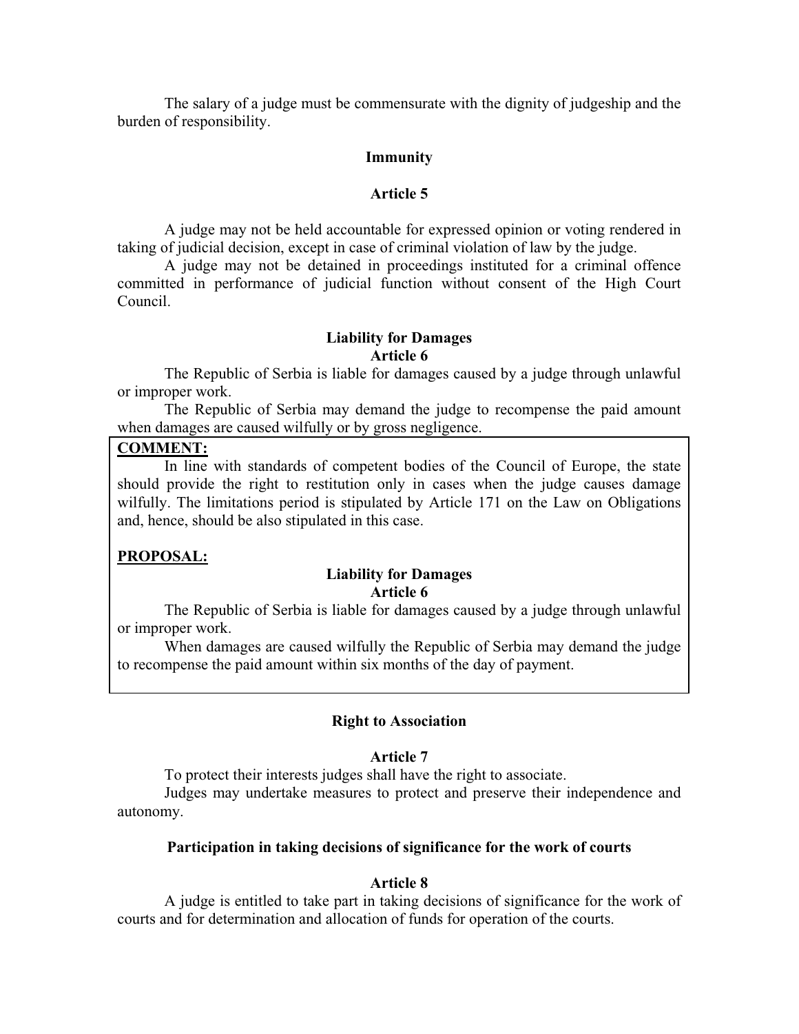The salary of a judge must be commensurate with the dignity of judgeship and the burden of responsibility.

**Immunity**

**Article 5**

A judge may not be held accountable for expressed opinion or voting rendered in taking of judicial decision, except in case of criminal violation of law by the judge.

A judge may not be detained in proceedings instituted for a criminal offence committed in performance of judicial function without consent of the High Court Council.

**Liability for Damages**
**Article 6**

The Republic of Serbia is liable for damages caused by a judge through unlawful or improper work.

The Republic of Serbia may demand the judge to recompense the paid amount when damages are caused wilfully or by gross negligence.

**COMMENT:**

In line with standards of competent bodies of the Council of Europe, the state should provide the right to restitution only in cases when the judge causes damage wilfully. The limitations period is stipulated by Article 171 on the Law on Obligations and, hence, should be also stipulated in this case.

**PROPOSAL:**

**Liability for Damages**
**Article 6**

The Republic of Serbia is liable for damages caused by a judge through unlawful or improper work.

When damages are caused wilfully the Republic of Serbia may demand the judge to recompense the paid amount within six months of the day of payment.

**Right to Association**

**Article 7**

To protect their interests judges shall have the right to associate.

Judges may undertake measures to protect and preserve their independence and autonomy.

**Participation in taking decisions of significance for the work of courts**

**Article 8**

A judge is entitled to take part in taking decisions of significance for the work of courts and for determination and allocation of funds for operation of the courts.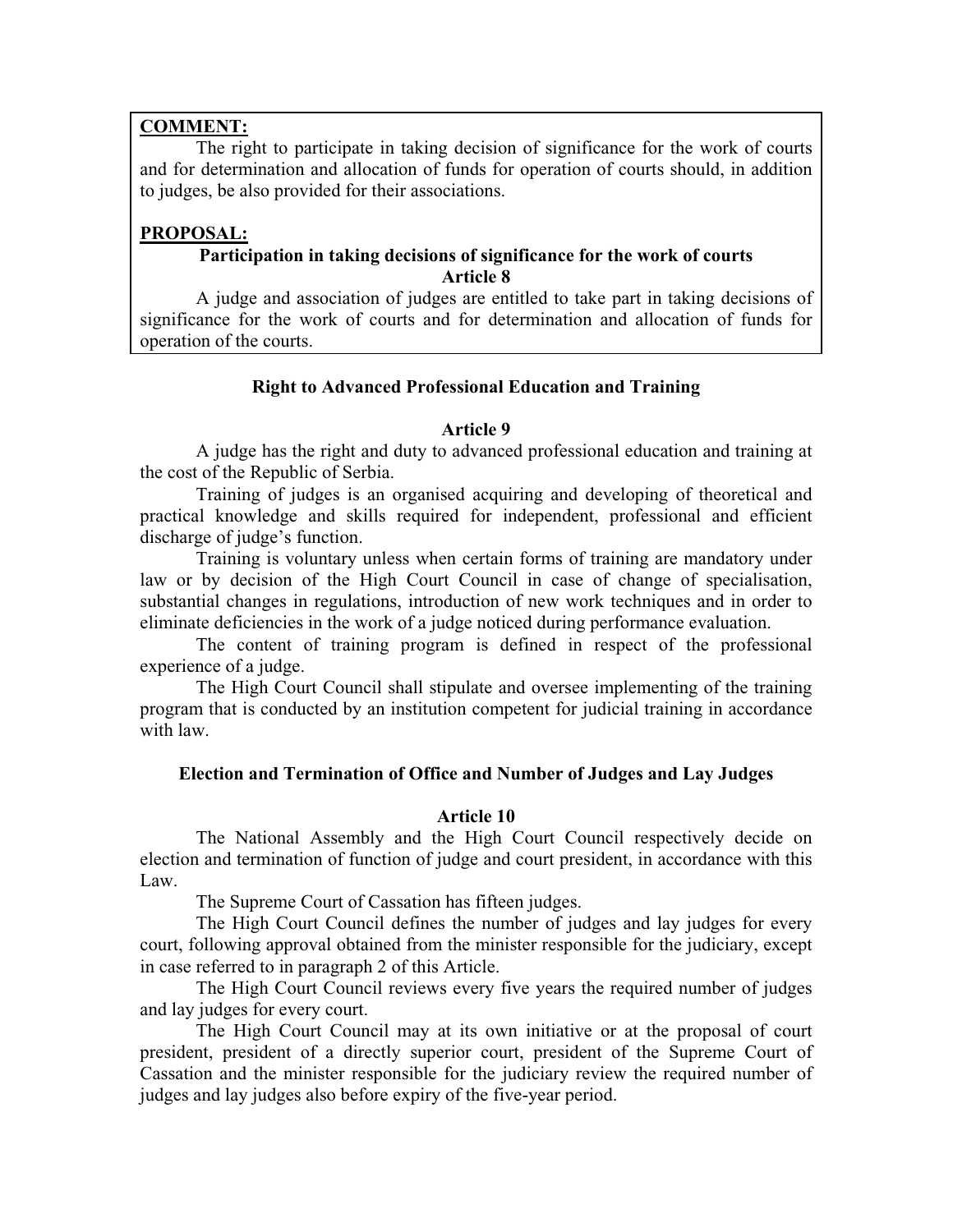**COMMENT:**

The right to participate in taking decision of significance for the work of courts and for determination and allocation of funds for operation of courts should, in addition to judges, be also provided for their associations.

**PROPOSAL:**

**Participation in taking decisions of significance for the work of courts**

**Article 8**

A judge and association of judges are entitled to take part in taking decisions of significance for the work of courts and for determination and allocation of funds for operation of the courts.

### Right to Advanced Professional Education and Training

**Article 9**

A judge has the right and duty to advanced professional education and training at the cost of the Republic of Serbia.

Training of judges is an organised acquiring and developing of theoretical and practical knowledge and skills required for independent, professional and efficient discharge of judge's function.

Training is voluntary unless when certain forms of training are mandatory under law or by decision of the High Court Council in case of change of specialisation, substantial changes in regulations, introduction of new work techniques and in order to eliminate deficiencies in the work of a judge noticed during performance evaluation.

The content of training program is defined in respect of the professional experience of a judge.

The High Court Council shall stipulate and oversee implementing of the training program that is conducted by an institution competent for judicial training in accordance with law.

### Election and Termination of Office and Number of Judges and Lay Judges

**Article 10**

The National Assembly and the High Court Council respectively decide on election and termination of function of judge and court president, in accordance with this Law.

The Supreme Court of Cassation has fifteen judges.

The High Court Council defines the number of judges and lay judges for every court, following approval obtained from the minister responsible for the judiciary, except in case referred to in paragraph 2 of this Article.

The High Court Council reviews every five years the required number of judges and lay judges for every court.

The High Court Council may at its own initiative or at the proposal of court president, president of a directly superior court, president of the Supreme Court of Cassation and the minister responsible for the judiciary review the required number of judges and lay judges also before expiry of the five-year period.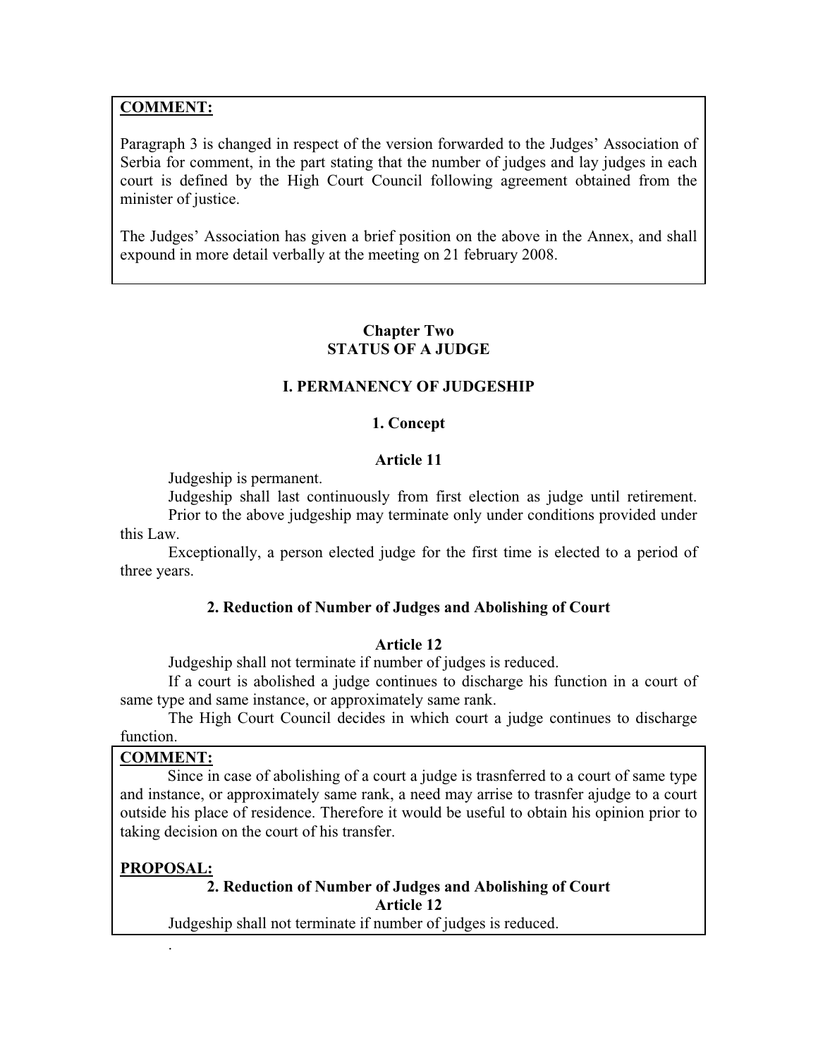**COMMENT:**

Paragraph 3 is changed in respect of the version forwarded to the Judges' Association of Serbia for comment, in the part stating that the number of judges and lay judges in each court is defined by the High Court Council following agreement obtained from the minister of justice.

The Judges' Association has given a brief position on the above in the Annex, and shall expound in more detail verbally at the meeting on 21 february 2008.

## Chapter Two
## STATUS OF A JUDGE

### I. PERMANENCY OF JUDGESHIP

#### 1. Concept

**Article 11**

Judgeship is permanent.

Judgeship shall last continuously from first election as judge until retirement.

Prior to the above judgeship may terminate only under conditions provided under this Law.

Exceptionally, a person elected judge for the first time is elected to a period of three years.

#### 2. Reduction of Number of Judges and Abolishing of Court

**Article 12**

Judgeship shall not terminate if number of judges is reduced.

If a court is abolished a judge continues to discharge his function in a court of same type and same instance, or approximately same rank.

The High Court Council decides in which court a judge continues to discharge function.

**COMMENT:**

Since in case of abolishing of a court a judge is trasnferred to a court of same type and instance, or approximately same rank, a need may arrise to trasnfer ajudge to a court outside his place of residence. Therefore it would be useful to obtain his opinion prior to taking decision on the court of his transfer.

**PROPOSAL:**

**2. Reduction of Number of Judges and Abolishing of Court**

**Article 12**

Judgeship shall not terminate if number of judges is reduced.

.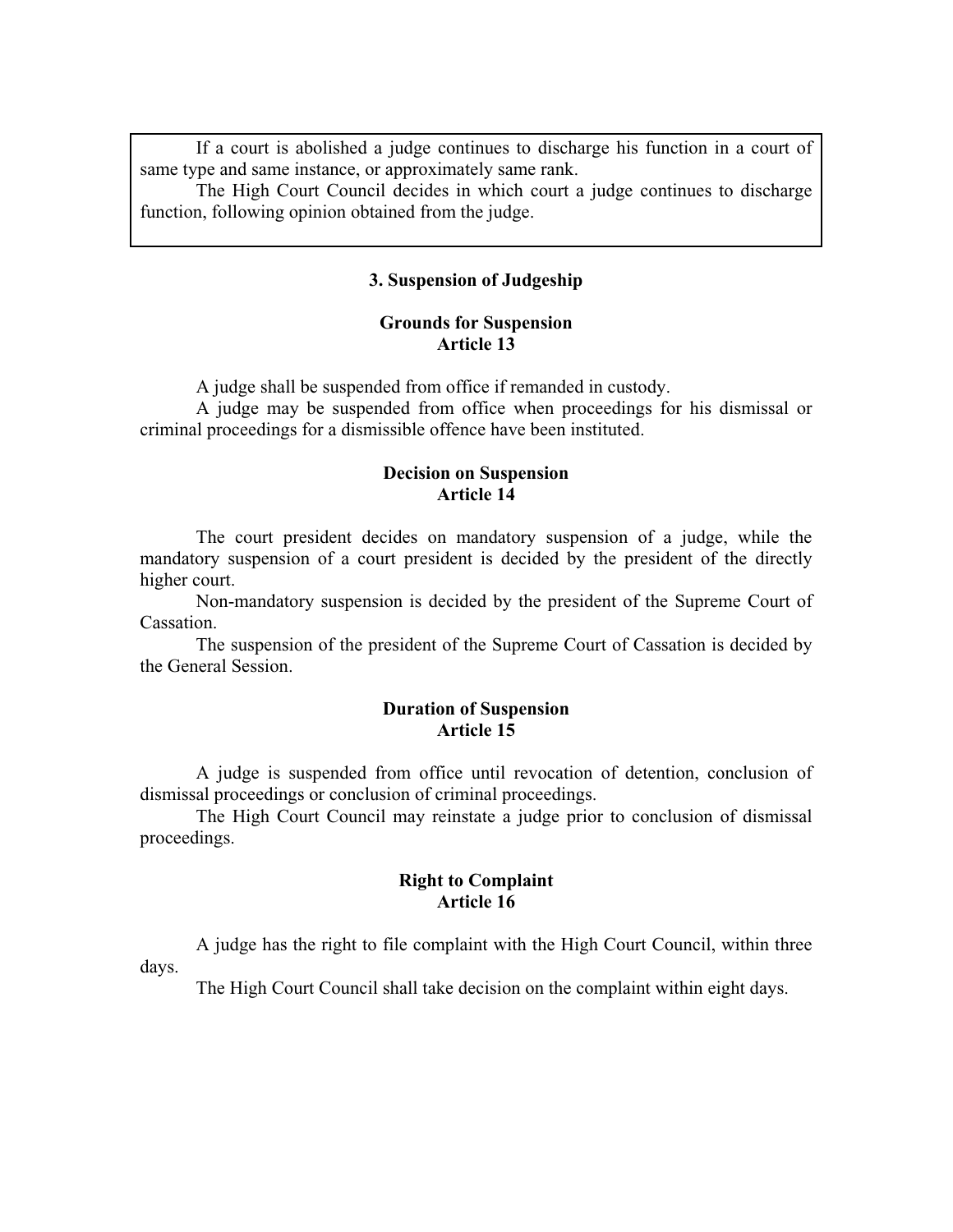If a court is abolished a judge continues to discharge his function in a court of same type and same instance, or approximately same rank.

The High Court Council decides in which court a judge continues to discharge function, following opinion obtained from the judge.

### 3. Suspension of Judgeship

#### Grounds for Suspension
#### Article 13

A judge shall be suspended from office if remanded in custody.

A judge may be suspended from office when proceedings for his dismissal or criminal proceedings for a dismissible offence have been instituted.

#### Decision on Suspension
#### Article 14

The court president decides on mandatory suspension of a judge, while the mandatory suspension of a court president is decided by the president of the directly higher court.

Non-mandatory suspension is decided by the president of the Supreme Court of Cassation.

The suspension of the president of the Supreme Court of Cassation is decided by the General Session.

#### Duration of Suspension
#### Article 15

A judge is suspended from office until revocation of detention, conclusion of dismissal proceedings or conclusion of criminal proceedings.

The High Court Council may reinstate a judge prior to conclusion of dismissal proceedings.

#### Right to Complaint
#### Article 16

A judge has the right to file complaint with the High Court Council, within three days.

The High Court Council shall take decision on the complaint within eight days.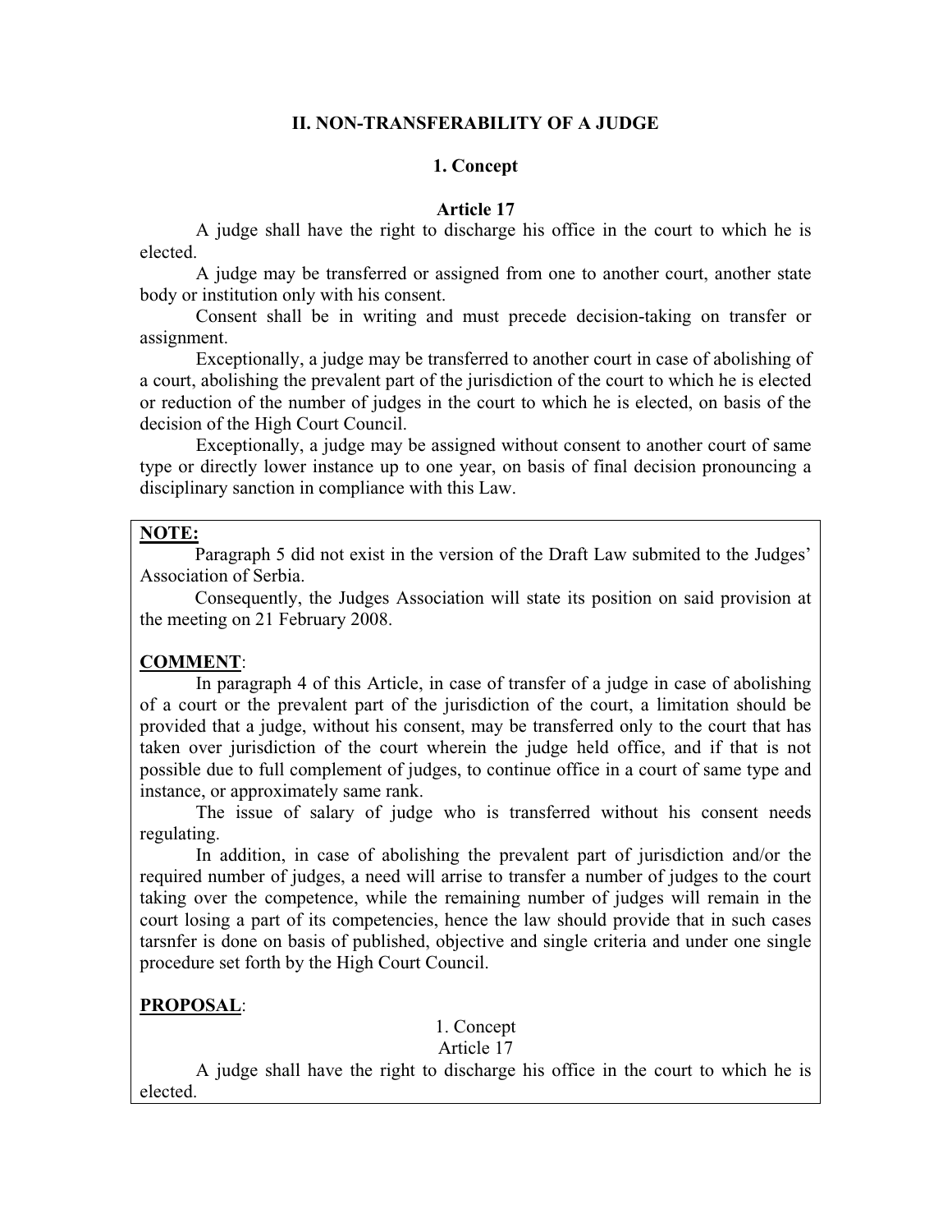## II. NON-TRANSFERABILITY OF A JUDGE

### 1. Concept

**Article 17**

A judge shall have the right to discharge his office in the court to which he is elected.

A judge may be transferred or assigned from one to another court, another state body or institution only with his consent.

Consent shall be in writing and must precede decision-taking on transfer or assignment.

Exceptionally, a judge may be transferred to another court in case of abolishing of a court, abolishing the prevalent part of the jurisdiction of the court to which he is elected or reduction of the number of judges in the court to which he is elected, on basis of the decision of the High Court Council.

Exceptionally, a judge may be assigned without consent to another court of same type or directly lower instance up to one year, on basis of final decision pronouncing a disciplinary sanction in compliance with this Law.

**NOTE:**

Paragraph 5 did not exist in the version of the Draft Law submited to the Judges' Association of Serbia.

Consequently, the Judges Association will state its position on said provision at the meeting on 21 February 2008.

**COMMENT**:

In paragraph 4 of this Article, in case of transfer of a judge in case of abolishing of a court or the prevalent part of the jurisdiction of the court, a limitation should be provided that a judge, without his consent, may be transferred only to the court that has taken over jurisdiction of the court wherein the judge held office, and if that is not possible due to full complement of judges, to continue office in a court of same type and instance, or approximately same rank.

The issue of salary of judge who is transferred without his consent needs regulating.

In addition, in case of abolishing the prevalent part of jurisdiction and/or the required number of judges, a need will arrise to transfer a number of judges to the court taking over the competence, while the remaining number of judges will remain in the court losing a part of its competencies, hence the law should provide that in such cases tarsnfer is done on basis of published, objective and single criteria and under one single procedure set forth by the High Court Council.

**PROPOSAL**:

1. Concept

Article 17

A judge shall have the right to discharge his office in the court to which he is elected.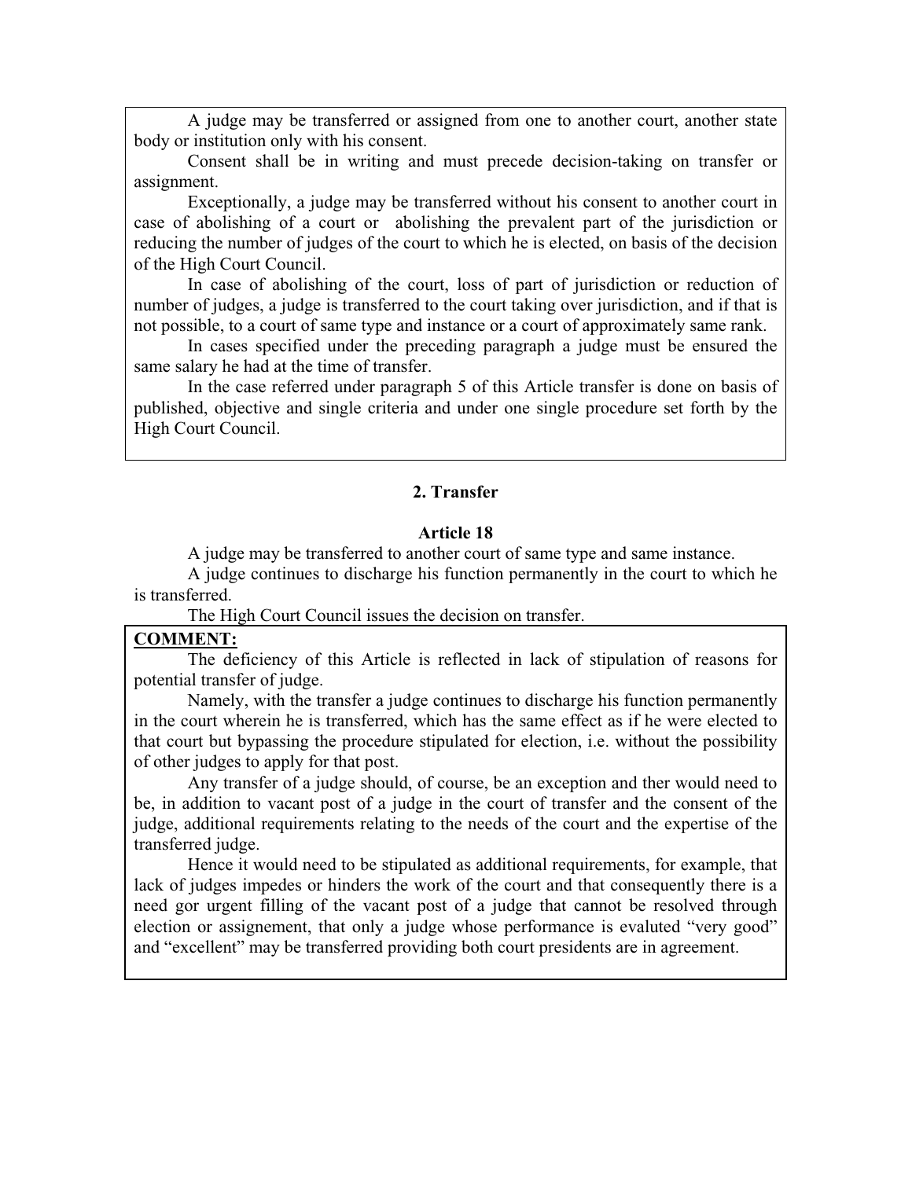A judge may be transferred or assigned from one to another court, another state body or institution only with his consent.

Consent shall be in writing and must precede decision-taking on transfer or assignment.

Exceptionally, a judge may be transferred without his consent to another court in case of abolishing of a court or abolishing the prevalent part of the jurisdiction or reducing the number of judges of the court to which he is elected, on basis of the decision of the High Court Council.

In case of abolishing of the court, loss of part of jurisdiction or reduction of number of judges, a judge is transferred to the court taking over jurisdiction, and if that is not possible, to a court of same type and instance or a court of approximately same rank.

In cases specified under the preceding paragraph a judge must be ensured the same salary he had at the time of transfer.

In the case referred under paragraph 5 of this Article transfer is done on basis of published, objective and single criteria and under one single procedure set forth by the High Court Council.

### 2. Transfer

#### Article 18

A judge may be transferred to another court of same type and same instance.

A judge continues to discharge his function permanently in the court to which he is transferred.

The High Court Council issues the decision on transfer.

**COMMENT:**

The deficiency of this Article is reflected in lack of stipulation of reasons for potential transfer of judge.

Namely, with the transfer a judge continues to discharge his function permanently in the court wherein he is transferred, which has the same effect as if he were elected to that court but bypassing the procedure stipulated for election, i.e. without the possibility of other judges to apply for that post.

Any transfer of a judge should, of course, be an exception and ther would need to be, in addition to vacant post of a judge in the court of transfer and the consent of the judge, additional requirements relating to the needs of the court and the expertise of the transferred judge.

Hence it would need to be stipulated as additional requirements, for example, that lack of judges impedes or hinders the work of the court and that consequently there is a need gor urgent filling of the vacant post of a judge that cannot be resolved through election or assignement, that only a judge whose performance is evaluted "very good" and "excellent" may be transferred providing both court presidents are in agreement.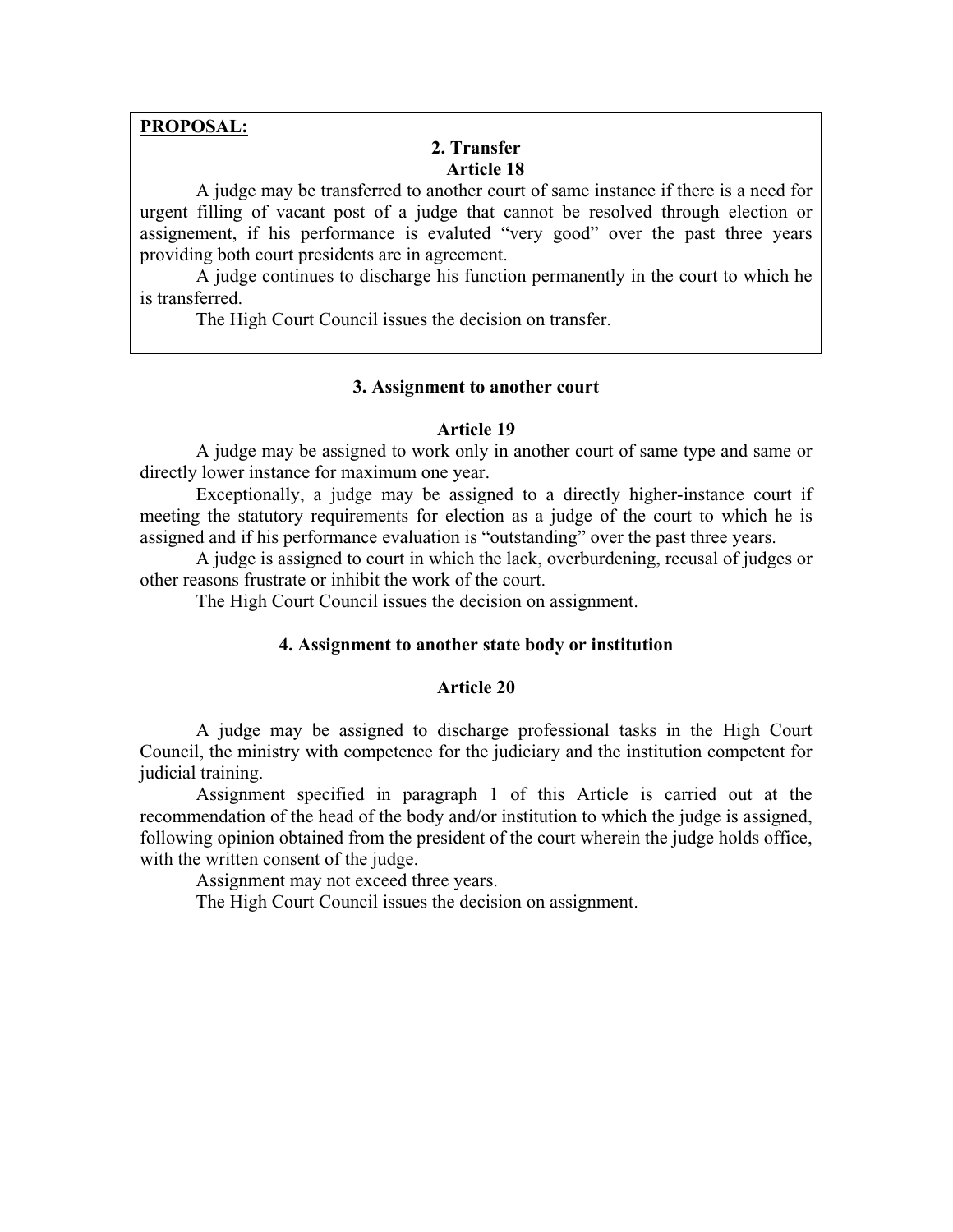**PROPOSAL:**

### 2. Transfer

### Article 18

A judge may be transferred to another court of same instance if there is a need for urgent filling of vacant post of a judge that cannot be resolved through election or assignement, if his performance is evaluted "very good" over the past three years providing both court presidents are in agreement.

A judge continues to discharge his function permanently in the court to which he is transferred.

The High Court Council issues the decision on transfer.

### 3. Assignment to another court

### Article 19

A judge may be assigned to work only in another court of same type and same or directly lower instance for maximum one year.

Exceptionally, a judge may be assigned to a directly higher-instance court if meeting the statutory requirements for election as a judge of the court to which he is assigned and if his performance evaluation is "outstanding" over the past three years.

A judge is assigned to court in which the lack, overburdening, recusal of judges or other reasons frustrate or inhibit the work of the court.

The High Court Council issues the decision on assignment.

### 4. Assignment to another state body or institution

### Article 20

A judge may be assigned to discharge professional tasks in the High Court Council, the ministry with competence for the judiciary and the institution competent for judicial training.

Assignment specified in paragraph 1 of this Article is carried out at the recommendation of the head of the body and/or institution to which the judge is assigned, following opinion obtained from the president of the court wherein the judge holds office, with the written consent of the judge.

Assignment may not exceed three years.

The High Court Council issues the decision on assignment.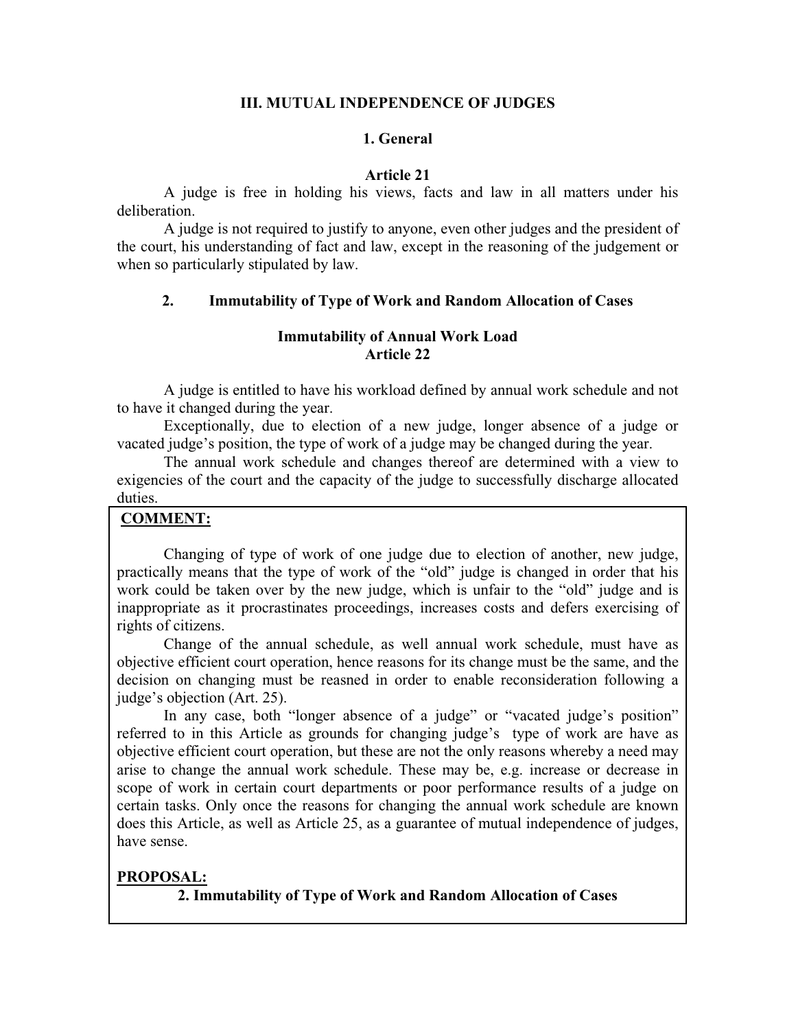## III. MUTUAL INDEPENDENCE OF JUDGES

### 1. General

**Article 21**

A judge is free in holding his views, facts and law in all matters under his deliberation.

A judge is not required to justify to anyone, even other judges and the president of the court, his understanding of fact and law, except in the reasoning of the judgement or when so particularly stipulated by law.

### 2. Immutability of Type of Work and Random Allocation of Cases

**Immutability of Annual Work Load**
**Article 22**

A judge is entitled to have his workload defined by annual work schedule and not to have it changed during the year.

Exceptionally, due to election of a new judge, longer absence of a judge or vacated judge's position, the type of work of a judge may be changed during the year.

The annual work schedule and changes thereof are determined with a view to exigencies of the court and the capacity of the judge to successfully discharge allocated duties.

**COMMENT:**

Changing of type of work of one judge due to election of another, new judge, practically means that the type of work of the "old" judge is changed in order that his work could be taken over by the new judge, which is unfair to the "old" judge and is inappropriate as it procrastinates proceedings, increases costs and defers exercising of rights of citizens.

Change of the annual schedule, as well annual work schedule, must have as objective efficient court operation, hence reasons for its change must be the same, and the decision on changing must be reasned in order to enable reconsideration following a judge's objection (Art. 25).

In any case, both "longer absence of a judge" or "vacated judge's position" referred to in this Article as grounds for changing judge's type of work are have as objective efficient court operation, but these are not the only reasons whereby a need may arise to change the annual work schedule. These may be, e.g. increase or decrease in scope of work in certain court departments or poor performance results of a judge on certain tasks. Only once the reasons for changing the annual work schedule are known does this Article, as well as Article 25, as a guarantee of mutual independence of judges, have sense.

**PROPOSAL:**

**2. Immutability of Type of Work and Random Allocation of Cases**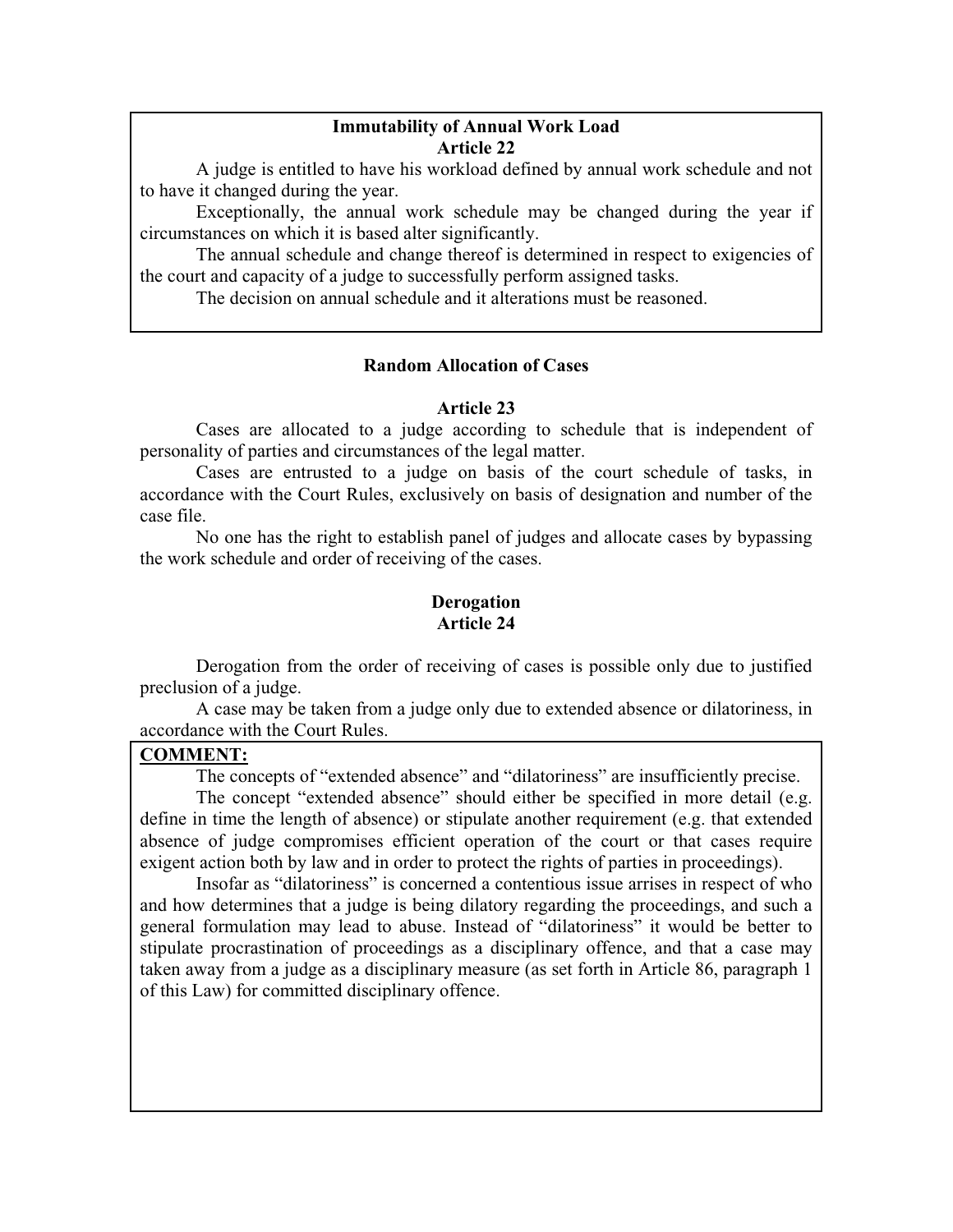**Immutability of Annual Work Load**
**Article 22**

A judge is entitled to have his workload defined by annual work schedule and not to have it changed during the year.

Exceptionally, the annual work schedule may be changed during the year if circumstances on which it is based alter significantly.

The annual schedule and change thereof is determined in respect to exigencies of the court and capacity of a judge to successfully perform assigned tasks.

The decision on annual schedule and it alterations must be reasoned.

**Random Allocation of Cases**

**Article 23**

Cases are allocated to a judge according to schedule that is independent of personality of parties and circumstances of the legal matter.

Cases are entrusted to a judge on basis of the court schedule of tasks, in accordance with the Court Rules, exclusively on basis of designation and number of the case file.

No one has the right to establish panel of judges and allocate cases by bypassing the work schedule and order of receiving of the cases.

**Derogation**
**Article 24**

Derogation from the order of receiving of cases is possible only due to justified preclusion of a judge.

A case may be taken from a judge only due to extended absence or dilatoriness, in accordance with the Court Rules.

**COMMENT:**

The concepts of "extended absence" and "dilatoriness" are insufficiently precise.

The concept "extended absence" should either be specified in more detail (e.g. define in time the length of absence) or stipulate another requirement (e.g. that extended absence of judge compromises efficient operation of the court or that cases require exigent action both by law and in order to protect the rights of parties in proceedings).

Insofar as "dilatoriness" is concerned a contentious issue arrises in respect of who and how determines that a judge is being dilatory regarding the proceedings, and such a general formulation may lead to abuse. Instead of "dilatoriness" it would be better to stipulate procrastination of proceedings as a disciplinary offence, and that a case may taken away from a judge as a disciplinary measure (as set forth in Article 86, paragraph 1 of this Law) for committed disciplinary offence.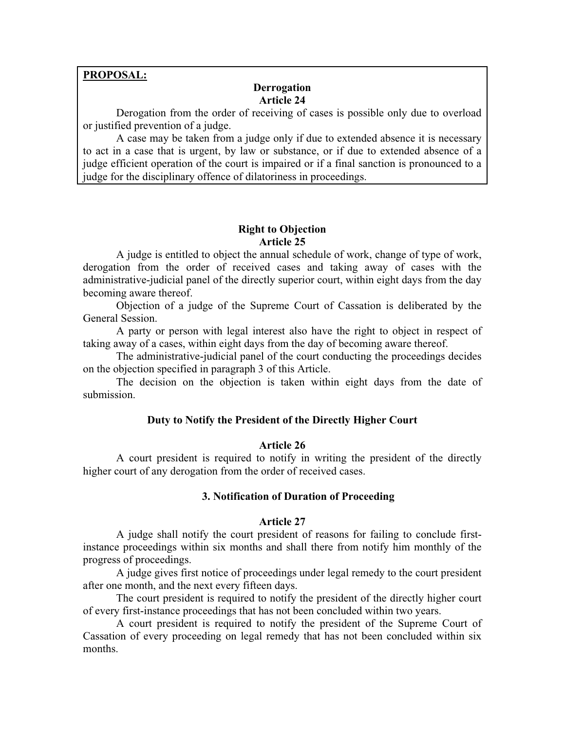**PROPOSAL:**

**Derrogation**
**Article 24**

Derogation from the order of receiving of cases is possible only due to overload or justified prevention of a judge.

A case may be taken from a judge only if due to extended absence it is necessary to act in a case that is urgent, by law or substance, or if due to extended absence of a judge efficient operation of the court is impaired or if a final sanction is pronounced to a judge for the disciplinary offence of dilatoriness in proceedings.

**Right to Objection**
**Article 25**

A judge is entitled to object the annual schedule of work, change of type of work, derogation from the order of received cases and taking away of cases with the administrative-judicial panel of the directly superior court, within eight days from the day becoming aware thereof.

Objection of a judge of the Supreme Court of Cassation is deliberated by the General Session.

A party or person with legal interest also have the right to object in respect of taking away of a cases, within eight days from the day of becoming aware thereof.

The administrative-judicial panel of the court conducting the proceedings decides on the objection specified in paragraph 3 of this Article.

The decision on the objection is taken within eight days from the date of submission.

**Duty to Notify the President of the Directly Higher Court**

**Article 26**

A court president is required to notify in writing the president of the directly higher court of any derogation from the order of received cases.

**3. Notification of Duration of Proceeding**

**Article 27**

A judge shall notify the court president of reasons for failing to conclude first-instance proceedings within six months and shall there from notify him monthly of the progress of proceedings.

A judge gives first notice of proceedings under legal remedy to the court president after one month, and the next every fifteen days.

The court president is required to notify the president of the directly higher court of every first-instance proceedings that has not been concluded within two years.

A court president is required to notify the president of the Supreme Court of Cassation of every proceeding on legal remedy that has not been concluded within six months.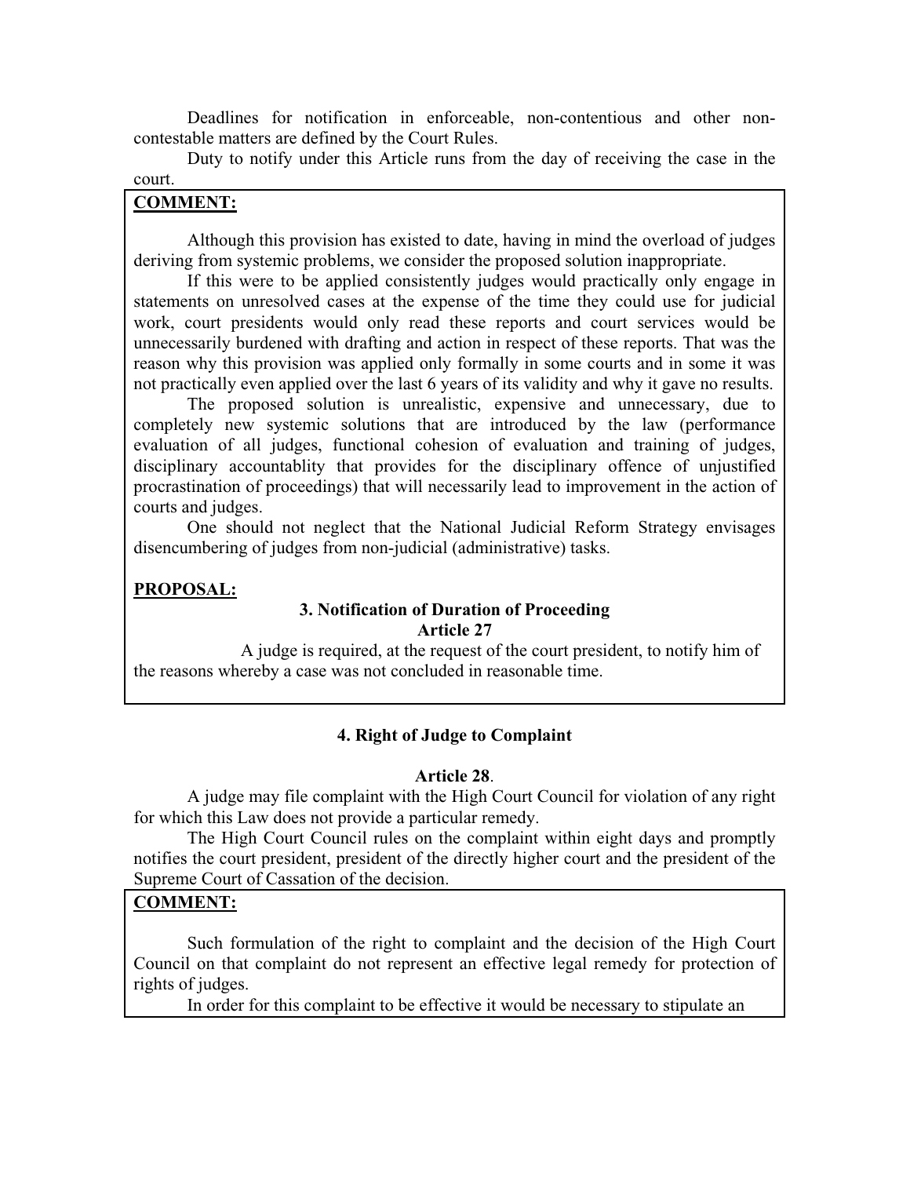Deadlines for notification in enforceable, non-contentious and other non-contestable matters are defined by the Court Rules.

Duty to notify under this Article runs from the day of receiving the case in the court.

**COMMENT:**

Although this provision has existed to date, having in mind the overload of judges deriving from systemic problems, we consider the proposed solution inappropriate.

If this were to be applied consistently judges would practically only engage in statements on unresolved cases at the expense of the time they could use for judicial work, court presidents would only read these reports and court services would be unnecessarily burdened with drafting and action in respect of these reports. That was the reason why this provision was applied only formally in some courts and in some it was not practically even applied over the last 6 years of its validity and why it gave no results.

The proposed solution is unrealistic, expensive and unnecessary, due to completely new systemic solutions that are introduced by the law (performance evaluation of all judges, functional cohesion of evaluation and training of judges, disciplinary accountablity that provides for the disciplinary offence of unjustified procrastination of proceedings) that will necessarily lead to improvement in the action of courts and judges.

One should not neglect that the National Judicial Reform Strategy envisages disencumbering of judges from non-judicial (administrative) tasks.

**PROPOSAL:**

**3. Notification of Duration of Proceeding**

**Article 27**

A judge is required, at the request of the court president, to notify him of the reasons whereby a case was not concluded in reasonable time.

### 4. Right of Judge to Complaint

**Article 28**.

A judge may file complaint with the High Court Council for violation of any right for which this Law does not provide a particular remedy.

The High Court Council rules on the complaint within eight days and promptly notifies the court president, president of the directly higher court and the president of the Supreme Court of Cassation of the decision.

**COMMENT:**

Such formulation of the right to complaint and the decision of the High Court Council on that complaint do not represent an effective legal remedy for protection of rights of judges.

In order for this complaint to be effective it would be necessary to stipulate an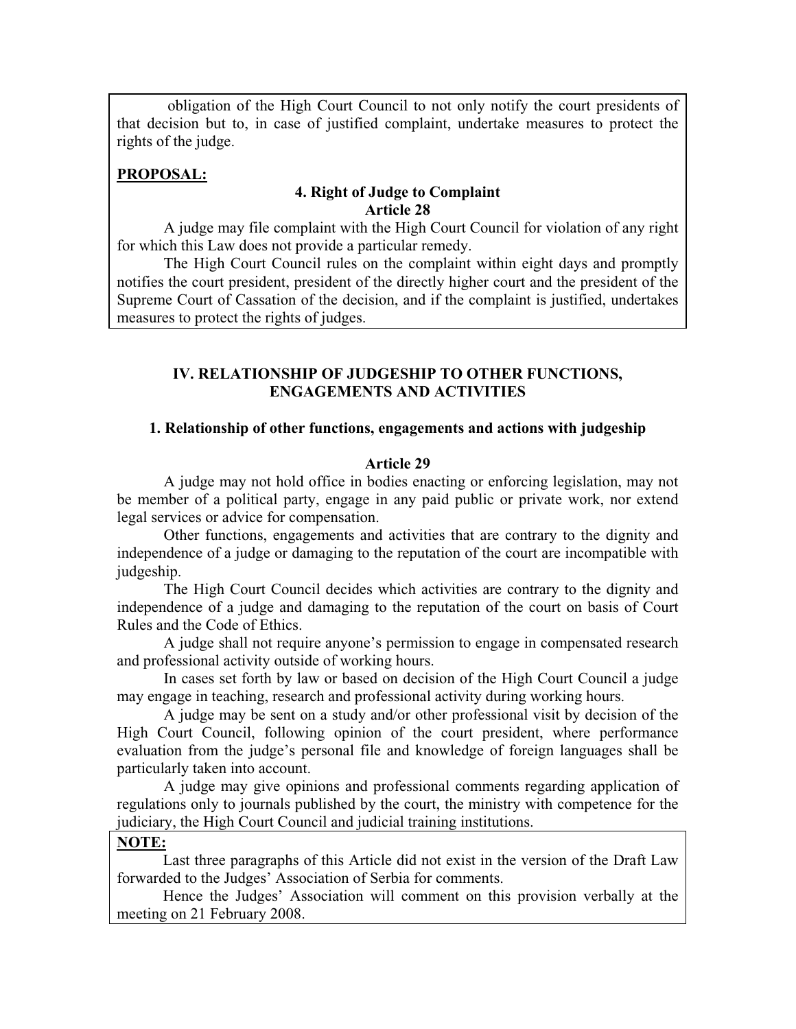obligation of the High Court Council to not only notify the court presidents of that decision but to, in case of justified complaint, undertake measures to protect the rights of the judge.

**PROPOSAL:**

**4. Right of Judge to Complaint**
**Article 28**

A judge may file complaint with the High Court Council for violation of any right for which this Law does not provide a particular remedy.

The High Court Council rules on the complaint within eight days and promptly notifies the court president, president of the directly higher court and the president of the Supreme Court of Cassation of the decision, and if the complaint is justified, undertakes measures to protect the rights of judges.

## IV. RELATIONSHIP OF JUDGESHIP TO OTHER FUNCTIONS, ENGAGEMENTS AND ACTIVITIES

### 1. Relationship of other functions, engagements and actions with judgeship

**Article 29**

A judge may not hold office in bodies enacting or enforcing legislation, may not be member of a political party, engage in any paid public or private work, nor extend legal services or advice for compensation.

Other functions, engagements and activities that are contrary to the dignity and independence of a judge or damaging to the reputation of the court are incompatible with judgeship.

The High Court Council decides which activities are contrary to the dignity and independence of a judge and damaging to the reputation of the court on basis of Court Rules and the Code of Ethics.

A judge shall not require anyone's permission to engage in compensated research and professional activity outside of working hours.

In cases set forth by law or based on decision of the High Court Council a judge may engage in teaching, research and professional activity during working hours.

A judge may be sent on a study and/or other professional visit by decision of the High Court Council, following opinion of the court president, where performance evaluation from the judge's personal file and knowledge of foreign languages shall be particularly taken into account.

A judge may give opinions and professional comments regarding application of regulations only to journals published by the court, the ministry with competence for the judiciary, the High Court Council and judicial training institutions.

**NOTE:**

Last three paragraphs of this Article did not exist in the version of the Draft Law forwarded to the Judges' Association of Serbia for comments.

Hence the Judges' Association will comment on this provision verbally at the meeting on 21 February 2008.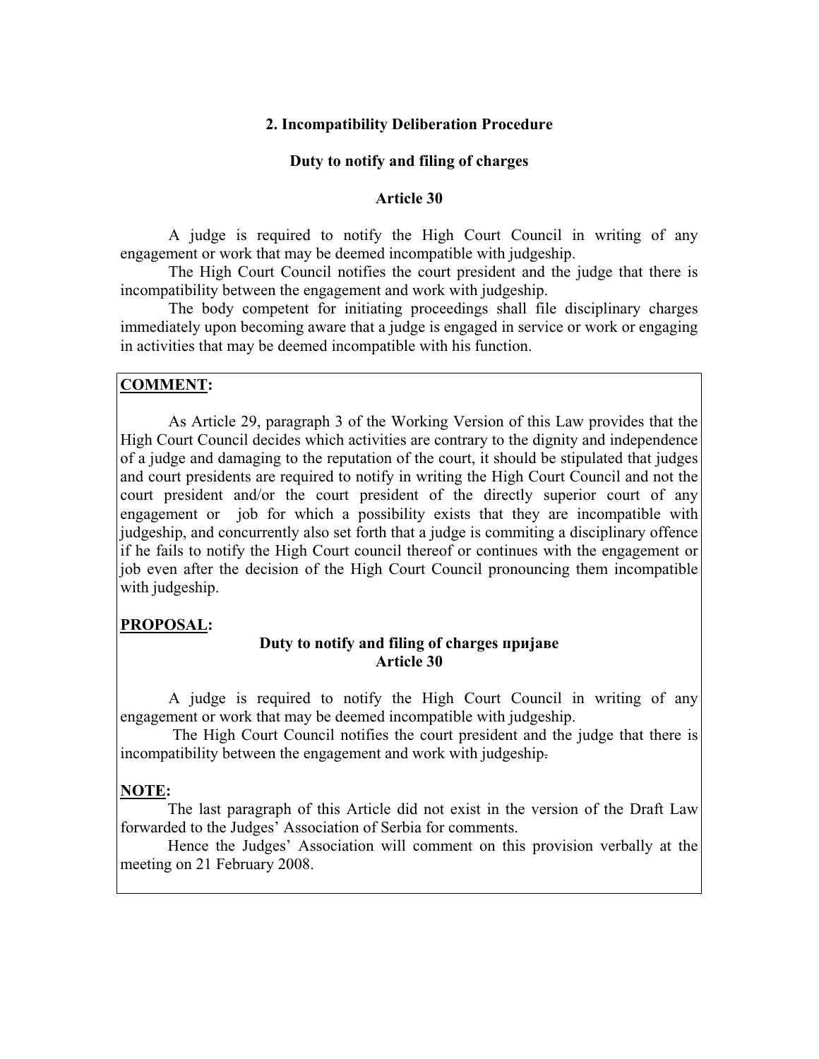### 2. Incompatibility Deliberation Procedure

**Duty to notify and filing of charges**

**Article 30**

A judge is required to notify the High Court Council in writing of any engagement or work that may be deemed incompatible with judgeship.

The High Court Council notifies the court president and the judge that there is incompatibility between the engagement and work with judgeship.

The body competent for initiating proceedings shall file disciplinary charges immediately upon becoming aware that a judge is engaged in service or work or engaging in activities that may be deemed incompatible with his function.

**COMMENT:**

As Article 29, paragraph 3 of the Working Version of this Law provides that the High Court Council decides which activities are contrary to the dignity and independence of a judge and damaging to the reputation of the court, it should be stipulated that judges and court presidents are required to notify in writing the High Court Council and not the court president and/or the court president of the directly superior court of any engagement or job for which a possibility exists that they are incompatible with judgeship, and concurrently also set forth that a judge is commiting a disciplinary offence if he fails to notify the High Court council thereof or continues with the engagement or job even after the decision of the High Court Council pronouncing them incompatible with judgeship.

**PROPOSAL:**

**Duty to notify and filing of charges пријаве**
**Article 30**

A judge is required to notify the High Court Council in writing of any engagement or work that may be deemed incompatible with judgeship.

The High Court Council notifies the court president and the judge that there is incompatibility between the engagement and work with judgeship.

**NOTE:**

The last paragraph of this Article did not exist in the version of the Draft Law forwarded to the Judges' Association of Serbia for comments.

Hence the Judges' Association will comment on this provision verbally at the meeting on 21 February 2008.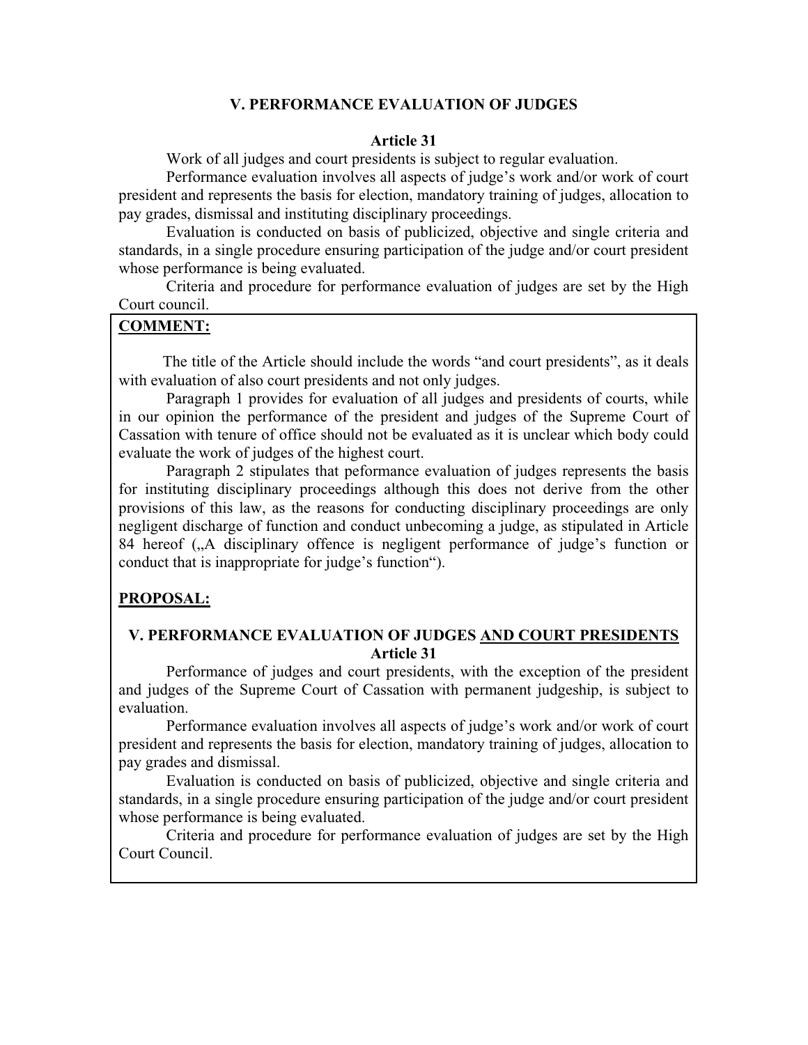## V. PERFORMANCE EVALUATION OF JUDGES

**Article 31**

Work of all judges and court presidents is subject to regular evaluation.

Performance evaluation involves all aspects of judge's work and/or work of court president and represents the basis for election, mandatory training of judges, allocation to pay grades, dismissal and instituting disciplinary proceedings.

Evaluation is conducted on basis of publicized, objective and single criteria and standards, in a single procedure ensuring participation of the judge and/or court president whose performance is being evaluated.

Criteria and procedure for performance evaluation of judges are set by the High Court council.

**COMMENT:**

The title of the Article should include the words "and court presidents", as it deals with evaluation of also court presidents and not only judges.

Paragraph 1 provides for evaluation of all judges and presidents of courts, while in our opinion the performance of the president and judges of the Supreme Court of Cassation with tenure of office should not be evaluated as it is unclear which body could evaluate the work of judges of the highest court.

Paragraph 2 stipulates that peformance evaluation of judges represents the basis for instituting disciplinary proceedings although this does not derive from the other provisions of this law, as the reasons for conducting disciplinary proceedings are only negligent discharge of function and conduct unbecoming a judge, as stipulated in Article 84 hereof („A disciplinary offence is negligent performance of judge's function or conduct that is inappropriate for judge's function").

**PROPOSAL:**

**V. PERFORMANCE EVALUATION OF JUDGES AND COURT PRESIDENTS**

**Article 31**

Performance of judges and court presidents, with the exception of the president and judges of the Supreme Court of Cassation with permanent judgeship, is subject to evaluation.

Performance evaluation involves all aspects of judge's work and/or work of court president and represents the basis for election, mandatory training of judges, allocation to pay grades and dismissal.

Evaluation is conducted on basis of publicized, objective and single criteria and standards, in a single procedure ensuring participation of the judge and/or court president whose performance is being evaluated.

Criteria and procedure for performance evaluation of judges are set by the High Court Council.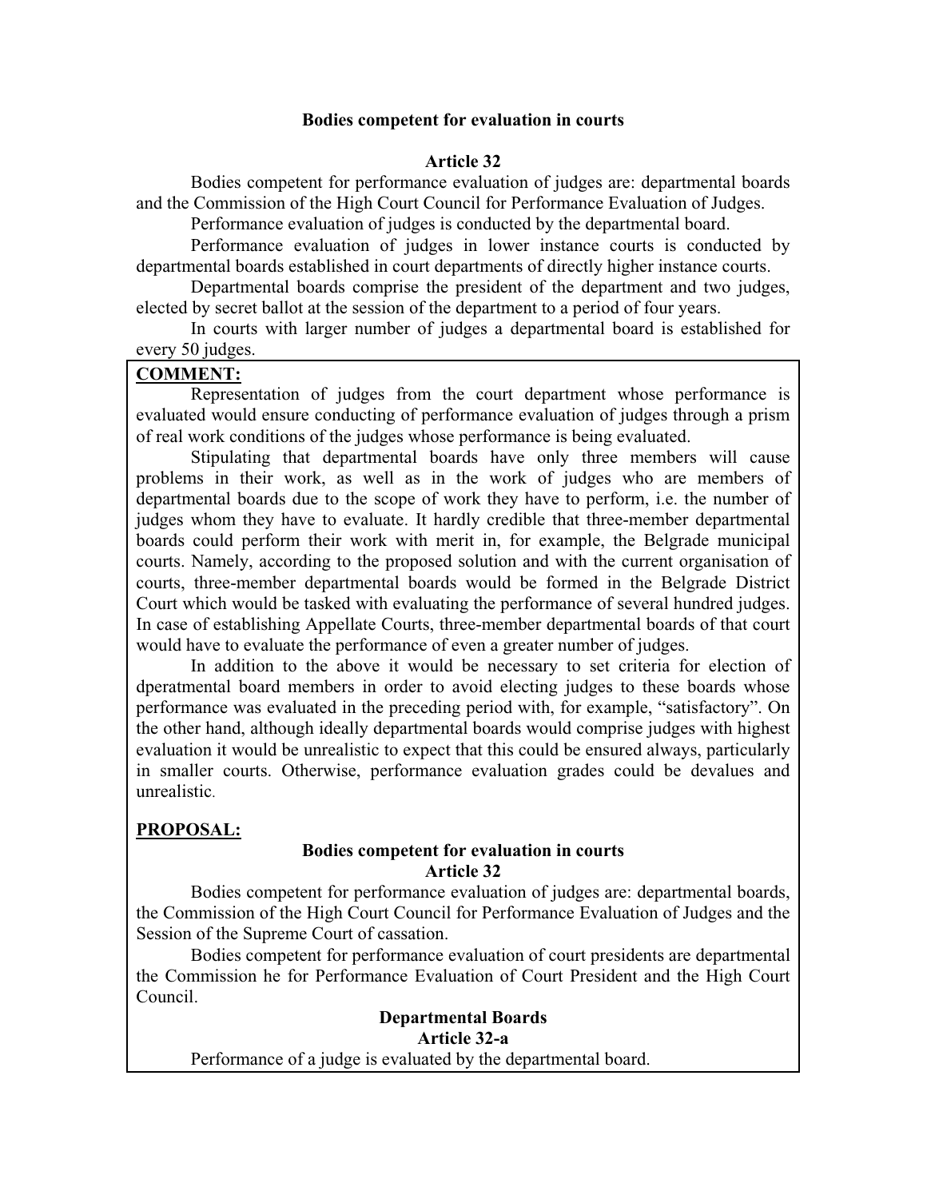**Bodies competent for evaluation in courts**

**Article 32**

Bodies competent for performance evaluation of judges are: departmental boards and the Commission of the High Court Council for Performance Evaluation of Judges.

Performance evaluation of judges is conducted by the departmental board.

Performance evaluation of judges in lower instance courts is conducted by departmental boards established in court departments of directly higher instance courts.

Departmental boards comprise the president of the department and two judges, elected by secret ballot at the session of the department to a period of four years.

In courts with larger number of judges a departmental board is established for every 50 judges.

**COMMENT:**

Representation of judges from the court department whose performance is evaluated would ensure conducting of performance evaluation of judges through a prism of real work conditions of the judges whose performance is being evaluated.

Stipulating that departmental boards have only three members will cause problems in their work, as well as in the work of judges who are members of departmental boards due to the scope of work they have to perform, i.e. the number of judges whom they have to evaluate. It hardly credible that three-member departmental boards could perform their work with merit in, for example, the Belgrade municipal courts. Namely, according to the proposed solution and with the current organisation of courts, three-member departmental boards would be formed in the Belgrade District Court which would be tasked with evaluating the performance of several hundred judges. In case of establishing Appellate Courts, three-member departmental boards of that court would have to evaluate the performance of even a greater number of judges.

In addition to the above it would be necessary to set criteria for election of dperatmental board members in order to avoid electing judges to these boards whose performance was evaluated in the preceding period with, for example, "satisfactory". On the other hand, although ideally departmental boards would comprise judges with highest evaluation it would be unrealistic to expect that this could be ensured always, particularly in smaller courts. Otherwise, performance evaluation grades could be devalues and unrealistic.

**PROPOSAL:**

**Bodies competent for evaluation in courts**
**Article 32**

Bodies competent for performance evaluation of judges are: departmental boards, the Commission of the High Court Council for Performance Evaluation of Judges and the Session of the Supreme Court of cassation.

Bodies competent for performance evaluation of court presidents are departmental the Commission he for Performance Evaluation of Court President and the High Court Council.

**Departmental Boards**
**Article 32-a**

Performance of a judge is evaluated by the departmental board.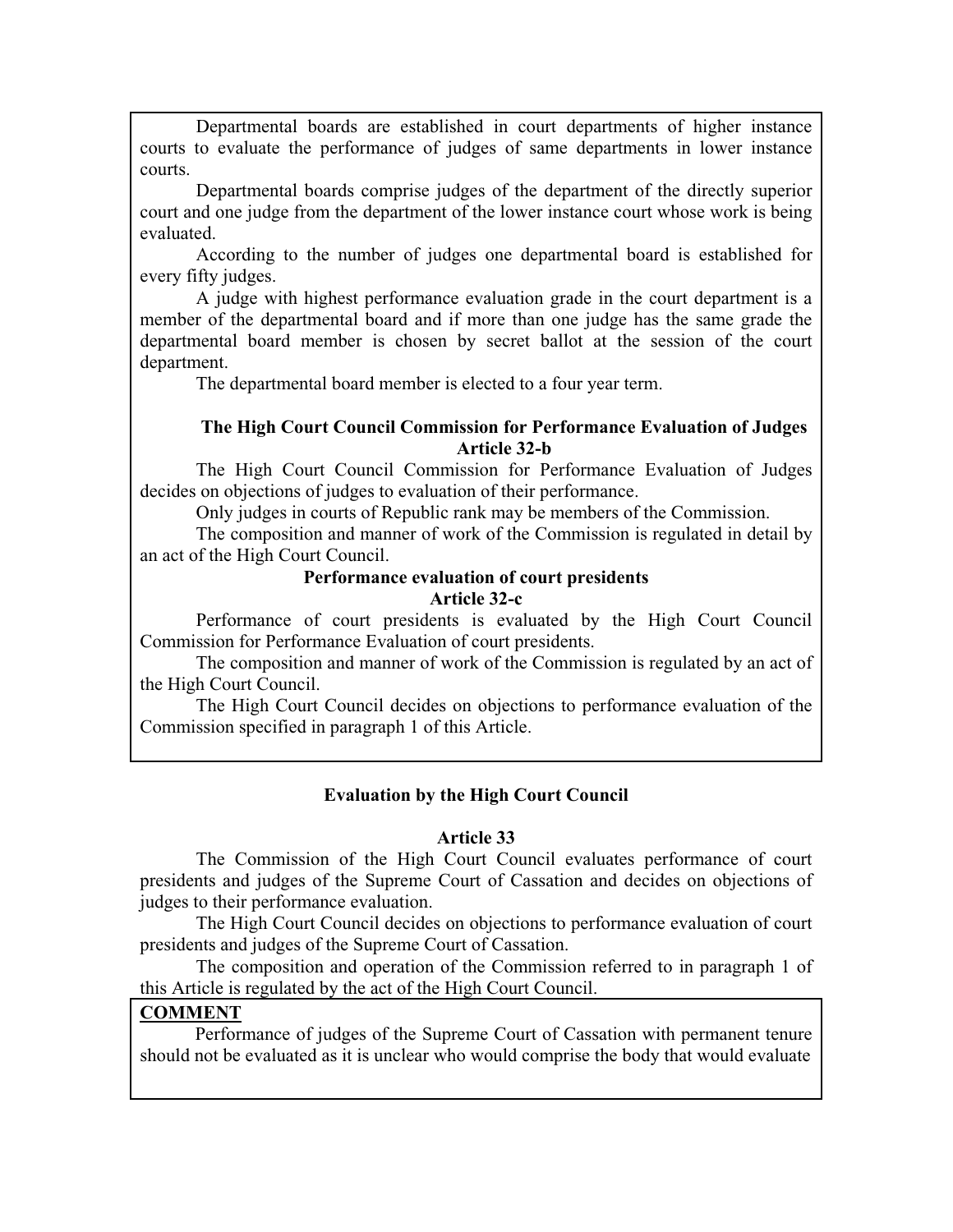Departmental boards are established in court departments of higher instance courts to evaluate the performance of judges of same departments in lower instance courts.

Departmental boards comprise judges of the department of the directly superior court and one judge from the department of the lower instance court whose work is being evaluated.

According to the number of judges one departmental board is established for every fifty judges.

A judge with highest performance evaluation grade in the court department is a member of the departmental board and if more than one judge has the same grade the departmental board member is chosen by secret ballot at the session of the court department.

The departmental board member is elected to a four year term.

**The High Court Council Commission for Performance Evaluation of Judges**
**Article 32-b**

The High Court Council Commission for Performance Evaluation of Judges decides on objections of judges to evaluation of their performance.

Only judges in courts of Republic rank may be members of the Commission.

The composition and manner of work of the Commission is regulated in detail by an act of the High Court Council.

**Performance evaluation of court presidents**
**Article 32-c**

Performance of court presidents is evaluated by the High Court Council Commission for Performance Evaluation of court presidents.

The composition and manner of work of the Commission is regulated by an act of the High Court Council.

The High Court Council decides on objections to performance evaluation of the Commission specified in paragraph 1 of this Article.

**Evaluation by the High Court Council**

**Article 33**

The Commission of the High Court Council evaluates performance of court presidents and judges of the Supreme Court of Cassation and decides on objections of judges to their performance evaluation.

The High Court Council decides on objections to performance evaluation of court presidents and judges of the Supreme Court of Cassation.

The composition and operation of the Commission referred to in paragraph 1 of this Article is regulated by the act of the High Court Council.

**COMMENT**

Performance of judges of the Supreme Court of Cassation with permanent tenure should not be evaluated as it is unclear who would comprise the body that would evaluate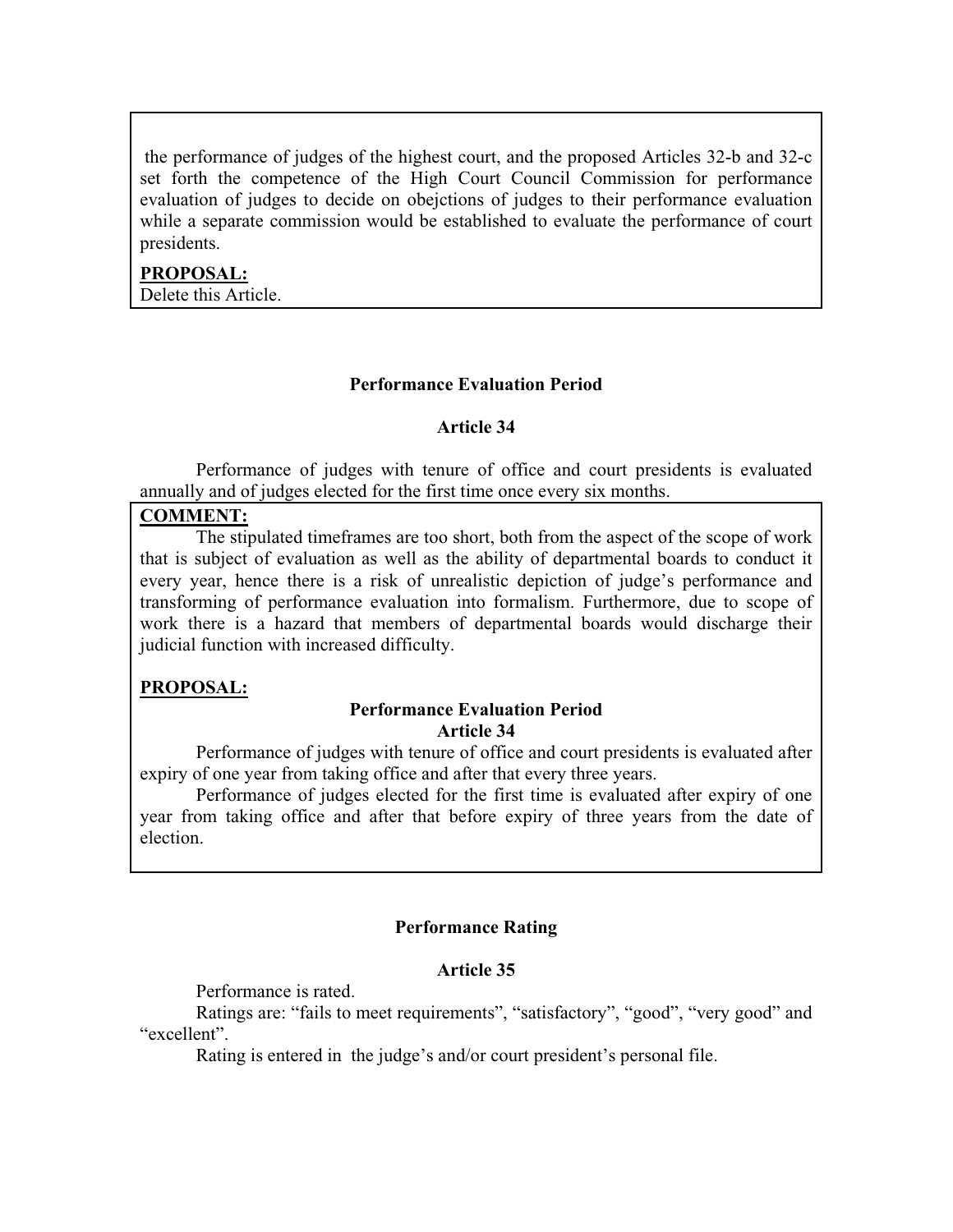the performance of judges of the highest court, and the proposed Articles 32-b and 32-c set forth the competence of the High Court Council Commission for performance evaluation of judges to decide on obejctions of judges to their performance evaluation while a separate commission would be established to evaluate the performance of court presidents.

**PROPOSAL:**
Delete this Article.

**Performance Evaluation Period**

**Article 34**

Performance of judges with tenure of office and court presidents is evaluated annually and of judges elected for the first time once every six months.

**COMMENT:**

The stipulated timeframes are too short, both from the aspect of the scope of work that is subject of evaluation as well as the ability of departmental boards to conduct it every year, hence there is a risk of unrealistic depiction of judge's performance and transforming of performance evaluation into formalism. Furthermore, due to scope of work there is a hazard that members of departmental boards would discharge their judicial function with increased difficulty.

**PROPOSAL:**

**Performance Evaluation Period**
**Article 34**

Performance of judges with tenure of office and court presidents is evaluated after expiry of one year from taking office and after that every three years.

Performance of judges elected for the first time is evaluated after expiry of one year from taking office and after that before expiry of three years from the date of election.

**Performance Rating**

**Article 35**

Performance is rated.

Ratings are: "fails to meet requirements", "satisfactory", "good", "very good" and "excellent".

Rating is entered in the judge's and/or court president's personal file.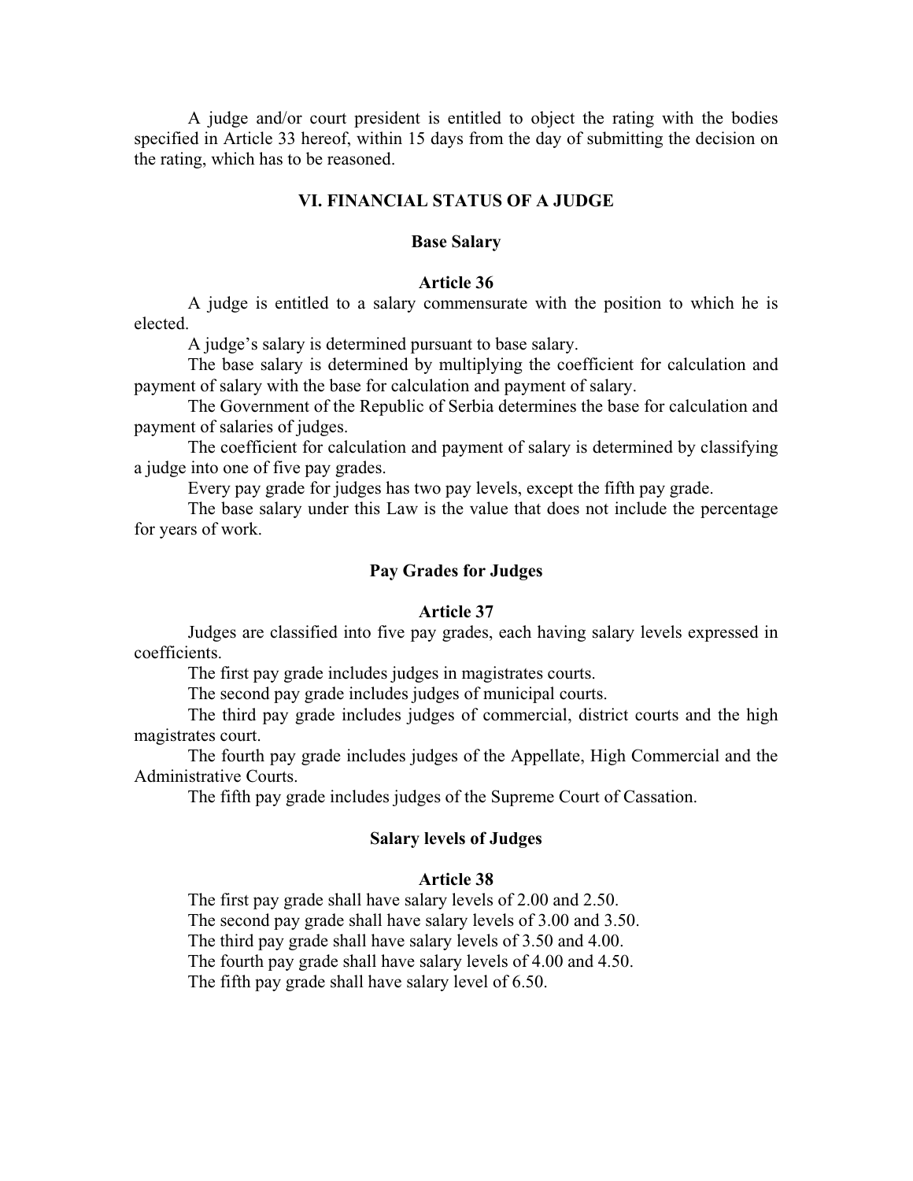A judge and/or court president is entitled to object the rating with the bodies specified in Article 33 hereof, within 15 days from the day of submitting the decision on the rating, which has to be reasoned.

## VI. FINANCIAL STATUS OF A JUDGE

### Base Salary

#### Article 36

A judge is entitled to a salary commensurate with the position to which he is elected.

A judge's salary is determined pursuant to base salary.

The base salary is determined by multiplying the coefficient for calculation and payment of salary with the base for calculation and payment of salary.

The Government of the Republic of Serbia determines the base for calculation and payment of salaries of judges.

The coefficient for calculation and payment of salary is determined by classifying a judge into one of five pay grades.

Every pay grade for judges has two pay levels, except the fifth pay grade.

The base salary under this Law is the value that does not include the percentage for years of work.

### Pay Grades for Judges

#### Article 37

Judges are classified into five pay grades, each having salary levels expressed in coefficients.

The first pay grade includes judges in magistrates courts.

The second pay grade includes judges of municipal courts.

The third pay grade includes judges of commercial, district courts and the high magistrates court.

The fourth pay grade includes judges of the Appellate, High Commercial and the Administrative Courts.

The fifth pay grade includes judges of the Supreme Court of Cassation.

### Salary levels of Judges

#### Article 38

The first pay grade shall have salary levels of 2.00 and 2.50.

The second pay grade shall have salary levels of 3.00 and 3.50.

The third pay grade shall have salary levels of 3.50 and 4.00.

The fourth pay grade shall have salary levels of 4.00 and 4.50.

The fifth pay grade shall have salary level of 6.50.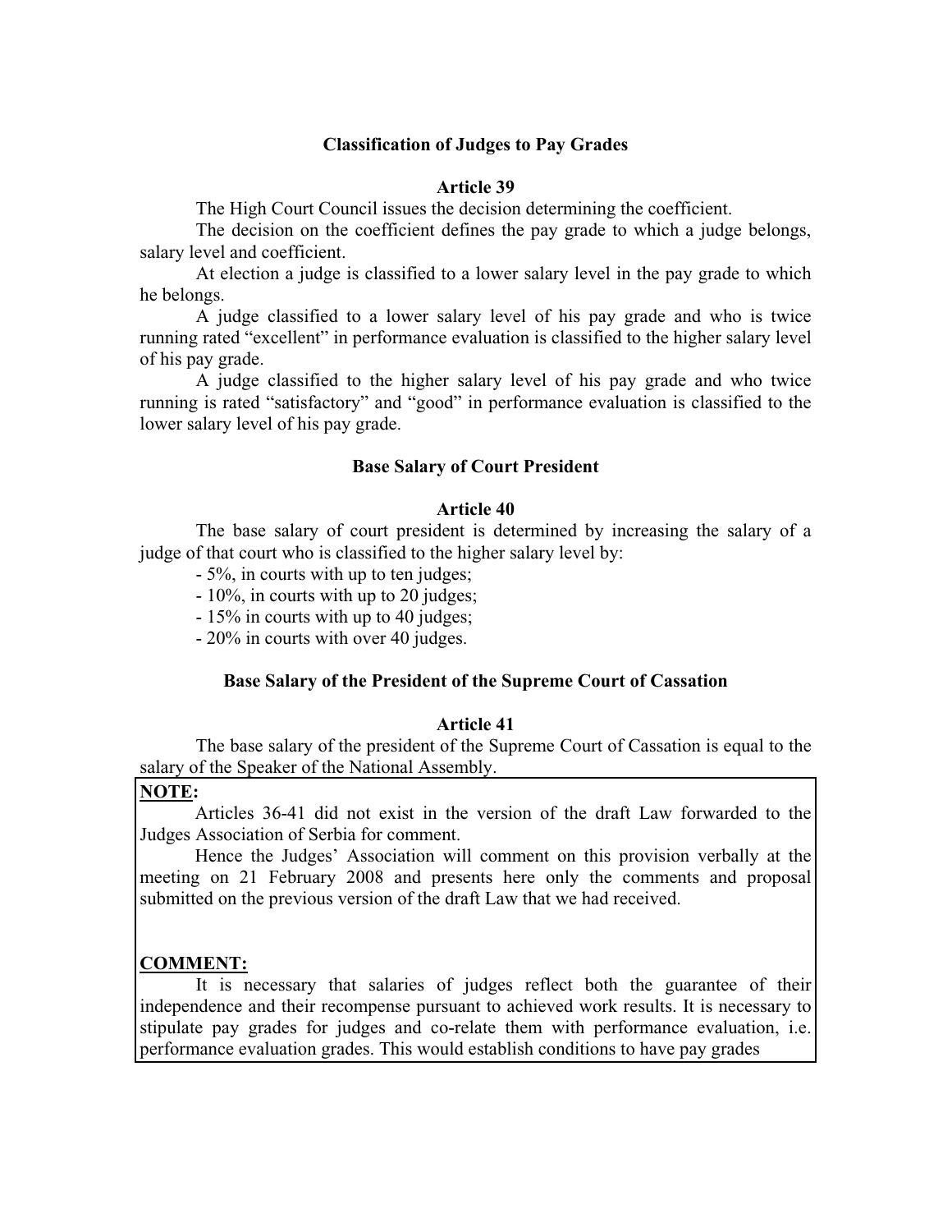### Classification of Judges to Pay Grades

#### Article 39

The High Court Council issues the decision determining the coefficient.

The decision on the coefficient defines the pay grade to which a judge belongs, salary level and coefficient.

At election a judge is classified to a lower salary level in the pay grade to which he belongs.

A judge classified to a lower salary level of his pay grade and who is twice running rated "excellent" in performance evaluation is classified to the higher salary level of his pay grade.

A judge classified to the higher salary level of his pay grade and who twice running is rated "satisfactory" and "good" in performance evaluation is classified to the lower salary level of his pay grade.

### Base Salary of Court President

#### Article 40

The base salary of court president is determined by increasing the salary of a judge of that court who is classified to the higher salary level by:

- 5%, in courts with up to ten judges;
- 10%, in courts with up to 20 judges;
- 15% in courts with up to 40 judges;
- 20% in courts with over 40 judges.

### Base Salary of the President of the Supreme Court of Cassation

#### Article 41

The base salary of the president of the Supreme Court of Cassation is equal to the salary of the Speaker of the National Assembly.

**NOTE:**

Articles 36-41 did not exist in the version of the draft Law forwarded to the Judges Association of Serbia for comment.

Hence the Judges' Association will comment on this provision verbally at the meeting on 21 February 2008 and presents here only the comments and proposal submitted on the previous version of the draft Law that we had received.

**COMMENT:**

It is necessary that salaries of judges reflect both the guarantee of their independence and their recompense pursuant to achieved work results. It is necessary to stipulate pay grades for judges and co-relate them with performance evaluation, i.e. performance evaluation grades. This would establish conditions to have pay grades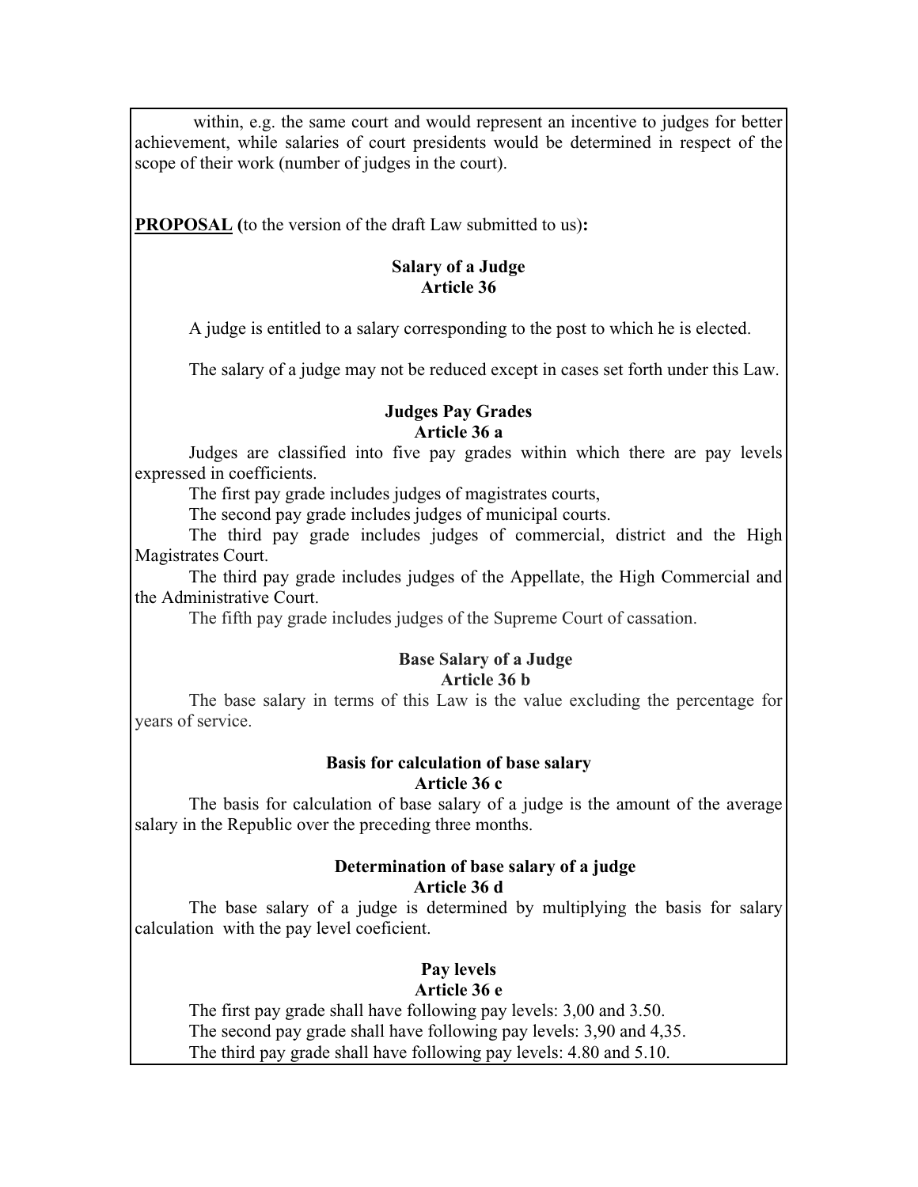within, e.g. the same court and would represent an incentive to judges for better achievement, while salaries of court presidents would be determined in respect of the scope of their work (number of judges in the court).

**PROPOSAL (**to the version of the draft Law submitted to us**):**

**Salary of a Judge**
**Article 36**

A judge is entitled to a salary corresponding to the post to which he is elected.

The salary of a judge may not be reduced except in cases set forth under this Law.

**Judges Pay Grades**
**Article 36 a**

Judges are classified into five pay grades within which there are pay levels expressed in coefficients.

The first pay grade includes judges of magistrates courts,

The second pay grade includes judges of municipal courts.

The third pay grade includes judges of commercial, district and the High Magistrates Court.

The third pay grade includes judges of the Appellate, the High Commercial and the Administrative Court.

The fifth pay grade includes judges of the Supreme Court of cassation.

**Base Salary of a Judge**
**Article 36 b**

The base salary in terms of this Law is the value excluding the percentage for years of service.

**Basis for calculation of base salary**
**Article 36 c**

The basis for calculation of base salary of a judge is the amount of the average salary in the Republic over the preceding three months.

**Determination of base salary of a judge**
**Article 36 d**

The base salary of a judge is determined by multiplying the basis for salary calculation with the pay level coeficient.

**Pay levels**
**Article 36 e**

The first pay grade shall have following pay levels: 3,00 and 3.50.

The second pay grade shall have following pay levels: 3,90 and 4,35.

The third pay grade shall have following pay levels: 4.80 and 5.10.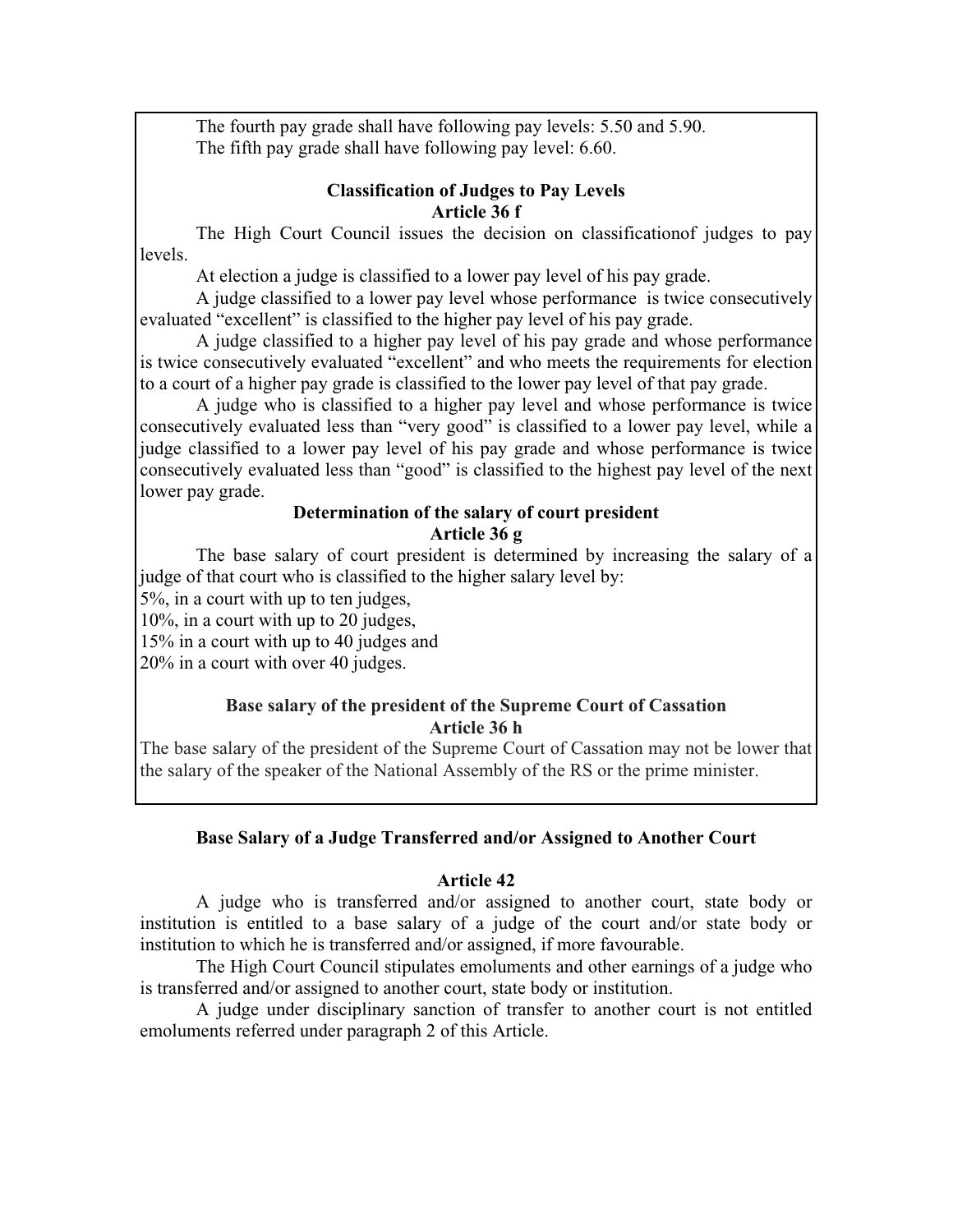The fourth pay grade shall have following pay levels: 5.50 and 5.90.

The fifth pay grade shall have following pay level: 6.60.

**Classification of Judges to Pay Levels**
**Article 36 f**

The High Court Council issues the decision on classificationof judges to pay levels.

At election a judge is classified to a lower pay level of his pay grade.

A judge classified to a lower pay level whose performance is twice consecutively evaluated "excellent" is classified to the higher pay level of his pay grade.

A judge classified to a higher pay level of his pay grade and whose performance is twice consecutively evaluated "excellent" and who meets the requirements for election to a court of a higher pay grade is classified to the lower pay level of that pay grade.

A judge who is classified to a higher pay level and whose performance is twice consecutively evaluated less than "very good" is classified to a lower pay level, while a judge classified to a lower pay level of his pay grade and whose performance is twice consecutively evaluated less than "good" is classified to the highest pay level of the next lower pay grade.

**Determination of the salary of court president**
**Article 36 g**

The base salary of court president is determined by increasing the salary of a judge of that court who is classified to the higher salary level by:

5%, in a court with up to ten judges,
10%, in a court with up to 20 judges,
15% in a court with up to 40 judges and
20% in a court with over 40 judges.

**Base salary of the president of the Supreme Court of Cassation**
**Article 36 h**

The base salary of the president of the Supreme Court of Cassation may not be lower that the salary of the speaker of the National Assembly of the RS or the prime minister.

**Base Salary of a Judge Transferred and/or Assigned to Another Court**

**Article 42**

A judge who is transferred and/or assigned to another court, state body or institution is entitled to a base salary of a judge of the court and/or state body or institution to which he is transferred and/or assigned, if more favourable.

The High Court Council stipulates emoluments and other earnings of a judge who is transferred and/or assigned to another court, state body or institution.

A judge under disciplinary sanction of transfer to another court is not entitled emoluments referred under paragraph 2 of this Article.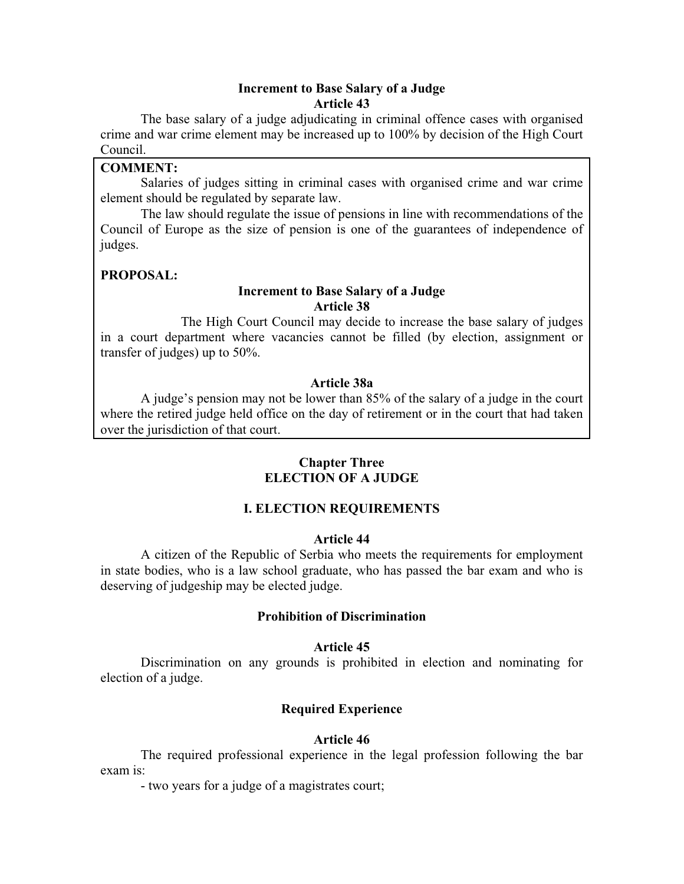**Increment to Base Salary of a Judge**
**Article 43**

The base salary of a judge adjudicating in criminal offence cases with organised crime and war crime element may be increased up to 100% by decision of the High Court Council.

**COMMENT:**

Salaries of judges sitting in criminal cases with organised crime and war crime element should be regulated by separate law.

The law should regulate the issue of pensions in line with recommendations of the Council of Europe as the size of pension is one of the guarantees of independence of judges.

**PROPOSAL:**

**Increment to Base Salary of a Judge**
**Article 38**

The High Court Council may decide to increase the base salary of judges in a court department where vacancies cannot be filled (by election, assignment or transfer of judges) up to 50%.

**Article 38a**

A judge's pension may not be lower than 85% of the salary of a judge in the court where the retired judge held office on the day of retirement or in the court that had taken over the jurisdiction of that court.

## Chapter Three
## ELECTION OF A JUDGE

### I. ELECTION REQUIREMENTS

**Article 44**

A citizen of the Republic of Serbia who meets the requirements for employment in state bodies, who is a law school graduate, who has passed the bar exam and who is deserving of judgeship may be elected judge.

**Prohibition of Discrimination**

**Article 45**

Discrimination on any grounds is prohibited in election and nominating for election of a judge.

**Required Experience**

**Article 46**

The required professional experience in the legal profession following the bar exam is:

- two years for a judge of a magistrates court;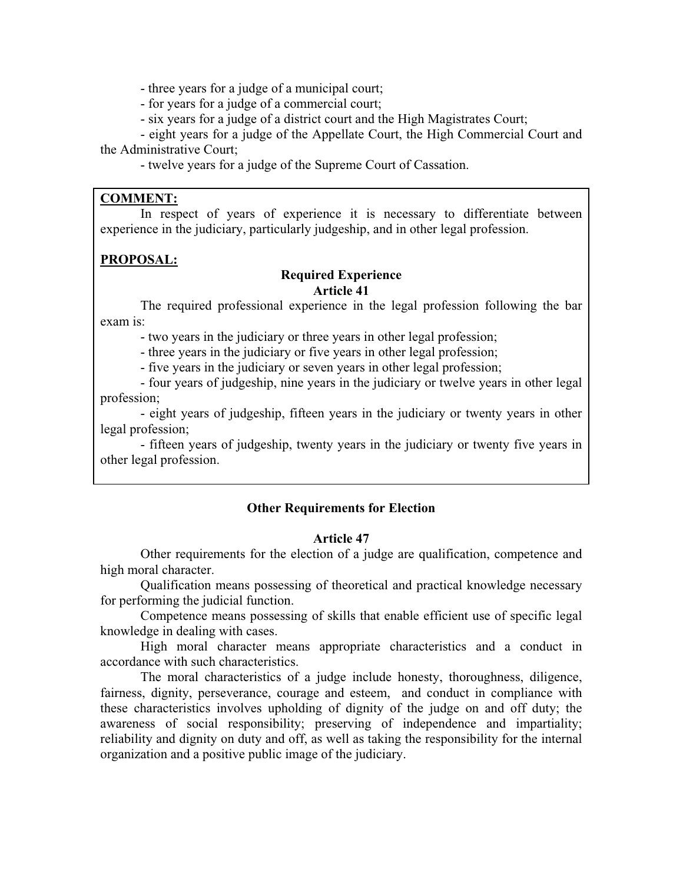- three years for a judge of a municipal court;

- for years for a judge of a commercial court;

- six years for a judge of a district court and the High Magistrates Court;

- eight years for a judge of the Appellate Court, the High Commercial Court and the Administrative Court;

- twelve years for a judge of the Supreme Court of Cassation.

**COMMENT:**

In respect of years of experience it is necessary to differentiate between experience in the judiciary, particularly judgeship, and in other legal profession.

**PROPOSAL:**

**Required Experience**

**Article 41**

The required professional experience in the legal profession following the bar exam is:

- two years in the judiciary or three years in other legal profession;

- three years in the judiciary or five years in other legal profession;

- five years in the judiciary or seven years in other legal profession;

- four years of judgeship, nine years in the judiciary or twelve years in other legal profession;

- eight years of judgeship, fifteen years in the judiciary or twenty years in other legal profession;

- fifteen years of judgeship, twenty years in the judiciary or twenty five years in other legal profession.

**Other Requirements for Election**

**Article 47**

Other requirements for the election of a judge are qualification, competence and high moral character.

Qualification means possessing of theoretical and practical knowledge necessary for performing the judicial function.

Competence means possessing of skills that enable efficient use of specific legal knowledge in dealing with cases.

High moral character means appropriate characteristics and a conduct in accordance with such characteristics.

The moral characteristics of a judge include honesty, thoroughness, diligence, fairness, dignity, perseverance, courage and esteem, and conduct in compliance with these characteristics involves upholding of dignity of the judge on and off duty; the awareness of social responsibility; preserving of independence and impartiality; reliability and dignity on duty and off, as well as taking the responsibility for the internal organization and a positive public image of the judiciary.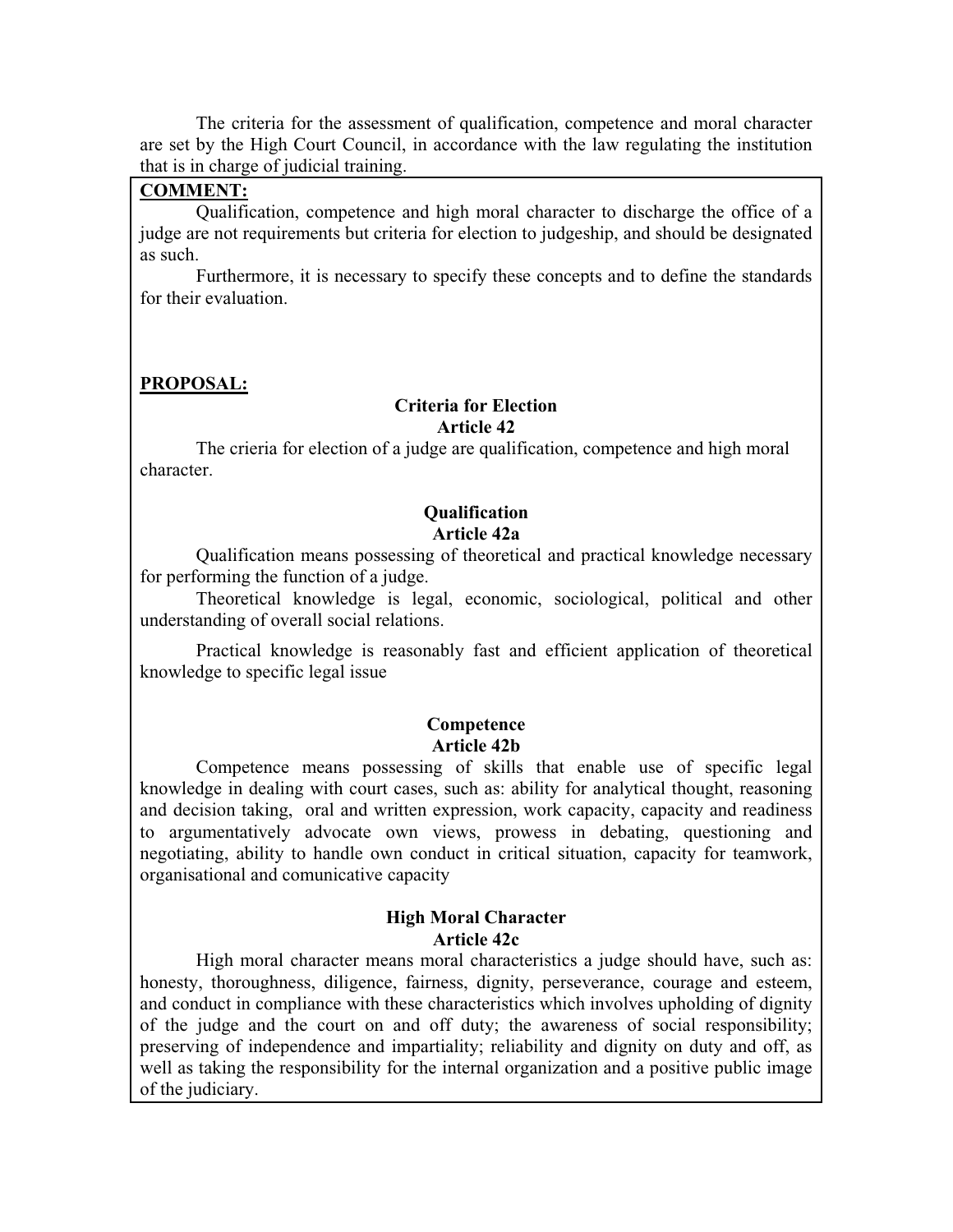The criteria for the assessment of qualification, competence and moral character are set by the High Court Council, in accordance with the law regulating the institution that is in charge of judicial training.

**COMMENT:**

Qualification, competence and high moral character to discharge the office of a judge are not requirements but criteria for election to judgeship, and should be designated as such.

Furthermore, it is necessary to specify these concepts and to define the standards for their evaluation.

**PROPOSAL:**

**Criteria for Election**
**Article 42**

The crieria for election of a judge are qualification, competence and high moral character.

**Qualification**
**Article 42a**

Qualification means possessing of theoretical and practical knowledge necessary for performing the function of a judge.

Theoretical knowledge is legal, economic, sociological, political and other understanding of overall social relations.

Practical knowledge is reasonably fast and efficient application of theoretical knowledge to specific legal issue

**Competence**
**Article 42b**

Competence means possessing of skills that enable use of specific legal knowledge in dealing with court cases, such as: ability for analytical thought, reasoning and decision taking, oral and written expression, work capacity, capacity and readiness to argumentatively advocate own views, prowess in debating, questioning and negotiating, ability to handle own conduct in critical situation, capacity for teamwork, organisational and comunicative capacity

**High Moral Character**
**Article 42c**

High moral character means moral characteristics a judge should have, such as: honesty, thoroughness, diligence, fairness, dignity, perseverance, courage and esteem, and conduct in compliance with these characteristics which involves upholding of dignity of the judge and the court on and off duty; the awareness of social responsibility; preserving of independence and impartiality; reliability and dignity on duty and off, as well as taking the responsibility for the internal organization and a positive public image of the judiciary.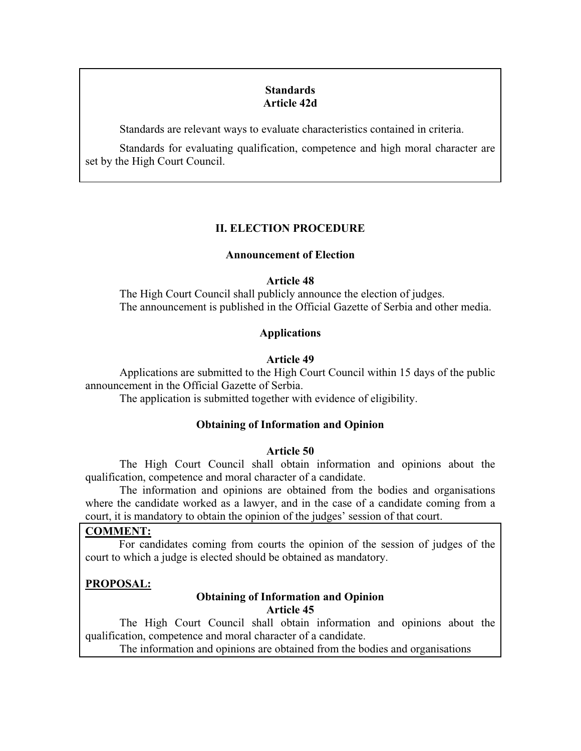**Standards**
**Article 42d**

Standards are relevant ways to evaluate characteristics contained in criteria.

Standards for evaluating qualification, competence and high moral character are set by the High Court Council.

## II. ELECTION PROCEDURE

### Announcement of Election

**Article 48**

The High Court Council shall publicly announce the election of judges.

The announcement is published in the Official Gazette of Serbia and other media.

### Applications

**Article 49**

Applications are submitted to the High Court Council within 15 days of the public announcement in the Official Gazette of Serbia.

The application is submitted together with evidence of eligibility.

### Obtaining of Information and Opinion

**Article 50**

The High Court Council shall obtain information and opinions about the qualification, competence and moral character of a candidate.

The information and opinions are obtained from the bodies and organisations where the candidate worked as a lawyer, and in the case of a candidate coming from a court, it is mandatory to obtain the opinion of the judges' session of that court.

**COMMENT:**

For candidates coming from courts the opinion of the session of judges of the court to which a judge is elected should be obtained as mandatory.

**PROPOSAL:**

**Obtaining of Information and Opinion**
**Article 45**

The High Court Council shall obtain information and opinions about the qualification, competence and moral character of a candidate.

The information and opinions are obtained from the bodies and organisations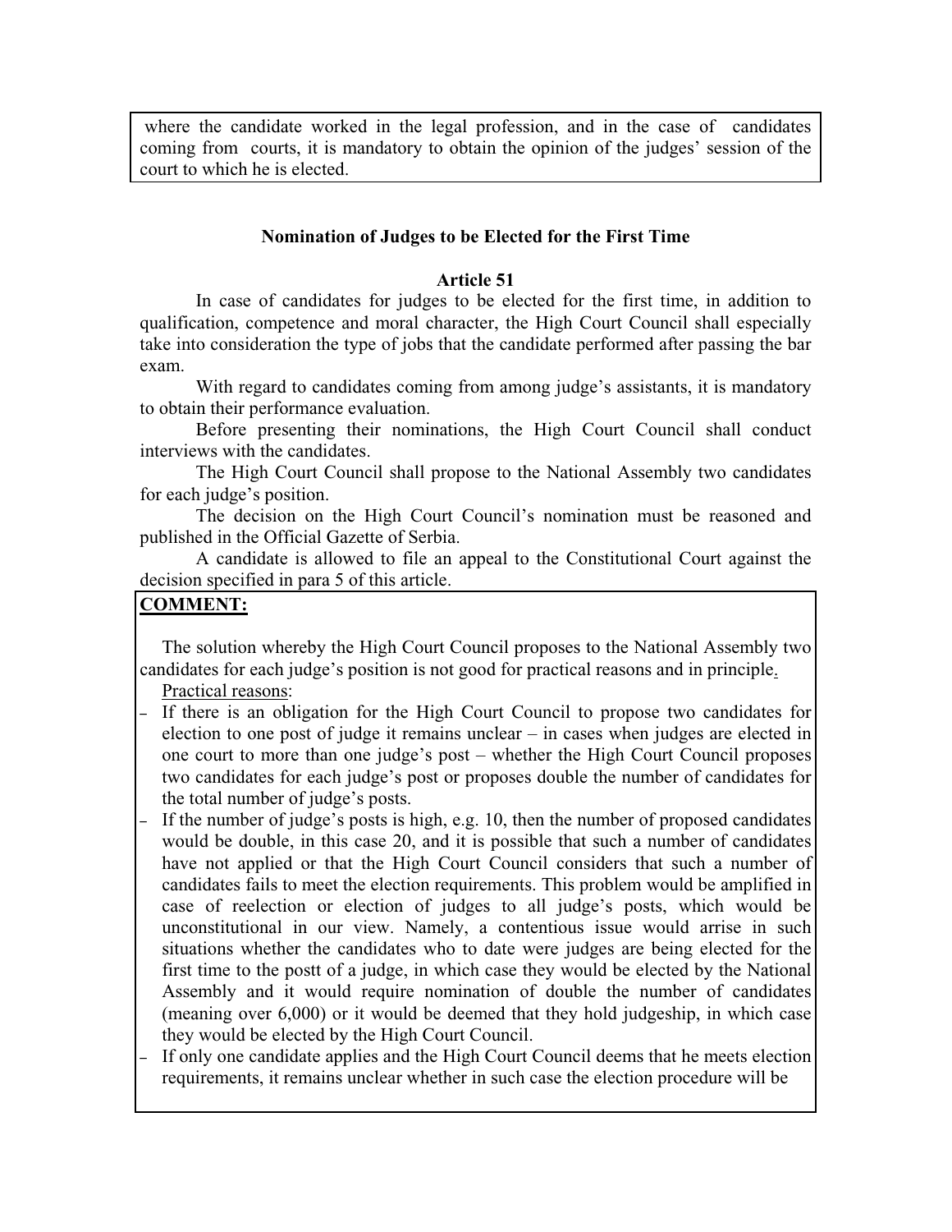where the candidate worked in the legal profession, and in the case of candidates coming from courts, it is mandatory to obtain the opinion of the judges' session of the court to which he is elected.

### Nomination of Judges to be Elected for the First Time

#### Article 51

In case of candidates for judges to be elected for the first time, in addition to qualification, competence and moral character, the High Court Council shall especially take into consideration the type of jobs that the candidate performed after passing the bar exam.

With regard to candidates coming from among judge's assistants, it is mandatory to obtain their performance evaluation.

Before presenting their nominations, the High Court Council shall conduct interviews with the candidates.

The High Court Council shall propose to the National Assembly two candidates for each judge's position.

The decision on the High Court Council's nomination must be reasoned and published in the Official Gazette of Serbia.

A candidate is allowed to file an appeal to the Constitutional Court against the decision specified in para 5 of this article.

**COMMENT:**

The solution whereby the High Court Council proposes to the National Assembly two candidates for each judge's position is not good for practical reasons and in principle.

Practical reasons:

- If there is an obligation for the High Court Council to propose two candidates for election to one post of judge it remains unclear – in cases when judges are elected in one court to more than one judge's post – whether the High Court Council proposes two candidates for each judge's post or proposes double the number of candidates for the total number of judge's posts.
- If the number of judge's posts is high, e.g. 10, then the number of proposed candidates would be double, in this case 20, and it is possible that such a number of candidates have not applied or that the High Court Council considers that such a number of candidates fails to meet the election requirements. This problem would be amplified in case of reelection or election of judges to all judge's posts, which would be unconstitutional in our view. Namely, a contentious issue would arise in such situations whether the candidates who to date were judges are being elected for the first time to the postt of a judge, in which case they would be elected by the National Assembly and it would require nomination of double the number of candidates (meaning over 6,000) or it would be deemed that they hold judgeship, in which case they would be elected by the High Court Council.
- If only one candidate applies and the High Court Council deems that he meets election requirements, it remains unclear whether in such case the election procedure will be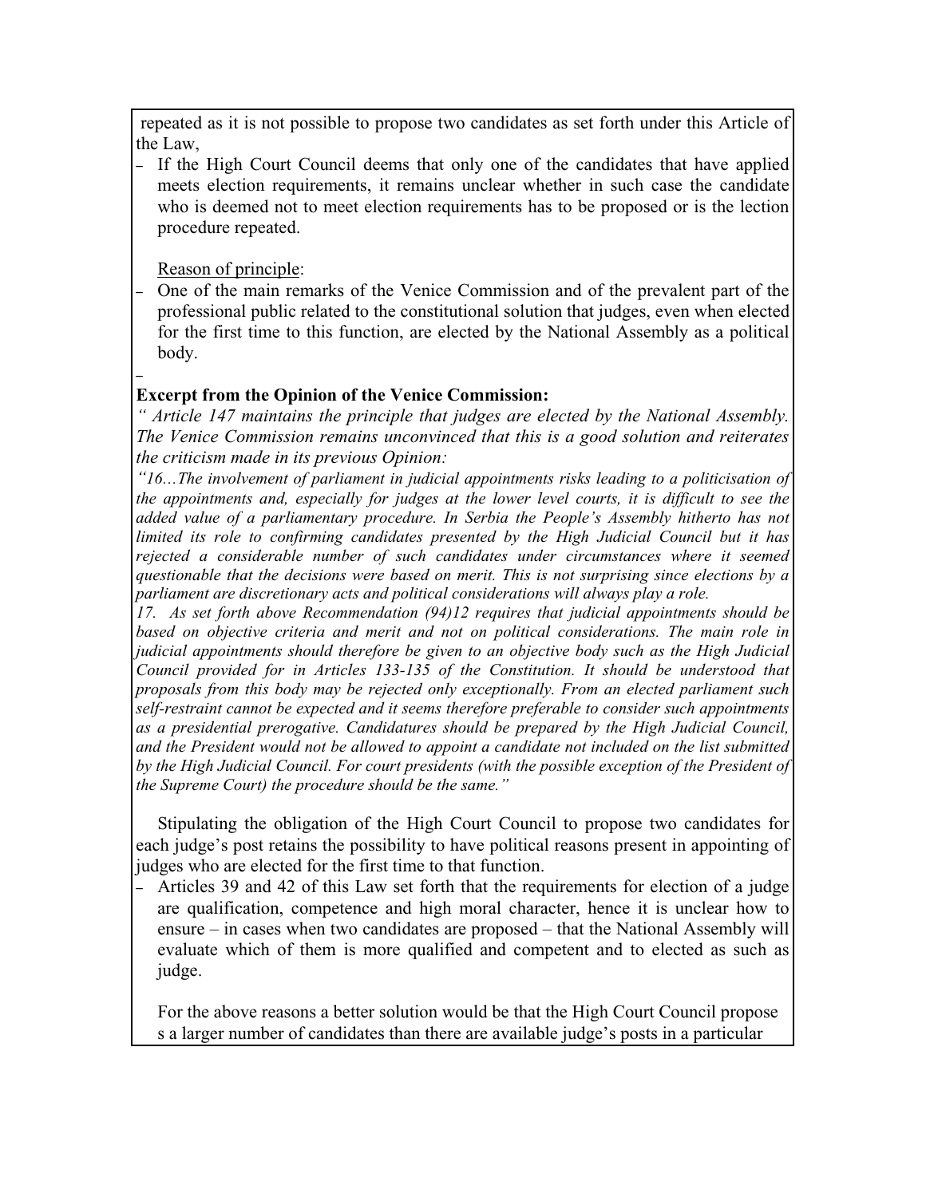repeated as it is not possible to propose two candidates as set forth under this Article of the Law,

- If the High Court Council deems that only one of the candidates that have applied meets election requirements, it remains unclear whether in such case the candidate who is deemed not to meet election requirements has to be proposed or is the lection procedure repeated.

Reason of principle:

- One of the main remarks of the Venice Commission and of the prevalent part of the professional public related to the constitutional solution that judges, even when elected for the first time to this function, are elected by the National Assembly as a political body.

–

**Excerpt from the Opinion of the Venice Commission:**

*" Article 147 maintains the principle that judges are elected by the National Assembly. The Venice Commission remains unconvinced that this is a good solution and reiterates the criticism made in its previous Opinion:*

*"16…The involvement of parliament in judicial appointments risks leading to a politicisation of the appointments and, especially for judges at the lower level courts, it is difficult to see the added value of a parliamentary procedure. In Serbia the People's Assembly hitherto has not limited its role to confirming candidates presented by the High Judicial Council but it has rejected a considerable number of such candidates under circumstances where it seemed questionable that the decisions were based on merit. This is not surprising since elections by a parliament are discretionary acts and political considerations will always play a role.*

*17. As set forth above Recommendation (94)12 requires that judicial appointments should be based on objective criteria and merit and not on political considerations. The main role in judicial appointments should therefore be given to an objective body such as the High Judicial Council provided for in Articles 133-135 of the Constitution. It should be understood that proposals from this body may be rejected only exceptionally. From an elected parliament such self-restraint cannot be expected and it seems therefore preferable to consider such appointments as a presidential prerogative. Candidatures should be prepared by the High Judicial Council, and the President would not be allowed to appoint a candidate not included on the list submitted by the High Judicial Council. For court presidents (with the possible exception of the President of the Supreme Court) the procedure should be the same."*

Stipulating the obligation of the High Court Council to propose two candidates for each judge's post retains the possibility to have political reasons present in appointing of judges who are elected for the first time to that function.

- Articles 39 and 42 of this Law set forth that the requirements for election of a judge are qualification, competence and high moral character, hence it is unclear how to ensure – in cases when two candidates are proposed – that the National Assembly will evaluate which of them is more qualified and competent and to elected as such as judge.

For the above reasons a better solution would be that the High Court Council propose s a larger number of candidates than there are available judge's posts in a particular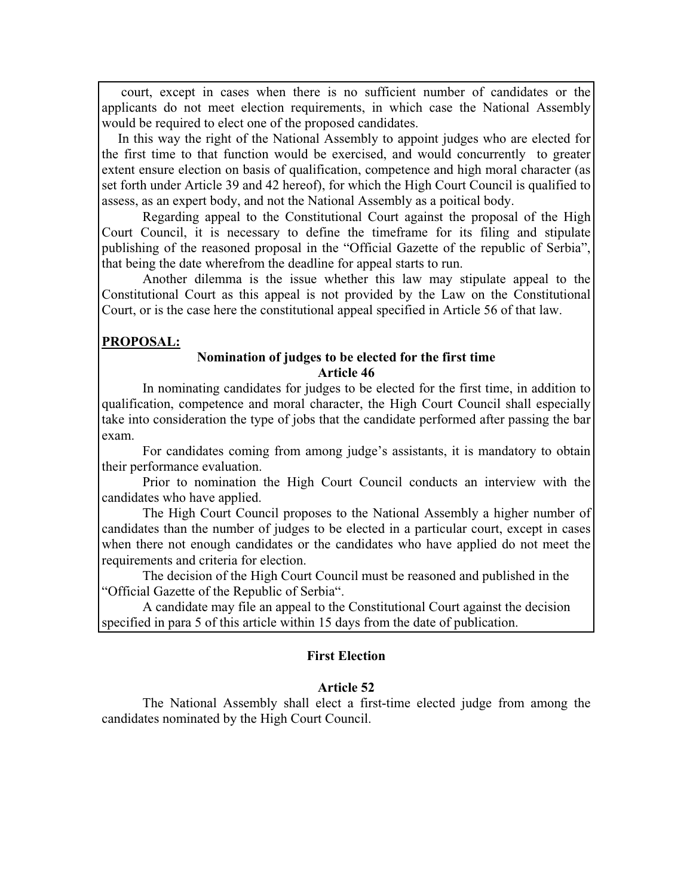court, except in cases when there is no sufficient number of candidates or the applicants do not meet election requirements, in which case the National Assembly would be required to elect one of the proposed candidates.

In this way the right of the National Assembly to appoint judges who are elected for the first time to that function would be exercised, and would concurrently to greater extent ensure election on basis of qualification, competence and high moral character (as set forth under Article 39 and 42 hereof), for which the High Court Council is qualified to assess, as an expert body, and not the National Assembly as a poitical body.

Regarding appeal to the Constitutional Court against the proposal of the High Court Council, it is necessary to define the timeframe for its filing and stipulate publishing of the reasoned proposal in the "Official Gazette of the republic of Serbia", that being the date wherefrom the deadline for appeal starts to run.

Another dilemma is the issue whether this law may stipulate appeal to the Constitutional Court as this appeal is not provided by the Law on the Constitutional Court, or is the case here the constitutional appeal specified in Article 56 of that law.

**PROPOSAL:**

**Nomination of judges to be elected for the first time**
**Article 46**

In nominating candidates for judges to be elected for the first time, in addition to qualification, competence and moral character, the High Court Council shall especially take into consideration the type of jobs that the candidate performed after passing the bar exam.

For candidates coming from among judge's assistants, it is mandatory to obtain their performance evaluation.

Prior to nomination the High Court Council conducts an interview with the candidates who have applied.

The High Court Council proposes to the National Assembly a higher number of candidates than the number of judges to be elected in a particular court, except in cases when there not enough candidates or the candidates who have applied do not meet the requirements and criteria for election.

The decision of the High Court Council must be reasoned and published in the "Official Gazette of the Republic of Serbia".

A candidate may file an appeal to the Constitutional Court against the decision specified in para 5 of this article within 15 days from the date of publication.

**First Election**

**Article 52**

The National Assembly shall elect a first-time elected judge from among the candidates nominated by the High Court Council.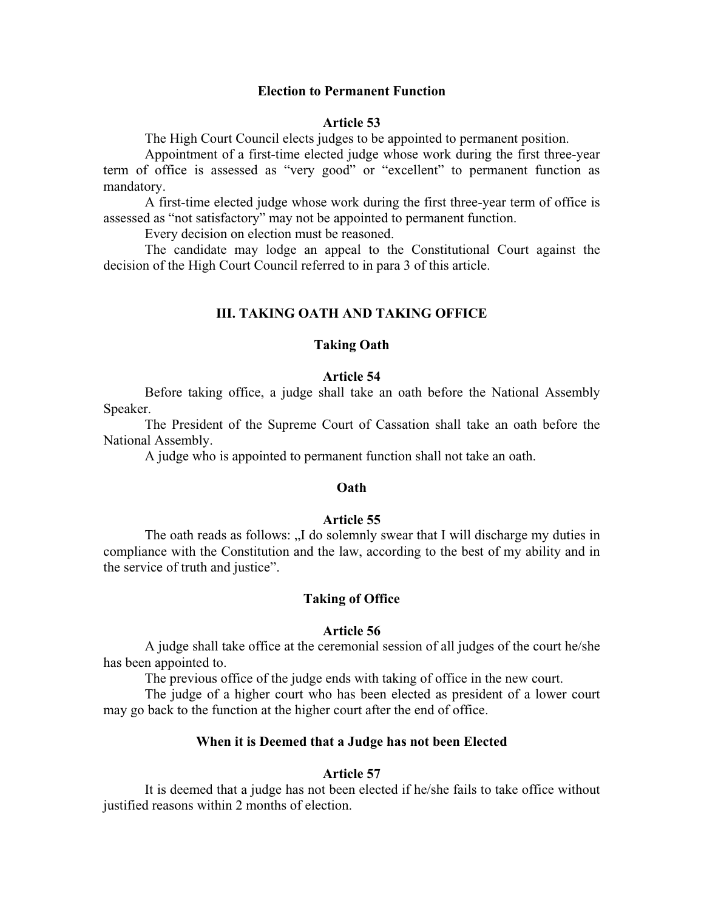**Election to Permanent Function**

**Article 53**

The High Court Council elects judges to be appointed to permanent position.

Appointment of a first-time elected judge whose work during the first three-year term of office is assessed as "very good" or "excellent" to permanent function as mandatory.

A first-time elected judge whose work during the first three-year term of office is assessed as "not satisfactory" may not be appointed to permanent function.

Every decision on election must be reasoned.

The candidate may lodge an appeal to the Constitutional Court against the decision of the High Court Council referred to in para 3 of this article.

## III. TAKING OATH AND TAKING OFFICE

**Taking Oath**

**Article 54**

Before taking office, a judge shall take an oath before the National Assembly Speaker.

The President of the Supreme Court of Cassation shall take an oath before the National Assembly.

A judge who is appointed to permanent function shall not take an oath.

**Oath**

**Article 55**

The oath reads as follows: „I do solemnly swear that I will discharge my duties in compliance with the Constitution and the law, according to the best of my ability and in the service of truth and justice".

**Taking of Office**

**Article 56**

A judge shall take office at the ceremonial session of all judges of the court he/she has been appointed to.

The previous office of the judge ends with taking of office in the new court.

The judge of a higher court who has been elected as president of a lower court may go back to the function at the higher court after the end of office.

**When it is Deemed that a Judge has not been Elected**

**Article 57**

It is deemed that a judge has not been elected if he/she fails to take office without justified reasons within 2 months of election.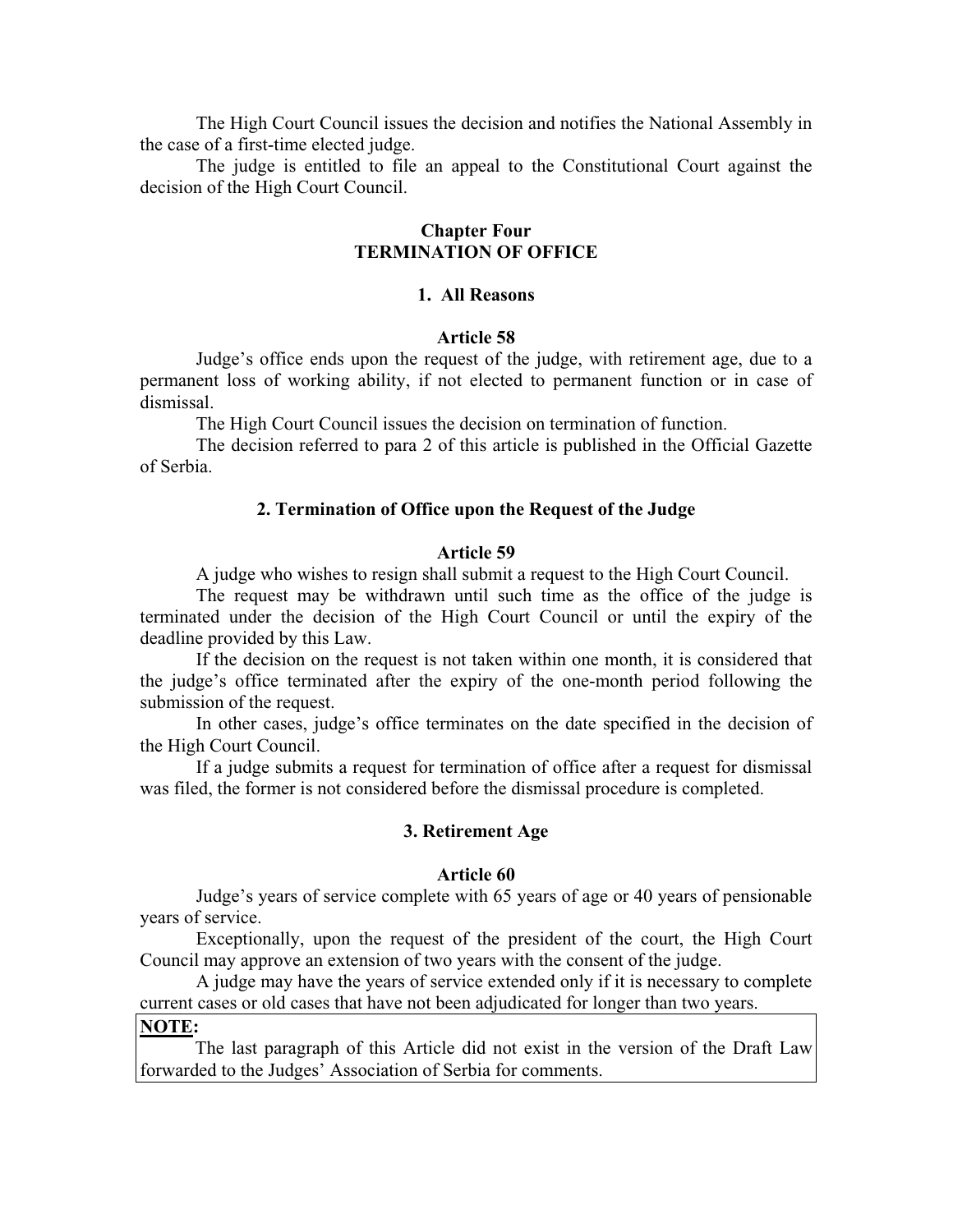The High Court Council issues the decision and notifies the National Assembly in the case of a first-time elected judge.

The judge is entitled to file an appeal to the Constitutional Court against the decision of the High Court Council.

## Chapter Four
## TERMINATION OF OFFICE

### 1. All Reasons

#### Article 58

Judge's office ends upon the request of the judge, with retirement age, due to a permanent loss of working ability, if not elected to permanent function or in case of dismissal.

The High Court Council issues the decision on termination of function.

The decision referred to para 2 of this article is published in the Official Gazette of Serbia.

### 2. Termination of Office upon the Request of the Judge

#### Article 59

A judge who wishes to resign shall submit a request to the High Court Council.

The request may be withdrawn until such time as the office of the judge is terminated under the decision of the High Court Council or until the expiry of the deadline provided by this Law.

If the decision on the request is not taken within one month, it is considered that the judge's office terminated after the expiry of the one-month period following the submission of the request.

In other cases, judge's office terminates on the date specified in the decision of the High Court Council.

If a judge submits a request for termination of office after a request for dismissal was filed, the former is not considered before the dismissal procedure is completed.

### 3. Retirement Age

#### Article 60

Judge's years of service complete with 65 years of age or 40 years of pensionable years of service.

Exceptionally, upon the request of the president of the court, the High Court Council may approve an extension of two years with the consent of the judge.

A judge may have the years of service extended only if it is necessary to complete current cases or old cases that have not been adjudicated for longer than two years.

**NOTE:**

The last paragraph of this Article did not exist in the version of the Draft Law forwarded to the Judges' Association of Serbia for comments.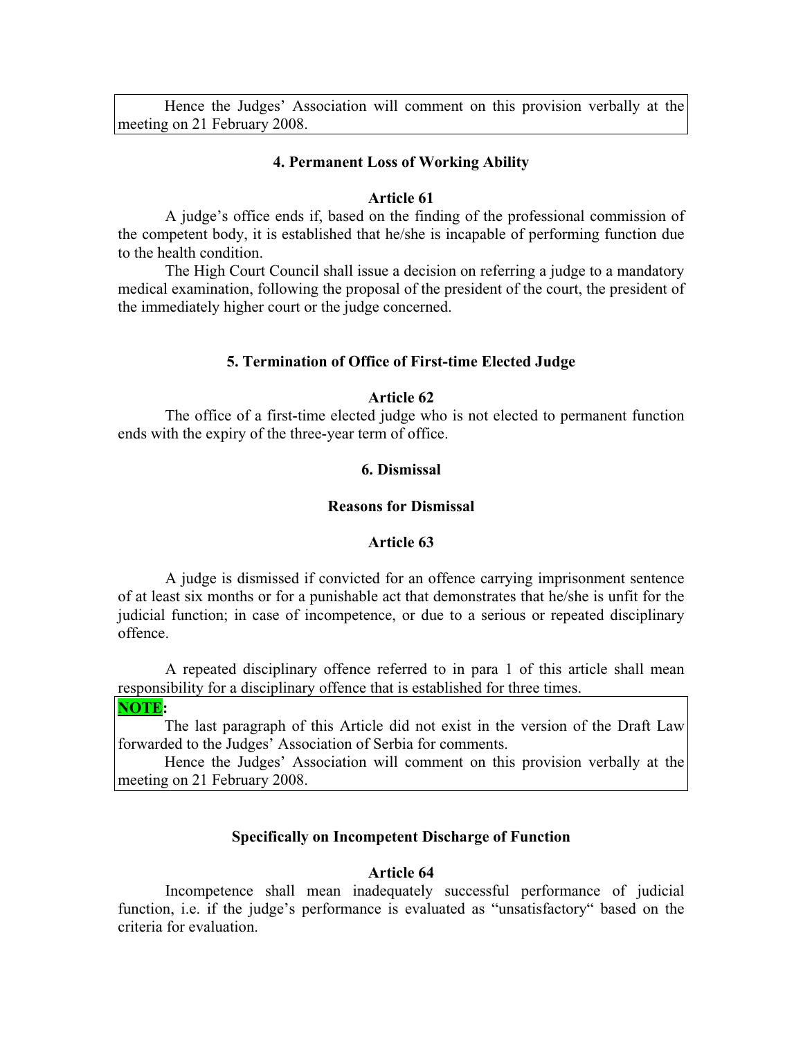Hence the Judges' Association will comment on this provision verbally at the meeting on 21 February 2008.

### 4. Permanent Loss of Working Ability

#### Article 61

A judge's office ends if, based on the finding of the professional commission of the competent body, it is established that he/she is incapable of performing function due to the health condition.

The High Court Council shall issue a decision on referring a judge to a mandatory medical examination, following the proposal of the president of the court, the president of the immediately higher court or the judge concerned.

### 5. Termination of Office of First-time Elected Judge

#### Article 62

The office of a first-time elected judge who is not elected to permanent function ends with the expiry of the three-year term of office.

### 6. Dismissal

#### Reasons for Dismissal

#### Article 63

A judge is dismissed if convicted for an offence carrying imprisonment sentence of at least six months or for a punishable act that demonstrates that he/she is unfit for the judicial function; in case of incompetence, or due to a serious or repeated disciplinary offence.

A repeated disciplinary offence referred to in para 1 of this article shall mean responsibility for a disciplinary offence that is established for three times.

**NOTE:**

The last paragraph of this Article did not exist in the version of the Draft Law forwarded to the Judges' Association of Serbia for comments.

Hence the Judges' Association will comment on this provision verbally at the meeting on 21 February 2008.

#### Specifically on Incompetent Discharge of Function

#### Article 64

Incompetence shall mean inadequately successful performance of judicial function, i.e. if the judge's performance is evaluated as "unsatisfactory" based on the criteria for evaluation.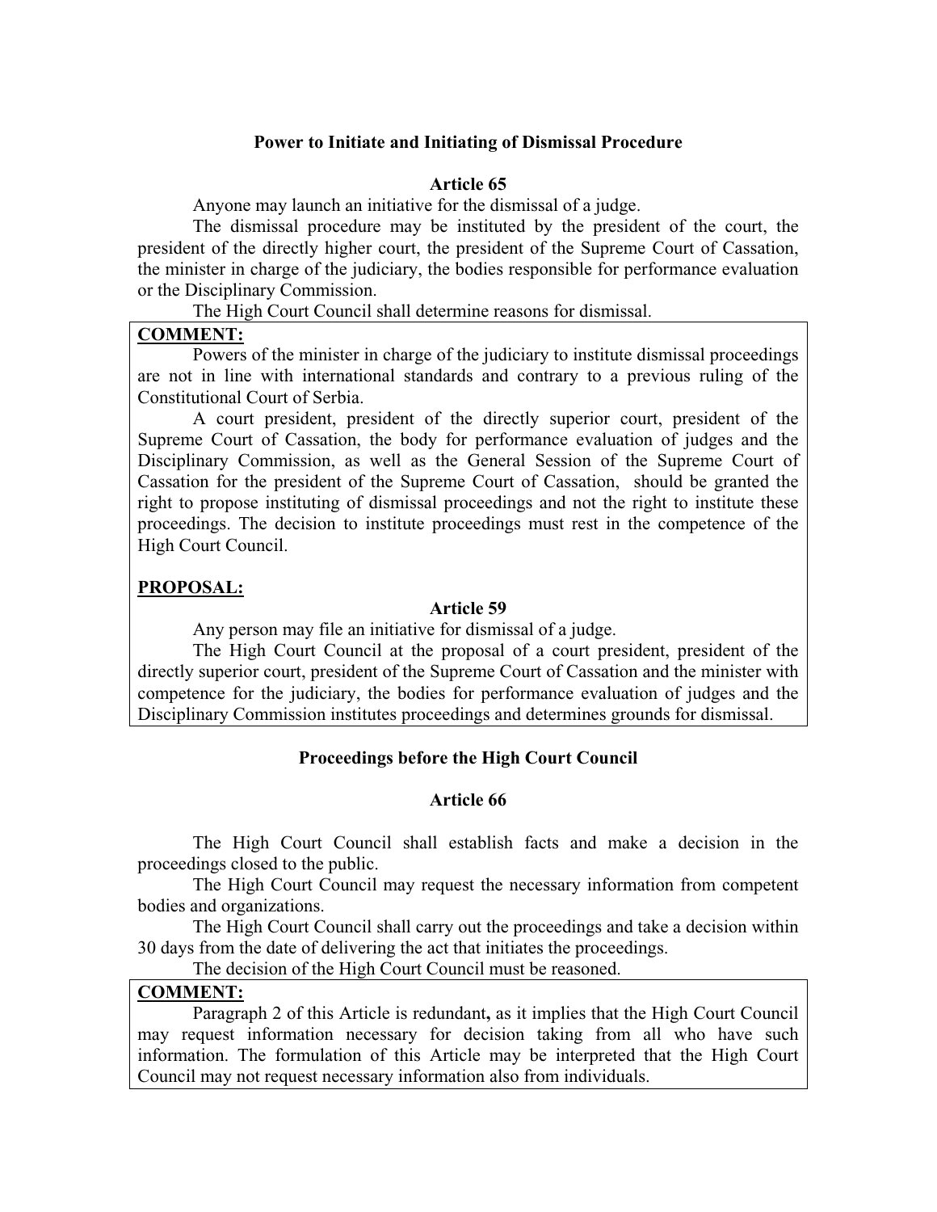### Power to Initiate and Initiating of Dismissal Procedure

**Article 65**

Anyone may launch an initiative for the dismissal of a judge.

The dismissal procedure may be instituted by the president of the court, the president of the directly higher court, the president of the Supreme Court of Cassation, the minister in charge of the judiciary, the bodies responsible for performance evaluation or the Disciplinary Commission.

The High Court Council shall determine reasons for dismissal.

**COMMENT:**

Powers of the minister in charge of the judiciary to institute dismissal proceedings are not in line with international standards and contrary to a previous ruling of the Constitutional Court of Serbia.

A court president, president of the directly superior court, president of the Supreme Court of Cassation, the body for performance evaluation of judges and the Disciplinary Commission, as well as the General Session of the Supreme Court of Cassation for the president of the Supreme Court of Cassation, should be granted the right to propose instituting of dismissal proceedings and not the right to institute these proceedings. The decision to institute proceedings must rest in the competence of the High Court Council.

**PROPOSAL:**

**Article 59**

Any person may file an initiative for dismissal of a judge.

The High Court Council at the proposal of a court president, president of the directly superior court, president of the Supreme Court of Cassation and the minister with competence for the judiciary, the bodies for performance evaluation of judges and the Disciplinary Commission institutes proceedings and determines grounds for dismissal.

### Proceedings before the High Court Council

**Article 66**

The High Court Council shall establish facts and make a decision in the proceedings closed to the public.

The High Court Council may request the necessary information from competent bodies and organizations.

The High Court Council shall carry out the proceedings and take a decision within 30 days from the date of delivering the act that initiates the proceedings.

The decision of the High Court Council must be reasoned.

**COMMENT:**

Paragraph 2 of this Article is redundant**,** as it implies that the High Court Council may request information necessary for decision taking from all who have such information. The formulation of this Article may be interpreted that the High Court Council may not request necessary information also from individuals.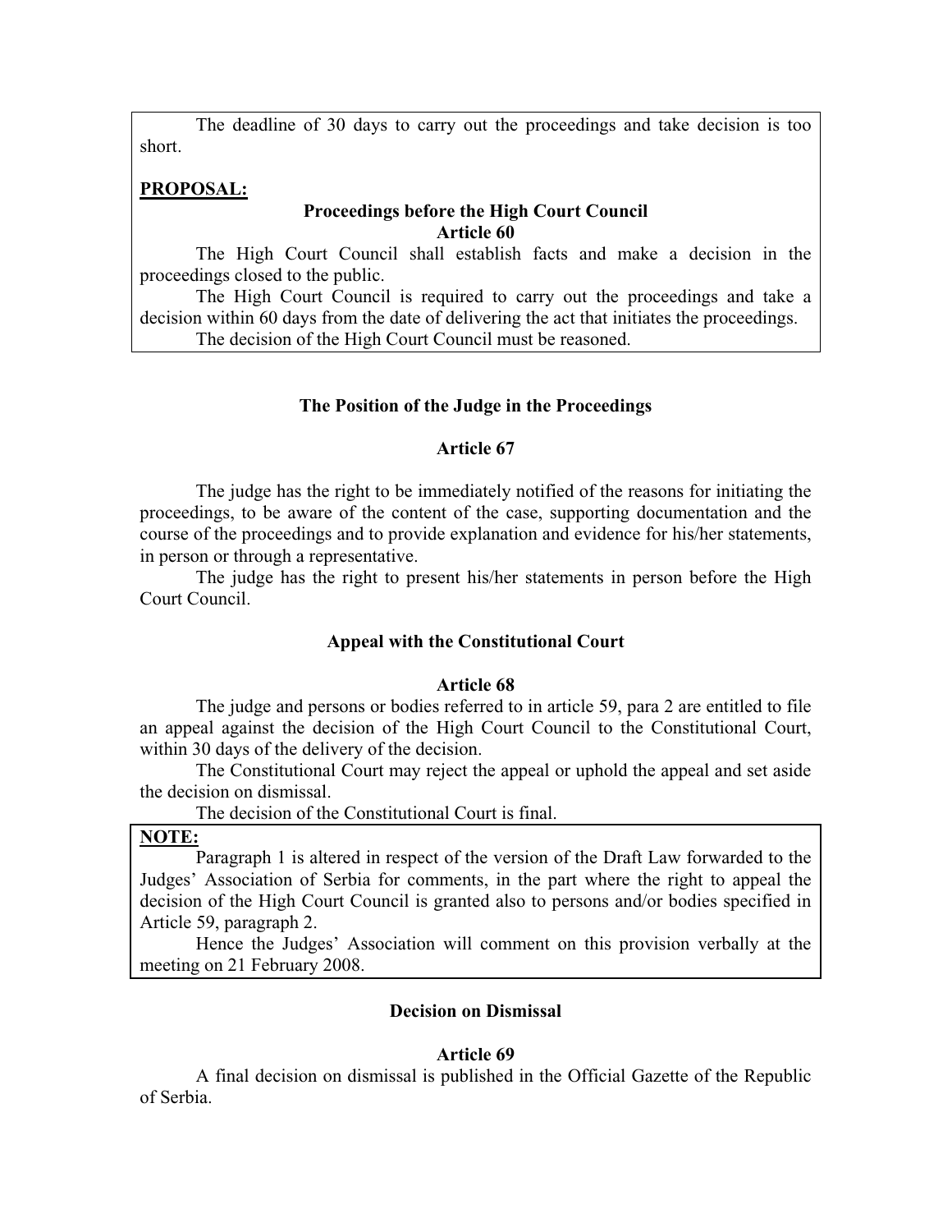The deadline of 30 days to carry out the proceedings and take decision is too short.

**PROPOSAL:**

**Proceedings before the High Court Council**
**Article 60**

The High Court Council shall establish facts and make a decision in the proceedings closed to the public.

The High Court Council is required to carry out the proceedings and take a decision within 60 days from the date of delivering the act that initiates the proceedings.

The decision of the High Court Council must be reasoned.

**The Position of the Judge in the Proceedings**

**Article 67**

The judge has the right to be immediately notified of the reasons for initiating the proceedings, to be aware of the content of the case, supporting documentation and the course of the proceedings and to provide explanation and evidence for his/her statements, in person or through a representative.

The judge has the right to present his/her statements in person before the High Court Council.

**Appeal with the Constitutional Court**

**Article 68**

The judge and persons or bodies referred to in article 59, para 2 are entitled to file an appeal against the decision of the High Court Council to the Constitutional Court, within 30 days of the delivery of the decision.

The Constitutional Court may reject the appeal or uphold the appeal and set aside the decision on dismissal.

The decision of the Constitutional Court is final.

**NOTE:**

Paragraph 1 is altered in respect of the version of the Draft Law forwarded to the Judges' Association of Serbia for comments, in the part where the right to appeal the decision of the High Court Council is granted also to persons and/or bodies specified in Article 59, paragraph 2.

Hence the Judges' Association will comment on this provision verbally at the meeting on 21 February 2008.

**Decision on Dismissal**

**Article 69**

A final decision on dismissal is published in the Official Gazette of the Republic of Serbia.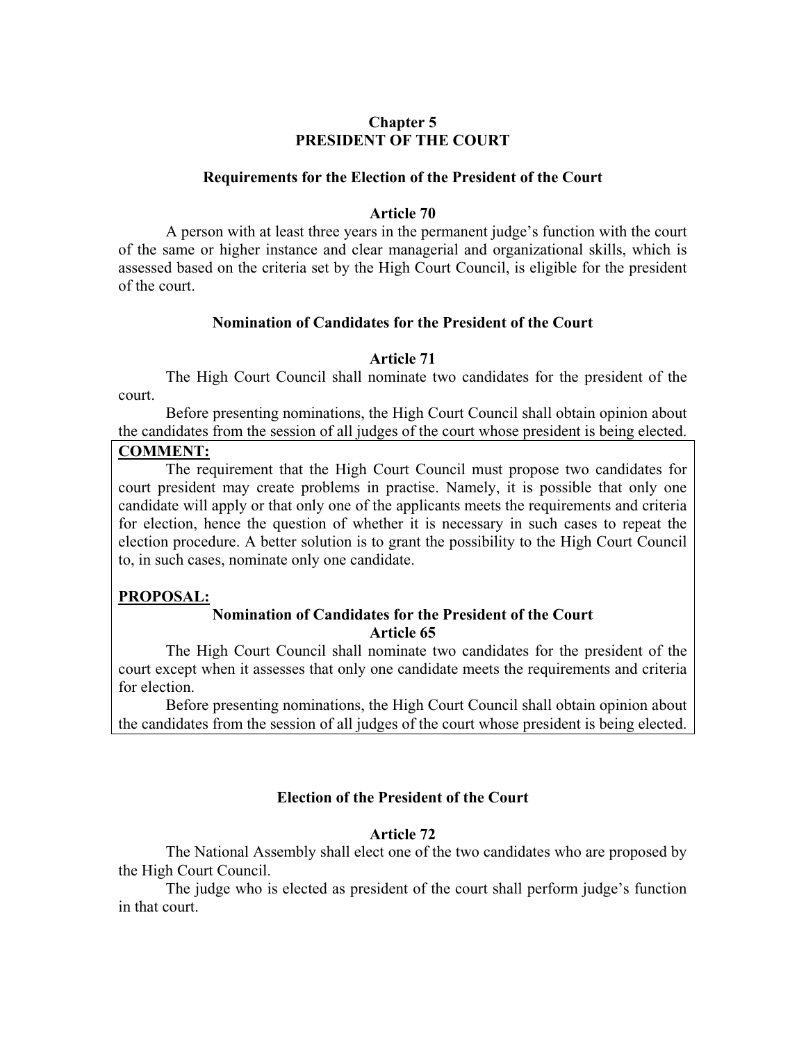## Chapter 5
## PRESIDENT OF THE COURT

### Requirements for the Election of the President of the Court

#### Article 70

A person with at least three years in the permanent judge's function with the court of the same or higher instance and clear managerial and organizational skills, which is assessed based on the criteria set by the High Court Council, is eligible for the president of the court.

### Nomination of Candidates for the President of the Court

#### Article 71

The High Court Council shall nominate two candidates for the president of the court.

Before presenting nominations, the High Court Council shall obtain opinion about the candidates from the session of all judges of the court whose president is being elected.

**COMMENT:**

The requirement that the High Court Council must propose two candidates for court president may create problems in practise. Namely, it is possible that only one candidate will apply or that only one of the applicants meets the requirements and criteria for election, hence the question of whether it is necessary in such cases to repeat the election procedure. A better solution is to grant the possibility to the High Court Council to, in such cases, nominate only one candidate.

**PROPOSAL:**

**Nomination of Candidates for the President of the Court**

**Article 65**

The High Court Council shall nominate two candidates for the president of the court except when it assesses that only one candidate meets the requirements and criteria for election.

Before presenting nominations, the High Court Council shall obtain opinion about the candidates from the session of all judges of the court whose president is being elected.

### Election of the President of the Court

#### Article 72

The National Assembly shall elect one of the two candidates who are proposed by the High Court Council.

The judge who is elected as president of the court shall perform judge's function in that court.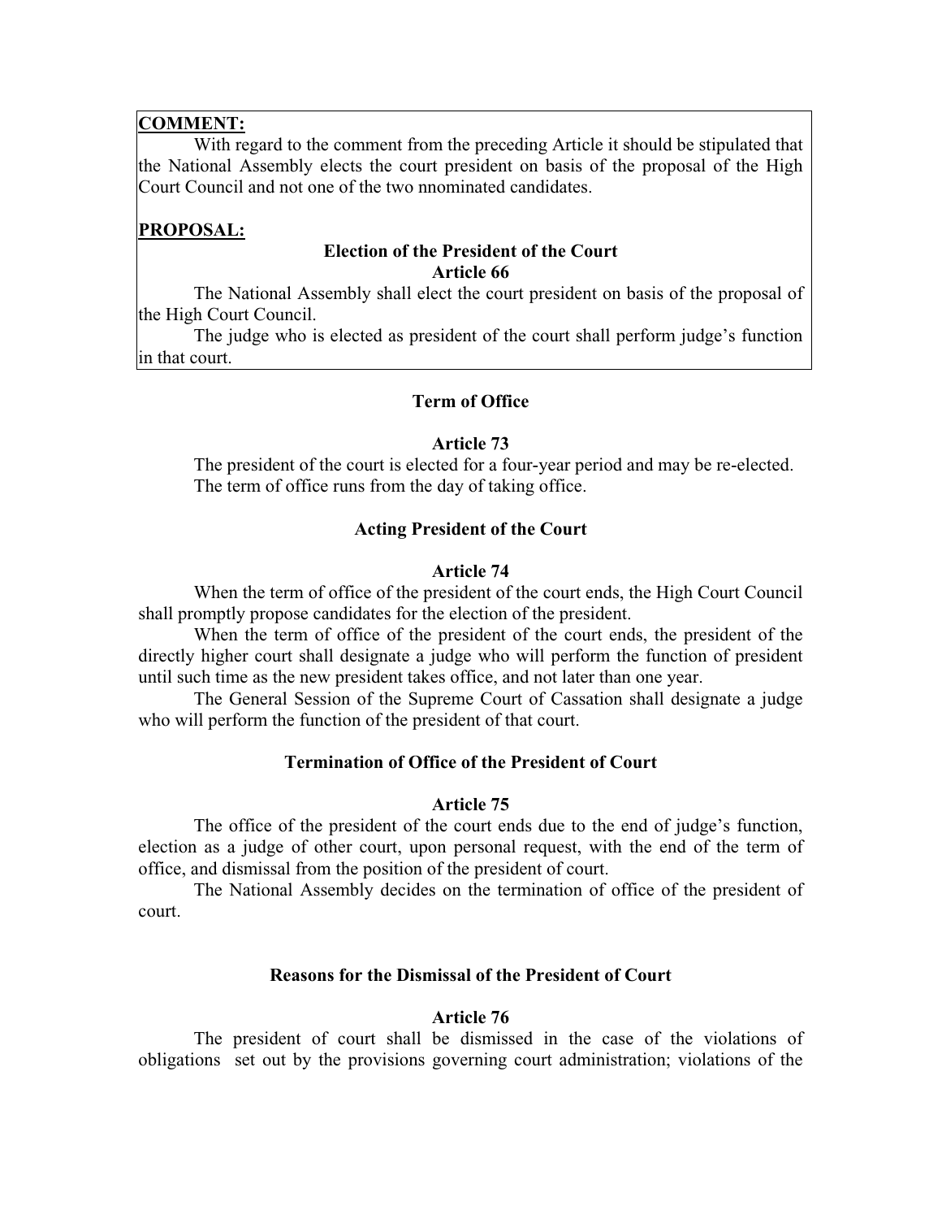**COMMENT:**

With regard to the comment from the preceding Article it should be stipulated that the National Assembly elects the court president on basis of the proposal of the High Court Council and not one of the two nnominated candidates.

**PROPOSAL:**

**Election of the President of the Court**

**Article 66**

The National Assembly shall elect the court president on basis of the proposal of the High Court Council.

The judge who is elected as president of the court shall perform judge's function in that court.

**Term of Office**

**Article 73**

The president of the court is elected for a four-year period and may be re-elected. The term of office runs from the day of taking office.

**Acting President of the Court**

**Article 74**

When the term of office of the president of the court ends, the High Court Council shall promptly propose candidates for the election of the president.

When the term of office of the president of the court ends, the president of the directly higher court shall designate a judge who will perform the function of president until such time as the new president takes office, and not later than one year.

The General Session of the Supreme Court of Cassation shall designate a judge who will perform the function of the president of that court.

**Termination of Office of the President of Court**

**Article 75**

The office of the president of the court ends due to the end of judge's function, election as a judge of other court, upon personal request, with the end of the term of office, and dismissal from the position of the president of court.

The National Assembly decides on the termination of office of the president of court.

**Reasons for the Dismissal of the President of Court**

**Article 76**

The president of court shall be dismissed in the case of the violations of obligations set out by the provisions governing court administration; violations of the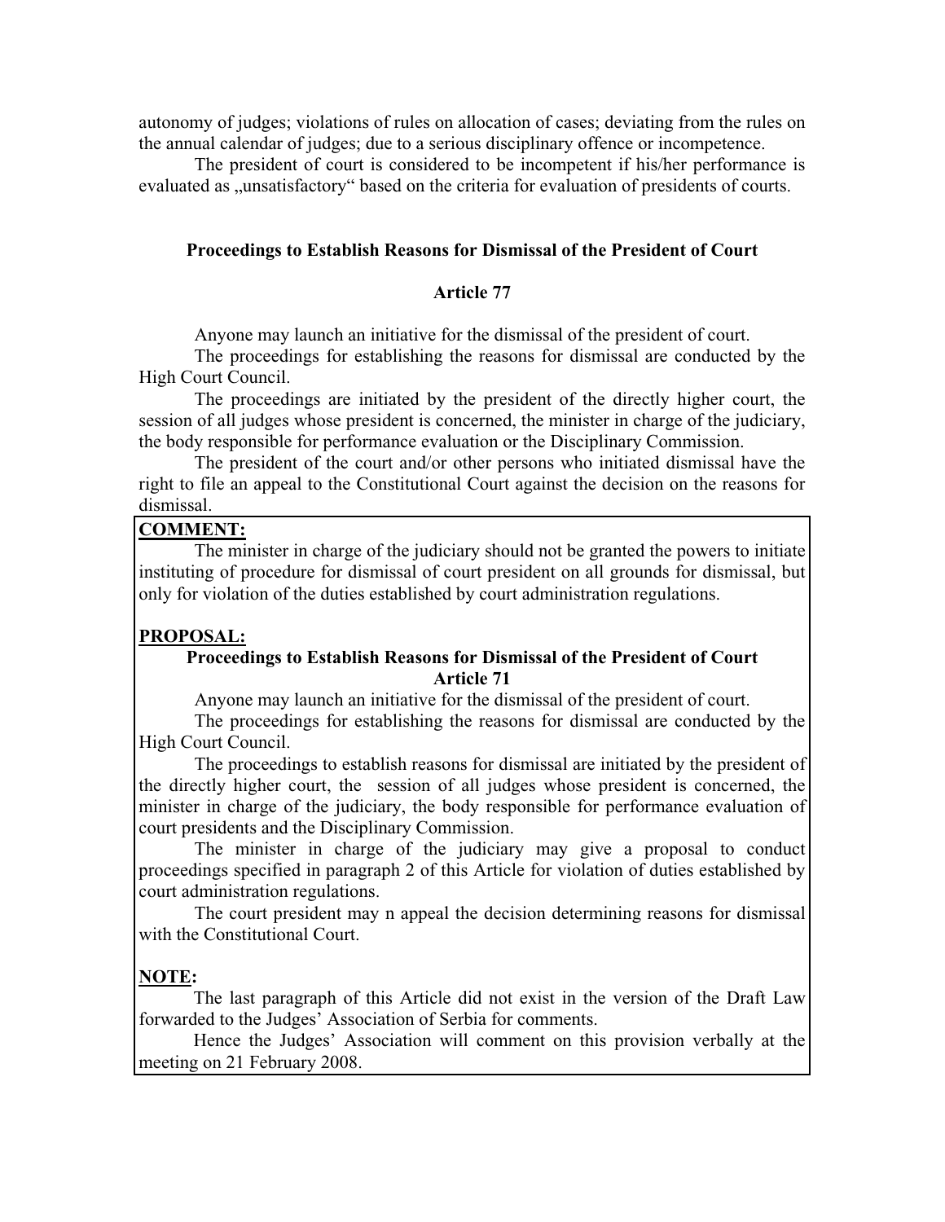autonomy of judges; violations of rules on allocation of cases; deviating from the rules on the annual calendar of judges; due to a serious disciplinary offence or incompetence.

The president of court is considered to be incompetent if his/her performance is evaluated as „unsatisfactory" based on the criteria for evaluation of presidents of courts.

**Proceedings to Establish Reasons for Dismissal of the President of Court**

**Article 77**

Anyone may launch an initiative for the dismissal of the president of court.

The proceedings for establishing the reasons for dismissal are conducted by the High Court Council.

The proceedings are initiated by the president of the directly higher court, the session of all judges whose president is concerned, the minister in charge of the judiciary, the body responsible for performance evaluation or the Disciplinary Commission.

The president of the court and/or other persons who initiated dismissal have the right to file an appeal to the Constitutional Court against the decision on the reasons for dismissal.

**COMMENT:**

The minister in charge of the judiciary should not be granted the powers to initiate instituting of procedure for dismissal of court president on all grounds for dismissal, but only for violation of the duties established by court administration regulations.

**PROPOSAL:**

**Proceedings to Establish Reasons for Dismissal of the President of Court**
**Article 71**

Anyone may launch an initiative for the dismissal of the president of court.

The proceedings for establishing the reasons for dismissal are conducted by the High Court Council.

The proceedings to establish reasons for dismissal are initiated by the president of the directly higher court, the session of all judges whose president is concerned, the minister in charge of the judiciary, the body responsible for performance evaluation of court presidents and the Disciplinary Commission.

The minister in charge of the judiciary may give a proposal to conduct proceedings specified in paragraph 2 of this Article for violation of duties established by court administration regulations.

The court president may n appeal the decision determining reasons for dismissal with the Constitutional Court.

**NOTE:**

The last paragraph of this Article did not exist in the version of the Draft Law forwarded to the Judges' Association of Serbia for comments.

Hence the Judges' Association will comment on this provision verbally at the meeting on 21 February 2008.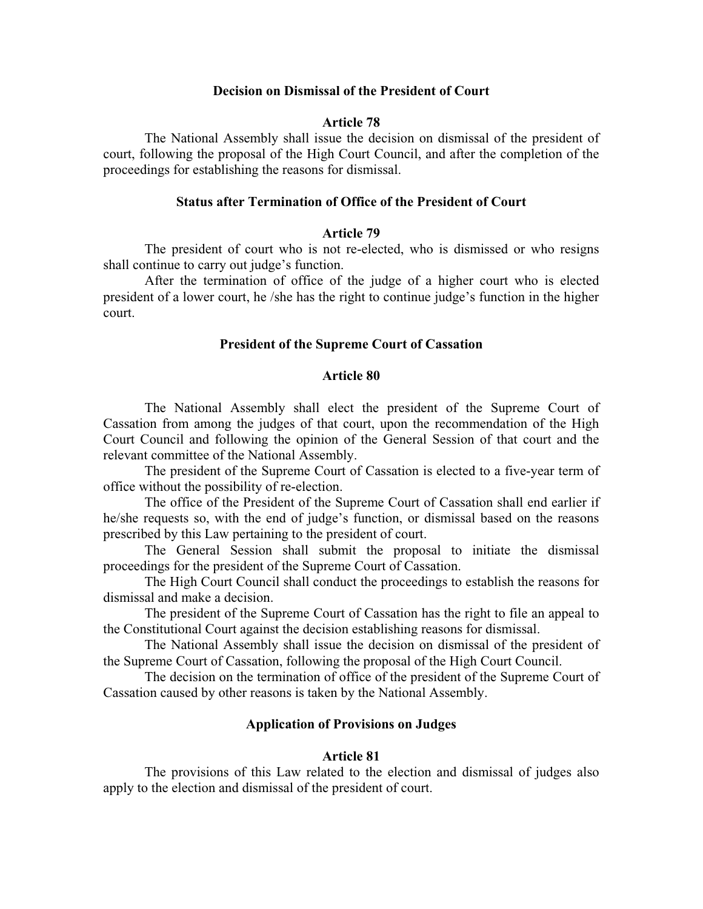### Decision on Dismissal of the President of Court

### Article 78

The National Assembly shall issue the decision on dismissal of the president of court, following the proposal of the High Court Council, and after the completion of the proceedings for establishing the reasons for dismissal.

### Status after Termination of Office of the President of Court

### Article 79

The president of court who is not re-elected, who is dismissed or who resigns shall continue to carry out judge's function.

After the termination of office of the judge of a higher court who is elected president of a lower court, he /she has the right to continue judge's function in the higher court.

### President of the Supreme Court of Cassation

### Article 80

The National Assembly shall elect the president of the Supreme Court of Cassation from among the judges of that court, upon the recommendation of the High Court Council and following the opinion of the General Session of that court and the relevant committee of the National Assembly.

The president of the Supreme Court of Cassation is elected to a five-year term of office without the possibility of re-election.

The office of the President of the Supreme Court of Cassation shall end earlier if he/she requests so, with the end of judge's function, or dismissal based on the reasons prescribed by this Law pertaining to the president of court.

The General Session shall submit the proposal to initiate the dismissal proceedings for the president of the Supreme Court of Cassation.

The High Court Council shall conduct the proceedings to establish the reasons for dismissal and make a decision.

The president of the Supreme Court of Cassation has the right to file an appeal to the Constitutional Court against the decision establishing reasons for dismissal.

The National Assembly shall issue the decision on dismissal of the president of the Supreme Court of Cassation, following the proposal of the High Court Council.

The decision on the termination of office of the president of the Supreme Court of Cassation caused by other reasons is taken by the National Assembly.

### Application of Provisions on Judges

### Article 81

The provisions of this Law related to the election and dismissal of judges also apply to the election and dismissal of the president of court.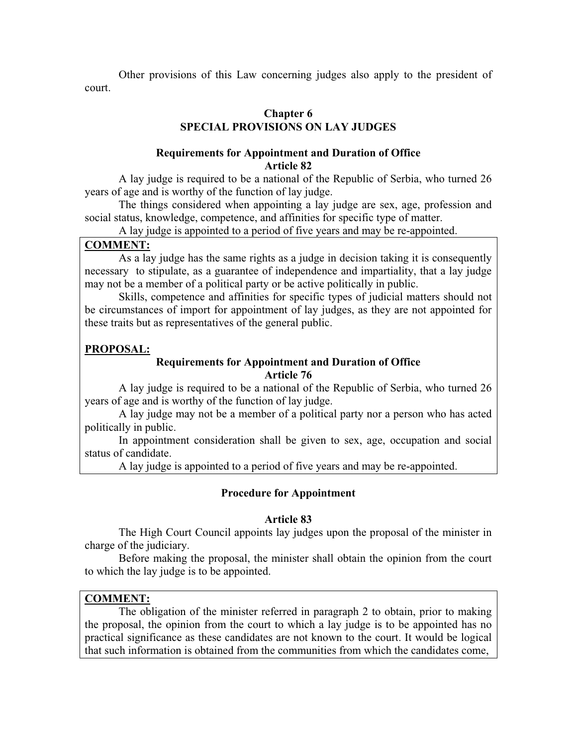Other provisions of this Law concerning judges also apply to the president of court.

## Chapter 6
## SPECIAL PROVISIONS ON LAY JUDGES

### Requirements for Appointment and Duration of Office
### Article 82

A lay judge is required to be a national of the Republic of Serbia, who turned 26 years of age and is worthy of the function of lay judge.

The things considered when appointing a lay judge are sex, age, profession and social status, knowledge, competence, and affinities for specific type of matter.

A lay judge is appointed to a period of five years and may be re-appointed.

**COMMENT:**

As a lay judge has the same rights as a judge in decision taking it is consequently necessary to stipulate, as a guarantee of independence and impartiality, that a lay judge may not be a member of a political party or be active politically in public.

Skills, competence and affinities for specific types of judicial matters should not be circumstances of import for appointment of lay judges, as they are not appointed for these traits but as representatives of the general public.

**PROPOSAL:**

### Requirements for Appointment and Duration of Office
### Article 76

A lay judge is required to be a national of the Republic of Serbia, who turned 26 years of age and is worthy of the function of lay judge.

A lay judge may not be a member of a political party nor a person who has acted politically in public.

In appointment consideration shall be given to sex, age, occupation and social status of candidate.

A lay judge is appointed to a period of five years and may be re-appointed.

### Procedure for Appointment

### Article 83

The High Court Council appoints lay judges upon the proposal of the minister in charge of the judiciary.

Before making the proposal, the minister shall obtain the opinion from the court to which the lay judge is to be appointed.

**COMMENT:**

The obligation of the minister referred in paragraph 2 to obtain, prior to making the proposal, the opinion from the court to which a lay judge is to be appointed has no practical significance as these candidates are not known to the court. It would be logical that such information is obtained from the communities from which the candidates come,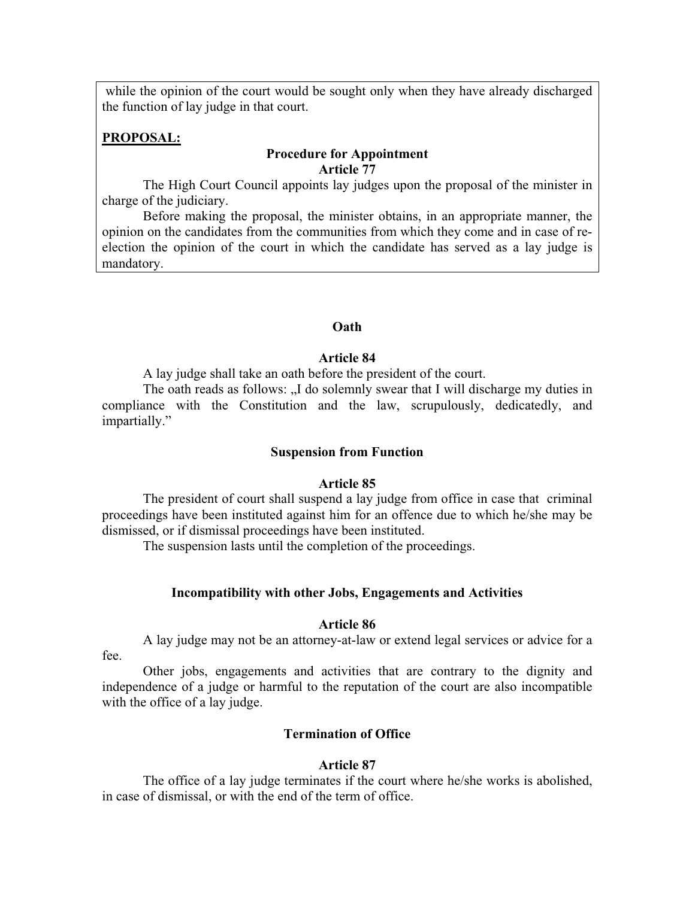while the opinion of the court would be sought only when they have already discharged the function of lay judge in that court.

**PROPOSAL:**

**Procedure for Appointment**
**Article 77**

The High Court Council appoints lay judges upon the proposal of the minister in charge of the judiciary.

Before making the proposal, the minister obtains, in an appropriate manner, the opinion on the candidates from the communities from which they come and in case of re-election the opinion of the court in which the candidate has served as a lay judge is mandatory.

### Oath

### Article 84

A lay judge shall take an oath before the president of the court.

The oath reads as follows: „I do solemnly swear that I will discharge my duties in compliance with the Constitution and the law, scrupulously, dedicatedly, and impartially."

### Suspension from Function

### Article 85

The president of court shall suspend a lay judge from office in case that criminal proceedings have been instituted against him for an offence due to which he/she may be dismissed, or if dismissal proceedings have been instituted.

The suspension lasts until the completion of the proceedings.

### Incompatibility with other Jobs, Engagements and Activities

### Article 86

A lay judge may not be an attorney-at-law or extend legal services or advice for a fee.

Other jobs, engagements and activities that are contrary to the dignity and independence of a judge or harmful to the reputation of the court are also incompatible with the office of a lay judge.

### Termination of Office

### Article 87

The office of a lay judge terminates if the court where he/she works is abolished, in case of dismissal, or with the end of the term of office.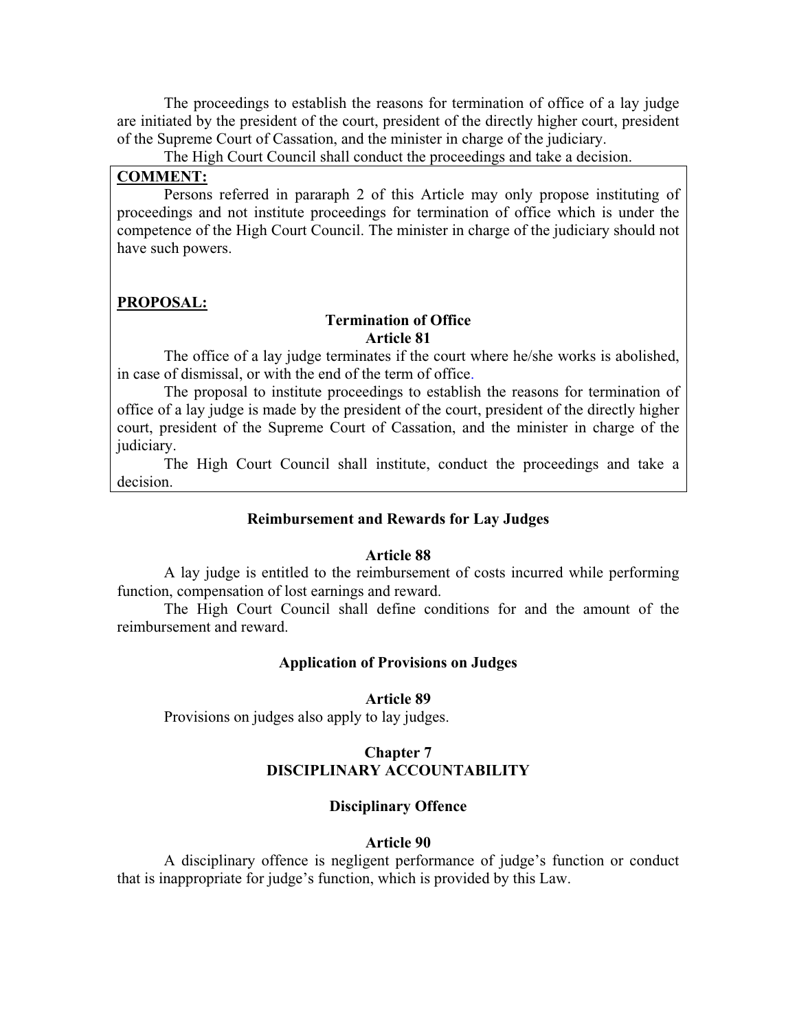The proceedings to establish the reasons for termination of office of a lay judge are initiated by the president of the court, president of the directly higher court, president of the Supreme Court of Cassation, and the minister in charge of the judiciary.

The High Court Council shall conduct the proceedings and take a decision.

**COMMENT:**

Persons referred in pararaph 2 of this Article may only propose instituting of proceedings and not institute proceedings for termination of office which is under the competence of the High Court Council. The minister in charge of the judiciary should not have such powers.

**PROPOSAL:**

**Termination of Office**
**Article 81**

The office of a lay judge terminates if the court where he/she works is abolished, in case of dismissal, or with the end of the term of office.

The proposal to institute proceedings to establish the reasons for termination of office of a lay judge is made by the president of the court, president of the directly higher court, president of the Supreme Court of Cassation, and the minister in charge of the judiciary.

The High Court Council shall institute, conduct the proceedings and take a decision.

### Reimbursement and Rewards for Lay Judges

**Article 88**

A lay judge is entitled to the reimbursement of costs incurred while performing function, compensation of lost earnings and reward.

The High Court Council shall define conditions for and the amount of the reimbursement and reward.

### Application of Provisions on Judges

**Article 89**

Provisions on judges also apply to lay judges.

## Chapter 7
## DISCIPLINARY ACCOUNTABILITY

### Disciplinary Offence

**Article 90**

A disciplinary offence is negligent performance of judge's function or conduct that is inappropriate for judge's function, which is provided by this Law.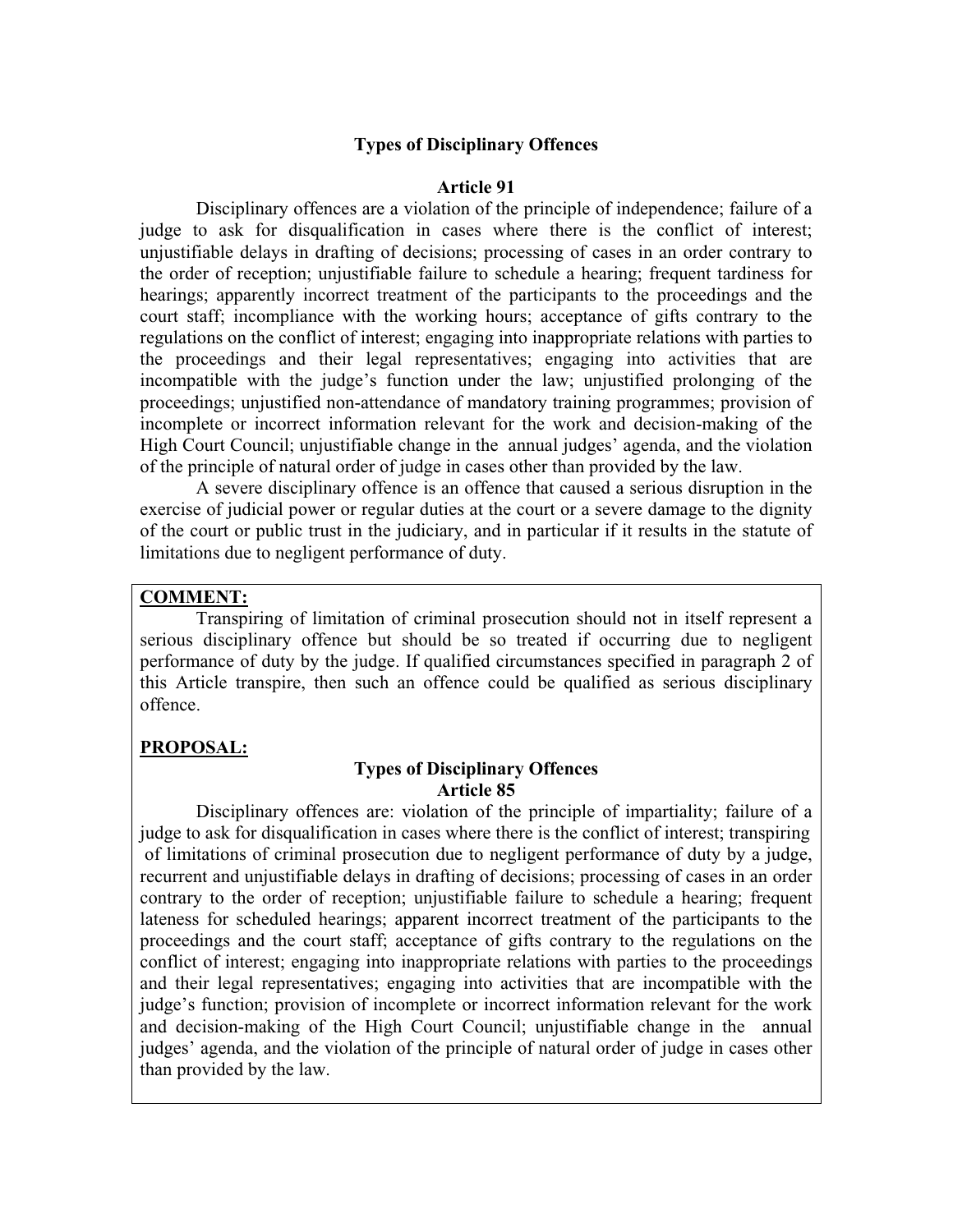### Types of Disciplinary Offences

#### Article 91

Disciplinary offences are a violation of the principle of independence; failure of a judge to ask for disqualification in cases where there is the conflict of interest; unjustifiable delays in drafting of decisions; processing of cases in an order contrary to the order of reception; unjustifiable failure to schedule a hearing; frequent tardiness for hearings; apparently incorrect treatment of the participants to the proceedings and the court staff; incompliance with the working hours; acceptance of gifts contrary to the regulations on the conflict of interest; engaging into inappropriate relations with parties to the proceedings and their legal representatives; engaging into activities that are incompatible with the judge's function under the law; unjustified prolonging of the proceedings; unjustified non-attendance of mandatory training programmes; provision of incomplete or incorrect information relevant for the work and decision-making of the High Court Council; unjustifiable change in the annual judges' agenda, and the violation of the principle of natural order of judge in cases other than provided by the law.

A severe disciplinary offence is an offence that caused a serious disruption in the exercise of judicial power or regular duties at the court or a severe damage to the dignity of the court or public trust in the judiciary, and in particular if it results in the statute of limitations due to negligent performance of duty.

**COMMENT:**

Transpiring of limitation of criminal prosecution should not in itself represent a serious disciplinary offence but should be so treated if occurring due to negligent performance of duty by the judge. If qualified circumstances specified in paragraph 2 of this Article transpire, then such an offence could be qualified as serious disciplinary offence.

**PROPOSAL:**

**Types of Disciplinary Offences**
**Article 85**

Disciplinary offences are: violation of the principle of impartiality; failure of a judge to ask for disqualification in cases where there is the conflict of interest; transpiring of limitations of criminal prosecution due to negligent performance of duty by a judge, recurrent and unjustifiable delays in drafting of decisions; processing of cases in an order contrary to the order of reception; unjustifiable failure to schedule a hearing; frequent lateness for scheduled hearings; apparent incorrect treatment of the participants to the proceedings and the court staff; acceptance of gifts contrary to the regulations on the conflict of interest; engaging into inappropriate relations with parties to the proceedings and their legal representatives; engaging into activities that are incompatible with the judge's function; provision of incomplete or incorrect information relevant for the work and decision-making of the High Court Council; unjustifiable change in the annual judges' agenda, and the violation of the principle of natural order of judge in cases other than provided by the law.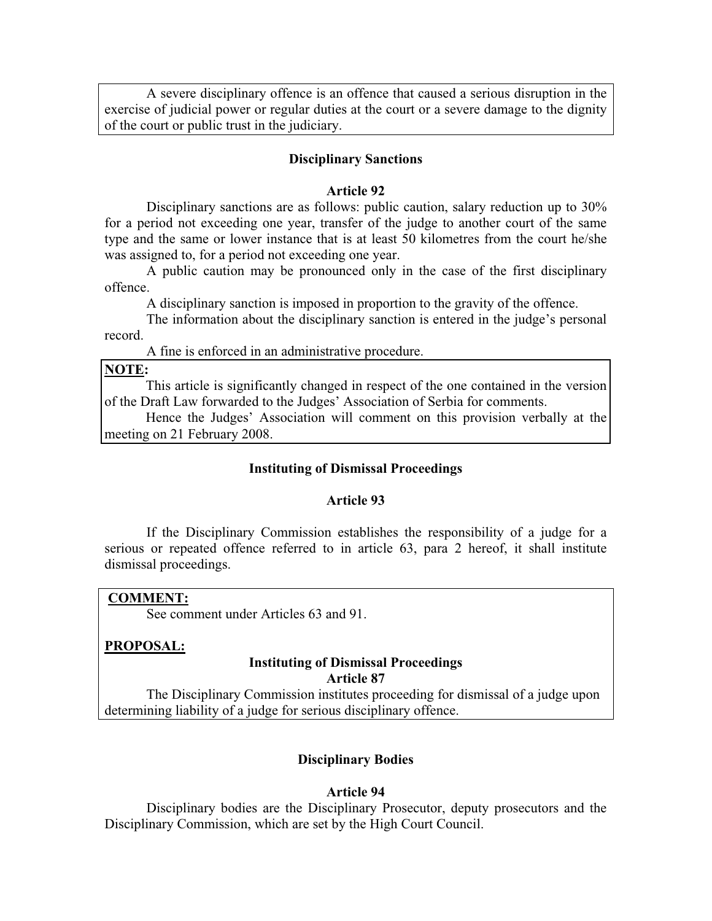A severe disciplinary offence is an offence that caused a serious disruption in the exercise of judicial power or regular duties at the court or a severe damage to the dignity of the court or public trust in the judiciary.

**Disciplinary Sanctions**

**Article 92**

Disciplinary sanctions are as follows: public caution, salary reduction up to 30% for a period not exceeding one year, transfer of the judge to another court of the same type and the same or lower instance that is at least 50 kilometres from the court he/she was assigned to, for a period not exceeding one year.

A public caution may be pronounced only in the case of the first disciplinary offence.

A disciplinary sanction is imposed in proportion to the gravity of the offence.

The information about the disciplinary sanction is entered in the judge's personal record.

A fine is enforced in an administrative procedure.

**NOTE:**

This article is significantly changed in respect of the one contained in the version of the Draft Law forwarded to the Judges' Association of Serbia for comments.

Hence the Judges' Association will comment on this provision verbally at the meeting on 21 February 2008.

**Instituting of Dismissal Proceedings**

**Article 93**

If the Disciplinary Commission establishes the responsibility of a judge for a serious or repeated offence referred to in article 63, para 2 hereof, it shall institute dismissal proceedings.

**COMMENT:**

See comment under Articles 63 and 91.

**PROPOSAL:**

**Instituting of Dismissal Proceedings**

**Article 87**

The Disciplinary Commission institutes proceeding for dismissal of a judge upon determining liability of a judge for serious disciplinary offence.

**Disciplinary Bodies**

**Article 94**

Disciplinary bodies are the Disciplinary Prosecutor, deputy prosecutors and the Disciplinary Commission, which are set by the High Court Council.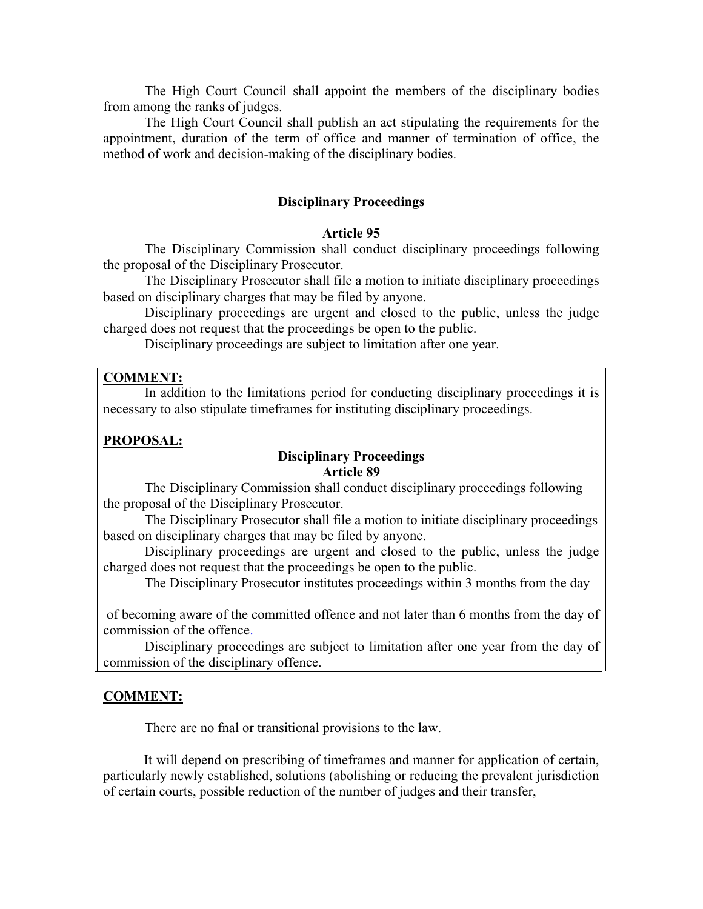The High Court Council shall appoint the members of the disciplinary bodies from among the ranks of judges.

The High Court Council shall publish an act stipulating the requirements for the appointment, duration of the term of office and manner of termination of office, the method of work and decision-making of the disciplinary bodies.

**Disciplinary Proceedings**

**Article 95**

The Disciplinary Commission shall conduct disciplinary proceedings following the proposal of the Disciplinary Prosecutor.

The Disciplinary Prosecutor shall file a motion to initiate disciplinary proceedings based on disciplinary charges that may be filed by anyone.

Disciplinary proceedings are urgent and closed to the public, unless the judge charged does not request that the proceedings be open to the public.

Disciplinary proceedings are subject to limitation after one year.

**COMMENT:**

In addition to the limitations period for conducting disciplinary proceedings it is necessary to also stipulate timeframes for instituting disciplinary proceedings.

**PROPOSAL:**

**Disciplinary Proceedings**
**Article 89**

The Disciplinary Commission shall conduct disciplinary proceedings following the proposal of the Disciplinary Prosecutor.

The Disciplinary Prosecutor shall file a motion to initiate disciplinary proceedings based on disciplinary charges that may be filed by anyone.

Disciplinary proceedings are urgent and closed to the public, unless the judge charged does not request that the proceedings be open to the public.

The Disciplinary Prosecutor institutes proceedings within 3 months from the day of becoming aware of the committed offence and not later than 6 months from the day of commission of the offence.

Disciplinary proceedings are subject to limitation after one year from the day of commission of the disciplinary offence.

**COMMENT:**

There are no fnal or transitional provisions to the law.

It will depend on prescribing of timeframes and manner for application of certain, particularly newly established, solutions (abolishing or reducing the prevalent jurisdiction of certain courts, possible reduction of the number of judges and their transfer,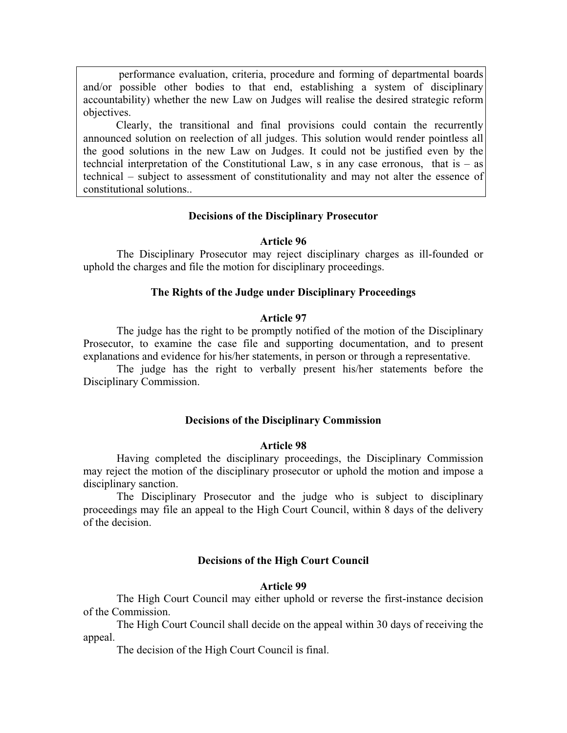performance evaluation, criteria, procedure and forming of departmental boards and/or possible other bodies to that end, establishing a system of disciplinary accountability) whether the new Law on Judges will realise the desired strategic reform objectives.

Clearly, the transitional and final provisions could contain the recurrently announced solution on reelection of all judges. This solution would render pointless all the good solutions in the new Law on Judges. It could not be justified even by the techncial interpretation of the Constitutional Law, s in any case erronous, that is – as technical – subject to assessment of constitutionality and may not alter the essence of constitutional solutions..

**Decisions of the Disciplinary Prosecutor**

**Article 96**

The Disciplinary Prosecutor may reject disciplinary charges as ill-founded or uphold the charges and file the motion for disciplinary proceedings.

**The Rights of the Judge under Disciplinary Proceedings**

**Article 97**

The judge has the right to be promptly notified of the motion of the Disciplinary Prosecutor, to examine the case file and supporting documentation, and to present explanations and evidence for his/her statements, in person or through a representative.

The judge has the right to verbally present his/her statements before the Disciplinary Commission.

**Decisions of the Disciplinary Commission**

**Article 98**

Having completed the disciplinary proceedings, the Disciplinary Commission may reject the motion of the disciplinary prosecutor or uphold the motion and impose a disciplinary sanction.

The Disciplinary Prosecutor and the judge who is subject to disciplinary proceedings may file an appeal to the High Court Council, within 8 days of the delivery of the decision.

**Decisions of the High Court Council**

**Article 99**

The High Court Council may either uphold or reverse the first-instance decision of the Commission.

The High Court Council shall decide on the appeal within 30 days of receiving the appeal.

The decision of the High Court Council is final.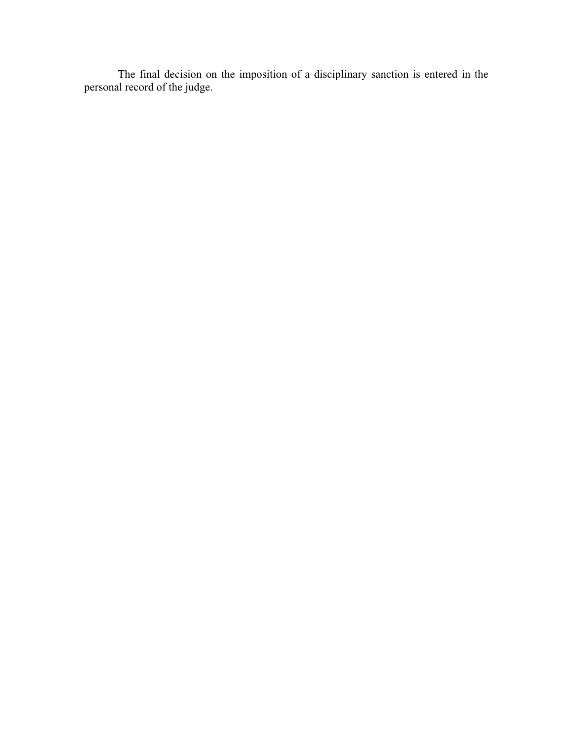The final decision on the imposition of a disciplinary sanction is entered in the personal record of the judge.